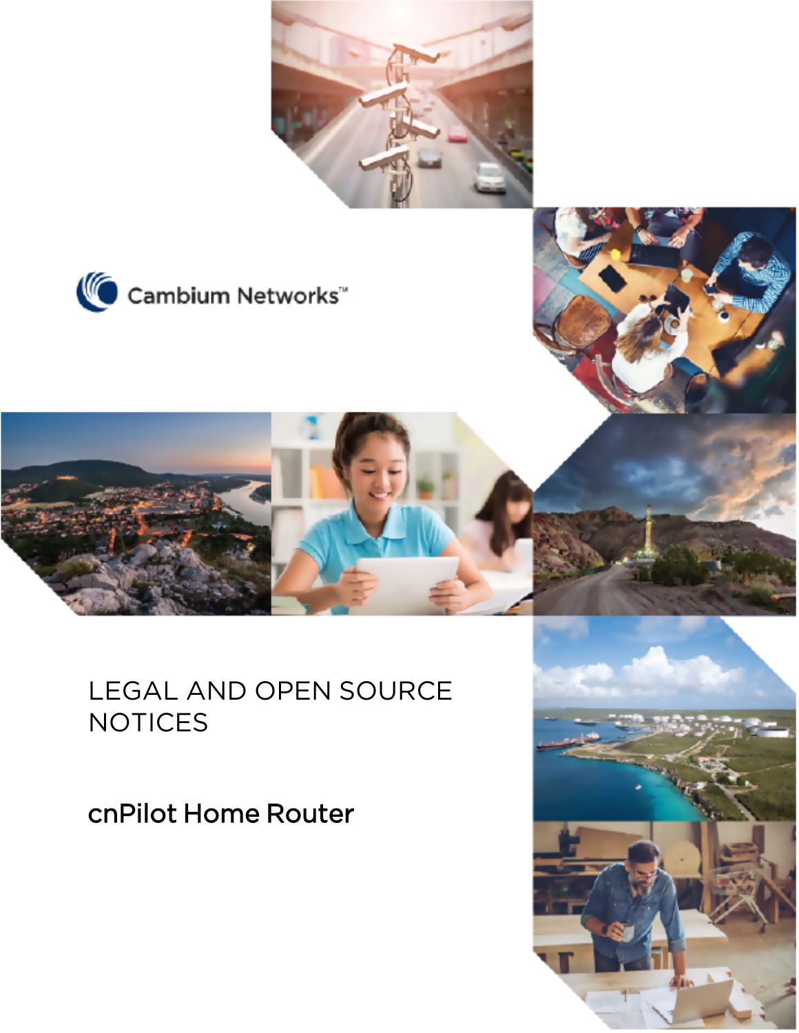Cambium Networks™

# LEGAL AND OPEN SOURCE NOTICES

## cnPilot Home Router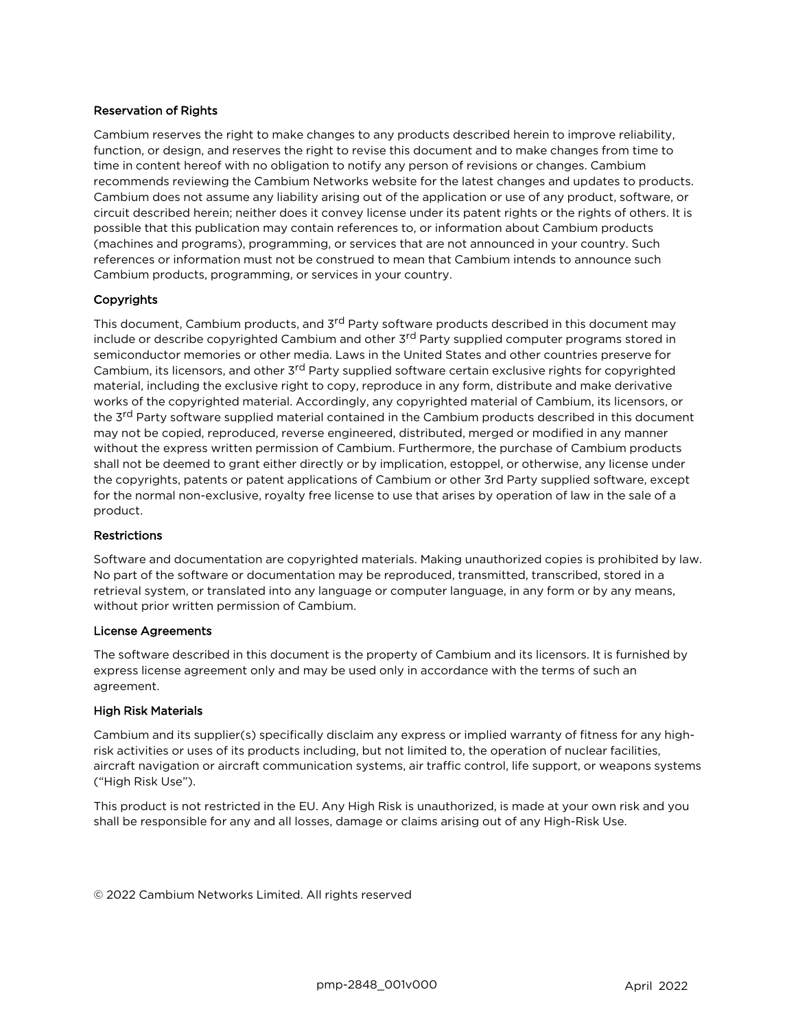### Reservation of Rights

Cambium reserves the right to make changes to any products described herein to improve reliability, function, or design, and reserves the right to revise this document and to make changes from time to time in content hereof with no obligation to notify any person of revisions or changes. Cambium recommends reviewing the Cambium Networks website for the latest changes and updates to products. Cambium does not assume any liability arising out of the application or use of any product, software, or circuit described herein; neither does it convey license under its patent rights or the rights of others. It is possible that this publication may contain references to, or information about Cambium products (machines and programs), programming, or services that are not announced in your country. Such references or information must not be construed to mean that Cambium intends to announce such Cambium products, programming, or services in your country.

### Copyrights

This document, Cambium products, and 3rd Party software products described in this document may include or describe copyrighted Cambium and other 3rd Party supplied computer programs stored in semiconductor memories or other media. Laws in the United States and other countries preserve for Cambium, its licensors, and other 3rd Party supplied software certain exclusive rights for copyrighted material, including the exclusive right to copy, reproduce in any form, distribute and make derivative works of the copyrighted material. Accordingly, any copyrighted material of Cambium, its licensors, or the 3rd Party software supplied material contained in the Cambium products described in this document may not be copied, reproduced, reverse engineered, distributed, merged or modified in any manner without the express written permission of Cambium. Furthermore, the purchase of Cambium products shall not be deemed to grant either directly or by implication, estoppel, or otherwise, any license under the copyrights, patents or patent applications of Cambium or other 3rd Party supplied software, except for the normal non-exclusive, royalty free license to use that arises by operation of law in the sale of a product.

### Restrictions

Software and documentation are copyrighted materials. Making unauthorized copies is prohibited by law. No part of the software or documentation may be reproduced, transmitted, transcribed, stored in a retrieval system, or translated into any language or computer language, in any form or by any means, without prior written permission of Cambium.

### License Agreements

The software described in this document is the property of Cambium and its licensors. It is furnished by express license agreement only and may be used only in accordance with the terms of such an agreement.

### High Risk Materials

Cambium and its supplier(s) specifically disclaim any express or implied warranty of fitness for any high-risk activities or uses of its products including, but not limited to, the operation of nuclear facilities, aircraft navigation or aircraft communication systems, air traffic control, life support, or weapons systems ("High Risk Use").

This product is not restricted in the EU. Any High Risk is unauthorized, is made at your own risk and you shall be responsible for any and all losses, damage or claims arising out of any High-Risk Use.

© 2022 Cambium Networks Limited. All rights reserved

pmp-2848_001v000 April 2022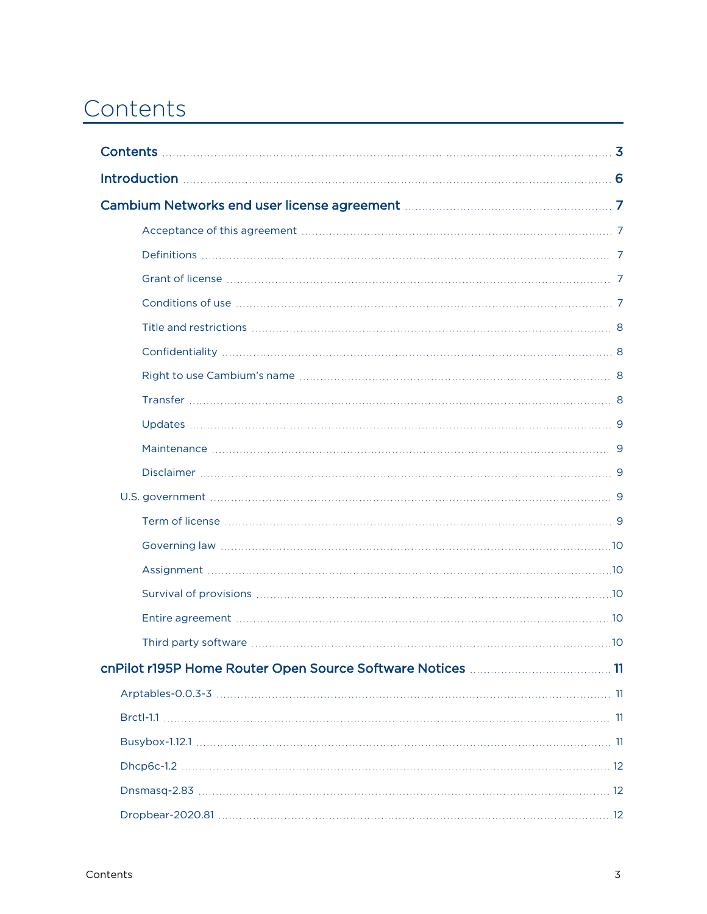# Contents

- **Contents** ... 3
- **Introduction** ... 6
- **Cambium Networks end user license agreement** ... 7
    - Acceptance of this agreement ... 7
    - Definitions ... 7
    - Grant of license ... 7
    - Conditions of use ... 7
    - Title and restrictions ... 8
    - Confidentiality ... 8
    - Right to use Cambium's name ... 8
    - Transfer ... 8
    - Updates ... 9
    - Maintenance ... 9
    - Disclaimer ... 9
  - U.S. government ... 9
    - Term of license ... 9
    - Governing law ... 10
    - Assignment ... 10
    - Survival of provisions ... 10
    - Entire agreement ... 10
    - Third party software ... 10
- **cnPilot r195P Home Router Open Source Software Notices** ... 11
  - Arptables-0.0.3-3 ... 11
  - Brctl-1.1 ... 11
  - Busybox-1.12.1 ... 11
  - Dhcp6c-1.2 ... 12
  - Dnsmasq-2.83 ... 12
  - Dropbear-2020.81 ... 12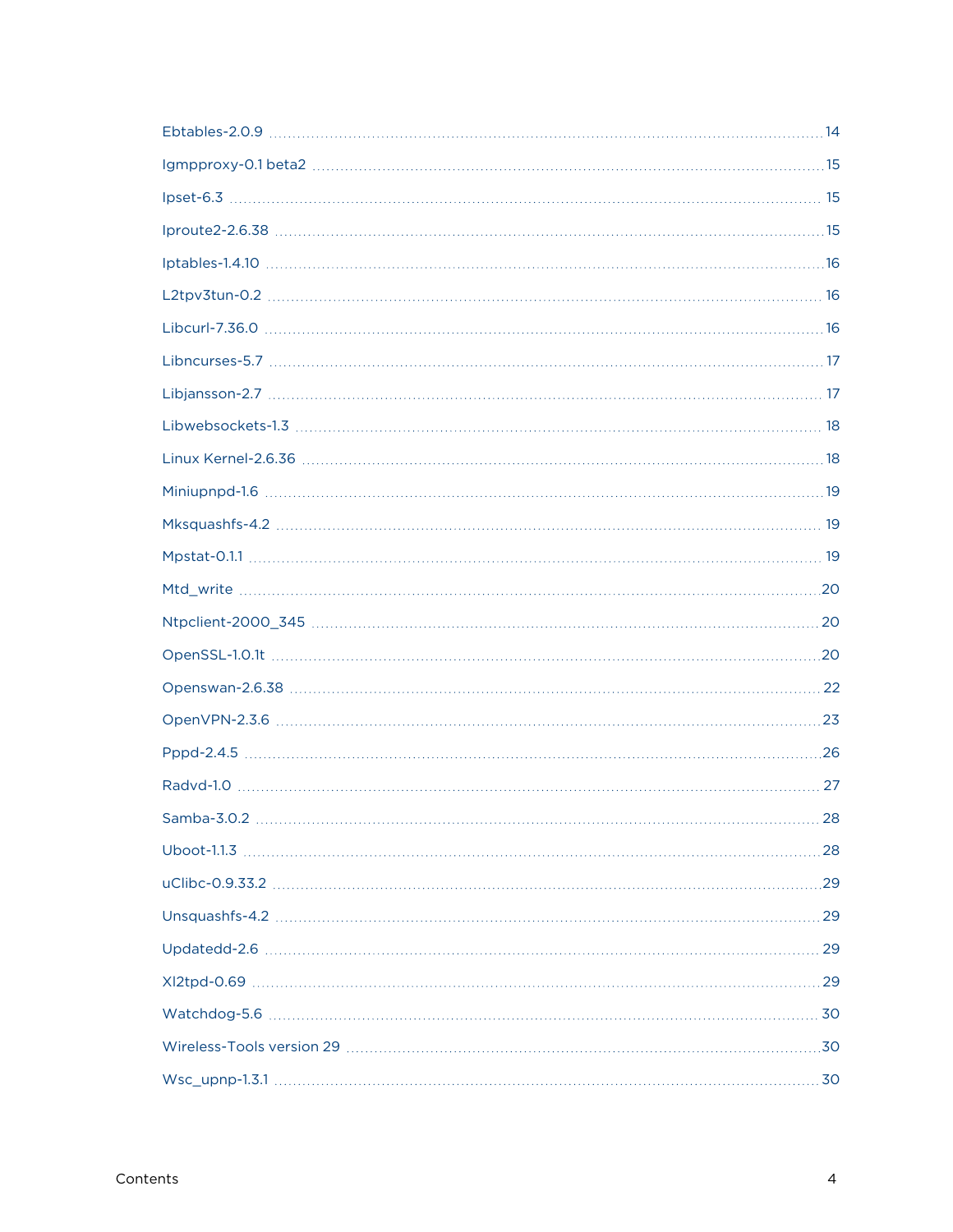Ebtables-2.0.9 ..... 14

Igmpproxy-0.1 beta2 ..... 15

Ipset-6.3 ..... 15

Iproute2-2.6.38 ..... 15

Iptables-1.4.10 ..... 16

L2tpv3tun-0.2 ..... 16

Libcurl-7.36.0 ..... 16

Libncurses-5.7 ..... 17

Libjansson-2.7 ..... 17

Libwebsockets-1.3 ..... 18

Linux Kernel-2.6.36 ..... 18

Miniupnpd-1.6 ..... 19

Mksquashfs-4.2 ..... 19

Mpstat-0.1.1 ..... 19

Mtd_write ..... 20

Ntpclient-2000_345 ..... 20

OpenSSL-1.0.1t ..... 20

Openswan-2.6.38 ..... 22

OpenVPN-2.3.6 ..... 23

Pppd-2.4.5 ..... 26

Radvd-1.0 ..... 27

Samba-3.0.2 ..... 28

Uboot-1.1.3 ..... 28

uClibc-0.9.33.2 ..... 29

Unsquashfs-4.2 ..... 29

Updatedd-2.6 ..... 29

Xl2tpd-0.69 ..... 29

Watchdog-5.6 ..... 30

Wireless-Tools version 29 ..... 30

Wsc_upnp-1.3.1 ..... 30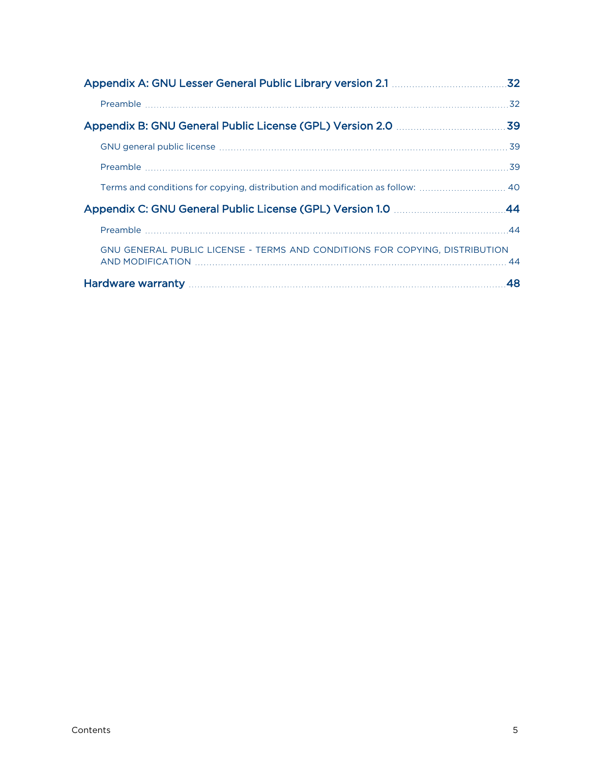- Appendix A: GNU Lesser General Public Library version 2.1 ........ 32
  - Preamble ........ 32
- Appendix B: GNU General Public License (GPL) Version 2.0 ........ 39
  - GNU general public license ........ 39
  - Preamble ........ 39
  - Terms and conditions for copying, distribution and modification as follow: ........ 40
- Appendix C: GNU General Public License (GPL) Version 1.0 ........ 44
  - Preamble ........ 44
  - GNU GENERAL PUBLIC LICENSE - TERMS AND CONDITIONS FOR COPYING, DISTRIBUTION AND MODIFICATION ........ 44
- Hardware warranty ........ 48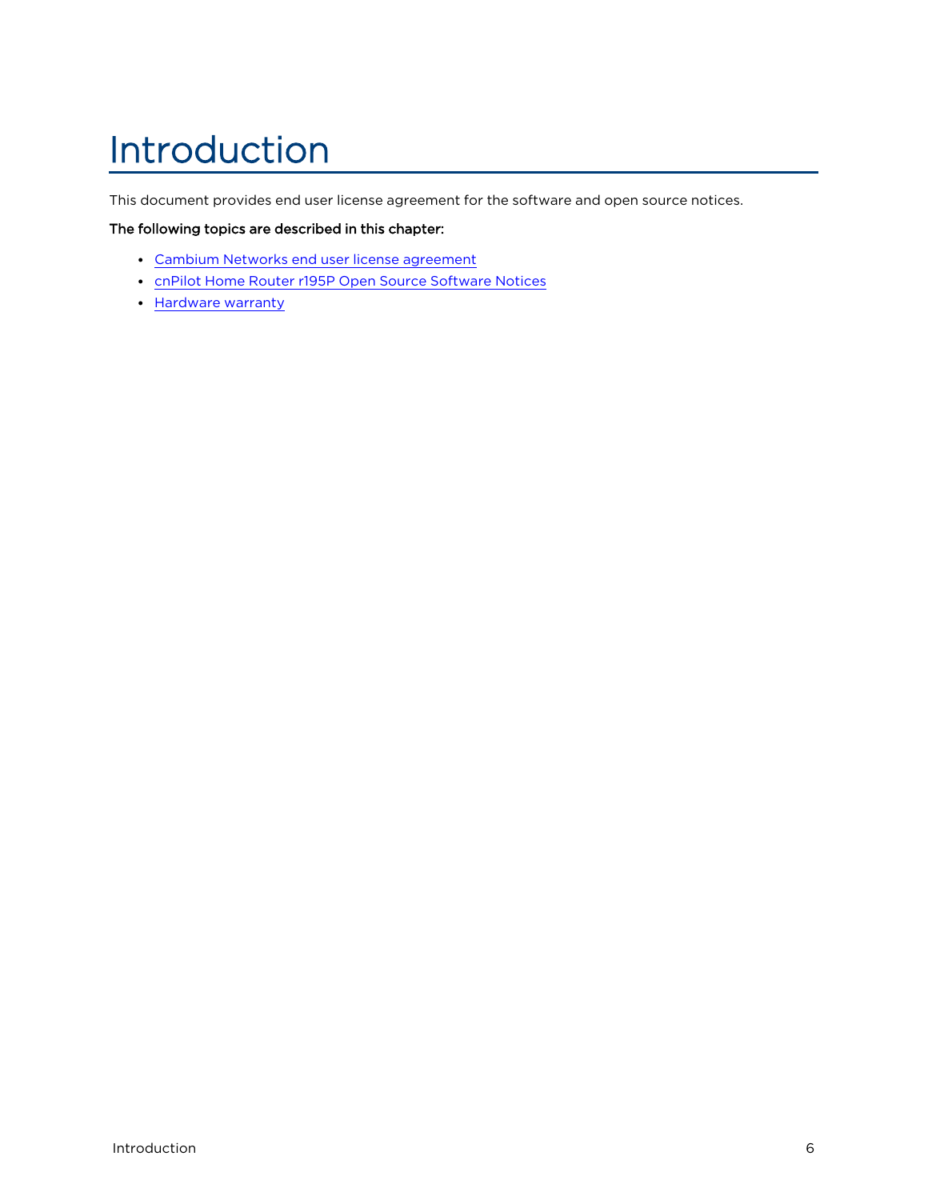# Introduction

This document provides end user license agreement for the software and open source notices.

**The following topics are described in this chapter:**

- Cambium Networks end user license agreement
- cnPilot Home Router r195P Open Source Software Notices
- Hardware warranty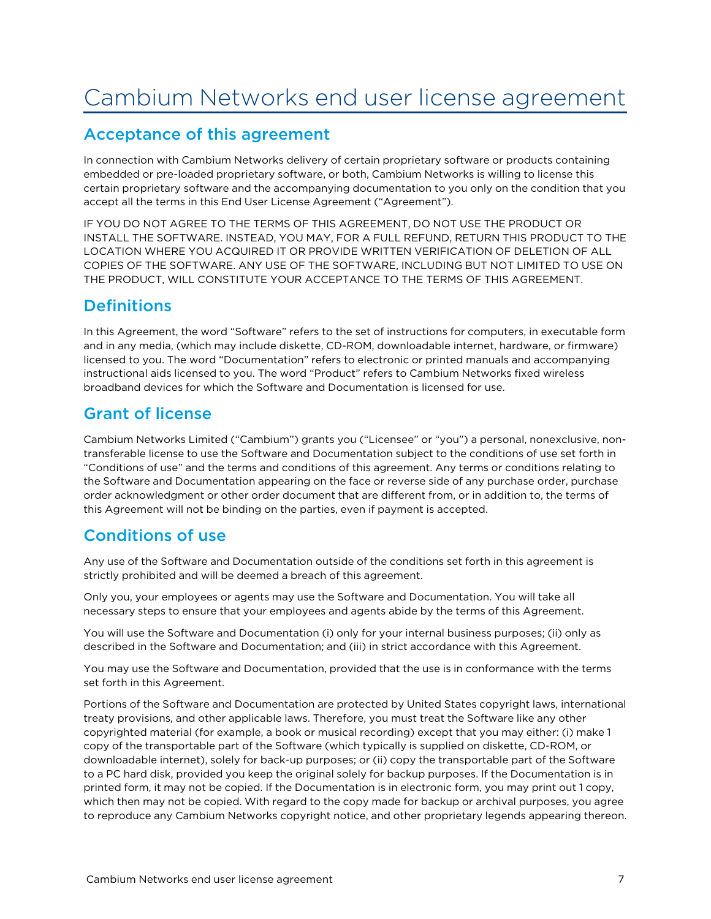# Cambium Networks end user license agreement

## Acceptance of this agreement

In connection with Cambium Networks delivery of certain proprietary software or products containing embedded or pre-loaded proprietary software, or both, Cambium Networks is willing to license this certain proprietary software and the accompanying documentation to you only on the condition that you accept all the terms in this End User License Agreement (“Agreement”).

IF YOU DO NOT AGREE TO THE TERMS OF THIS AGREEMENT, DO NOT USE THE PRODUCT OR INSTALL THE SOFTWARE. INSTEAD, YOU MAY, FOR A FULL REFUND, RETURN THIS PRODUCT TO THE LOCATION WHERE YOU ACQUIRED IT OR PROVIDE WRITTEN VERIFICATION OF DELETION OF ALL COPIES OF THE SOFTWARE. ANY USE OF THE SOFTWARE, INCLUDING BUT NOT LIMITED TO USE ON THE PRODUCT, WILL CONSTITUTE YOUR ACCEPTANCE TO THE TERMS OF THIS AGREEMENT.

## Definitions

In this Agreement, the word “Software” refers to the set of instructions for computers, in executable form and in any media, (which may include diskette, CD-ROM, downloadable internet, hardware, or firmware) licensed to you. The word “Documentation” refers to electronic or printed manuals and accompanying instructional aids licensed to you. The word “Product” refers to Cambium Networks fixed wireless broadband devices for which the Software and Documentation is licensed for use.

## Grant of license

Cambium Networks Limited (“Cambium”) grants you (“Licensee” or “you”) a personal, nonexclusive, non-transferable license to use the Software and Documentation subject to the conditions of use set forth in “Conditions of use” and the terms and conditions of this agreement. Any terms or conditions relating to the Software and Documentation appearing on the face or reverse side of any purchase order, purchase order acknowledgment or other order document that are different from, or in addition to, the terms of this Agreement will not be binding on the parties, even if payment is accepted.

## Conditions of use

Any use of the Software and Documentation outside of the conditions set forth in this agreement is strictly prohibited and will be deemed a breach of this agreement.

Only you, your employees or agents may use the Software and Documentation. You will take all necessary steps to ensure that your employees and agents abide by the terms of this Agreement.

You will use the Software and Documentation (i) only for your internal business purposes; (ii) only as described in the Software and Documentation; and (iii) in strict accordance with this Agreement.

You may use the Software and Documentation, provided that the use is in conformance with the terms set forth in this Agreement.

Portions of the Software and Documentation are protected by United States copyright laws, international treaty provisions, and other applicable laws. Therefore, you must treat the Software like any other copyrighted material (for example, a book or musical recording) except that you may either: (i) make 1 copy of the transportable part of the Software (which typically is supplied on diskette, CD-ROM, or downloadable internet), solely for back-up purposes; or (ii) copy the transportable part of the Software to a PC hard disk, provided you keep the original solely for backup purposes. If the Documentation is in printed form, it may not be copied. If the Documentation is in electronic form, you may print out 1 copy, which then may not be copied. With regard to the copy made for backup or archival purposes, you agree to reproduce any Cambium Networks copyright notice, and other proprietary legends appearing thereon.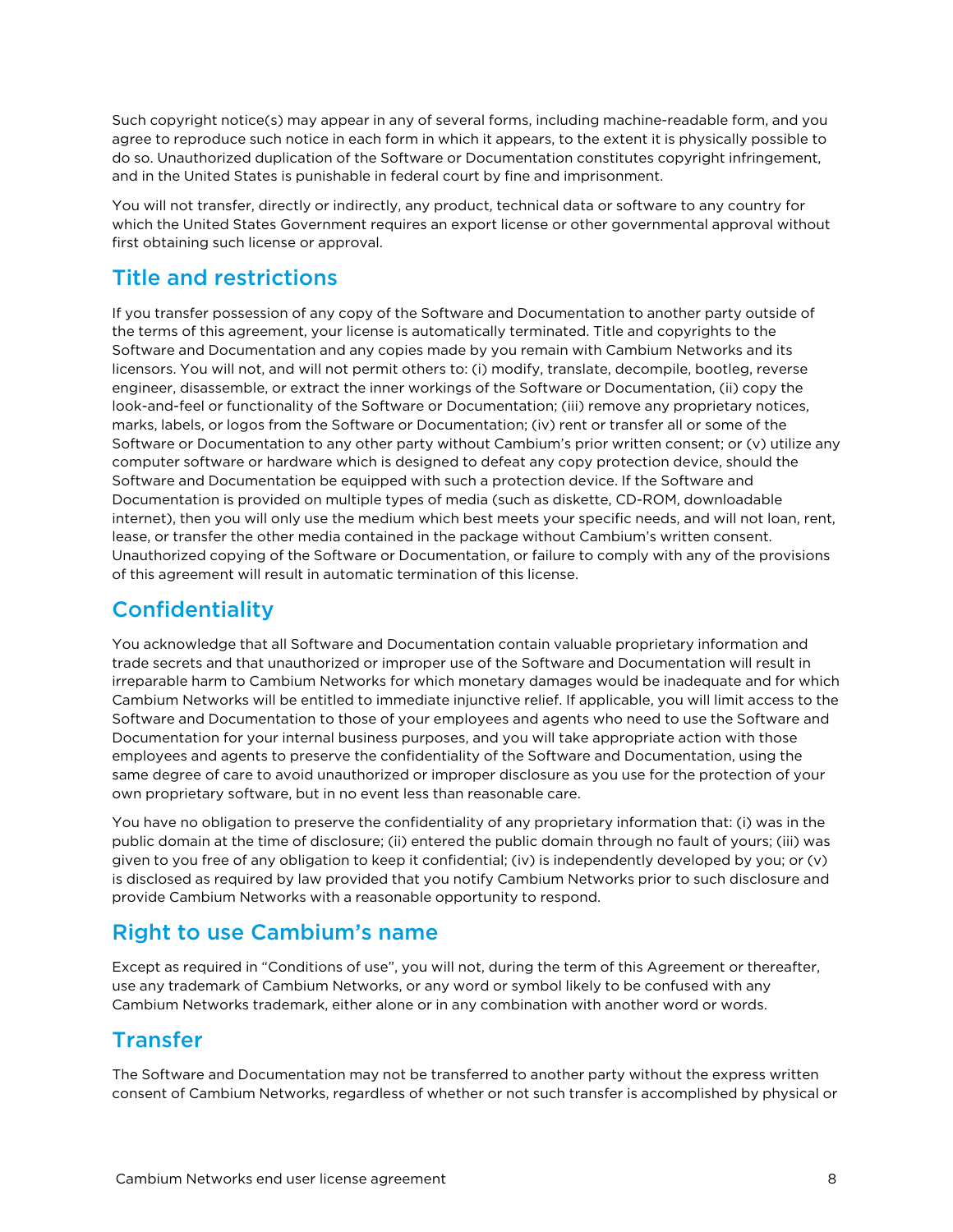Such copyright notice(s) may appear in any of several forms, including machine-readable form, and you agree to reproduce such notice in each form in which it appears, to the extent it is physically possible to do so. Unauthorized duplication of the Software or Documentation constitutes copyright infringement, and in the United States is punishable in federal court by fine and imprisonment.

You will not transfer, directly or indirectly, any product, technical data or software to any country for which the United States Government requires an export license or other governmental approval without first obtaining such license or approval.

## Title and restrictions

If you transfer possession of any copy of the Software and Documentation to another party outside of the terms of this agreement, your license is automatically terminated. Title and copyrights to the Software and Documentation and any copies made by you remain with Cambium Networks and its licensors. You will not, and will not permit others to: (i) modify, translate, decompile, bootleg, reverse engineer, disassemble, or extract the inner workings of the Software or Documentation, (ii) copy the look-and-feel or functionality of the Software or Documentation; (iii) remove any proprietary notices, marks, labels, or logos from the Software or Documentation; (iv) rent or transfer all or some of the Software or Documentation to any other party without Cambium's prior written consent; or (v) utilize any computer software or hardware which is designed to defeat any copy protection device, should the Software and Documentation be equipped with such a protection device. If the Software and Documentation is provided on multiple types of media (such as diskette, CD-ROM, downloadable internet), then you will only use the medium which best meets your specific needs, and will not loan, rent, lease, or transfer the other media contained in the package without Cambium's written consent. Unauthorized copying of the Software or Documentation, or failure to comply with any of the provisions of this agreement will result in automatic termination of this license.

## Confidentiality

You acknowledge that all Software and Documentation contain valuable proprietary information and trade secrets and that unauthorized or improper use of the Software and Documentation will result in irreparable harm to Cambium Networks for which monetary damages would be inadequate and for which Cambium Networks will be entitled to immediate injunctive relief. If applicable, you will limit access to the Software and Documentation to those of your employees and agents who need to use the Software and Documentation for your internal business purposes, and you will take appropriate action with those employees and agents to preserve the confidentiality of the Software and Documentation, using the same degree of care to avoid unauthorized or improper disclosure as you use for the protection of your own proprietary software, but in no event less than reasonable care.

You have no obligation to preserve the confidentiality of any proprietary information that: (i) was in the public domain at the time of disclosure; (ii) entered the public domain through no fault of yours; (iii) was given to you free of any obligation to keep it confidential; (iv) is independently developed by you; or (v) is disclosed as required by law provided that you notify Cambium Networks prior to such disclosure and provide Cambium Networks with a reasonable opportunity to respond.

## Right to use Cambium's name

Except as required in "Conditions of use", you will not, during the term of this Agreement or thereafter, use any trademark of Cambium Networks, or any word or symbol likely to be confused with any Cambium Networks trademark, either alone or in any combination with another word or words.

## Transfer

The Software and Documentation may not be transferred to another party without the express written consent of Cambium Networks, regardless of whether or not such transfer is accomplished by physical or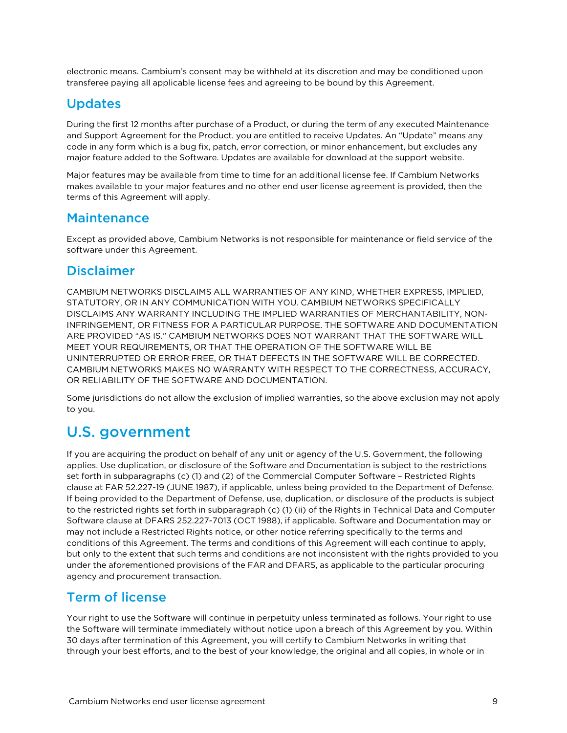electronic means. Cambium's consent may be withheld at its discretion and may be conditioned upon transferee paying all applicable license fees and agreeing to be bound by this Agreement.

## Updates

During the first 12 months after purchase of a Product, or during the term of any executed Maintenance and Support Agreement for the Product, you are entitled to receive Updates. An "Update" means any code in any form which is a bug fix, patch, error correction, or minor enhancement, but excludes any major feature added to the Software. Updates are available for download at the support website.

Major features may be available from time to time for an additional license fee. If Cambium Networks makes available to your major features and no other end user license agreement is provided, then the terms of this Agreement will apply.

## Maintenance

Except as provided above, Cambium Networks is not responsible for maintenance or field service of the software under this Agreement.

## Disclaimer

CAMBIUM NETWORKS DISCLAIMS ALL WARRANTIES OF ANY KIND, WHETHER EXPRESS, IMPLIED, STATUTORY, OR IN ANY COMMUNICATION WITH YOU. CAMBIUM NETWORKS SPECIFICALLY DISCLAIMS ANY WARRANTY INCLUDING THE IMPLIED WARRANTIES OF MERCHANTABILITY, NON-INFRINGEMENT, OR FITNESS FOR A PARTICULAR PURPOSE. THE SOFTWARE AND DOCUMENTATION ARE PROVIDED "AS IS." CAMBIUM NETWORKS DOES NOT WARRANT THAT THE SOFTWARE WILL MEET YOUR REQUIREMENTS, OR THAT THE OPERATION OF THE SOFTWARE WILL BE UNINTERRUPTED OR ERROR FREE, OR THAT DEFECTS IN THE SOFTWARE WILL BE CORRECTED. CAMBIUM NETWORKS MAKES NO WARRANTY WITH RESPECT TO THE CORRECTNESS, ACCURACY, OR RELIABILITY OF THE SOFTWARE AND DOCUMENTATION.

Some jurisdictions do not allow the exclusion of implied warranties, so the above exclusion may not apply to you.

# U.S. government

If you are acquiring the product on behalf of any unit or agency of the U.S. Government, the following applies. Use duplication, or disclosure of the Software and Documentation is subject to the restrictions set forth in subparagraphs (c) (1) and (2) of the Commercial Computer Software – Restricted Rights clause at FAR 52.227-19 (JUNE 1987), if applicable, unless being provided to the Department of Defense. If being provided to the Department of Defense, use, duplication, or disclosure of the products is subject to the restricted rights set forth in subparagraph (c) (1) (ii) of the Rights in Technical Data and Computer Software clause at DFARS 252.227-7013 (OCT 1988), if applicable. Software and Documentation may or may not include a Restricted Rights notice, or other notice referring specifically to the terms and conditions of this Agreement. The terms and conditions of this Agreement will each continue to apply, but only to the extent that such terms and conditions are not inconsistent with the rights provided to you under the aforementioned provisions of the FAR and DFARS, as applicable to the particular procuring agency and procurement transaction.

## Term of license

Your right to use the Software will continue in perpetuity unless terminated as follows. Your right to use the Software will terminate immediately without notice upon a breach of this Agreement by you. Within 30 days after termination of this Agreement, you will certify to Cambium Networks in writing that through your best efforts, and to the best of your knowledge, the original and all copies, in whole or in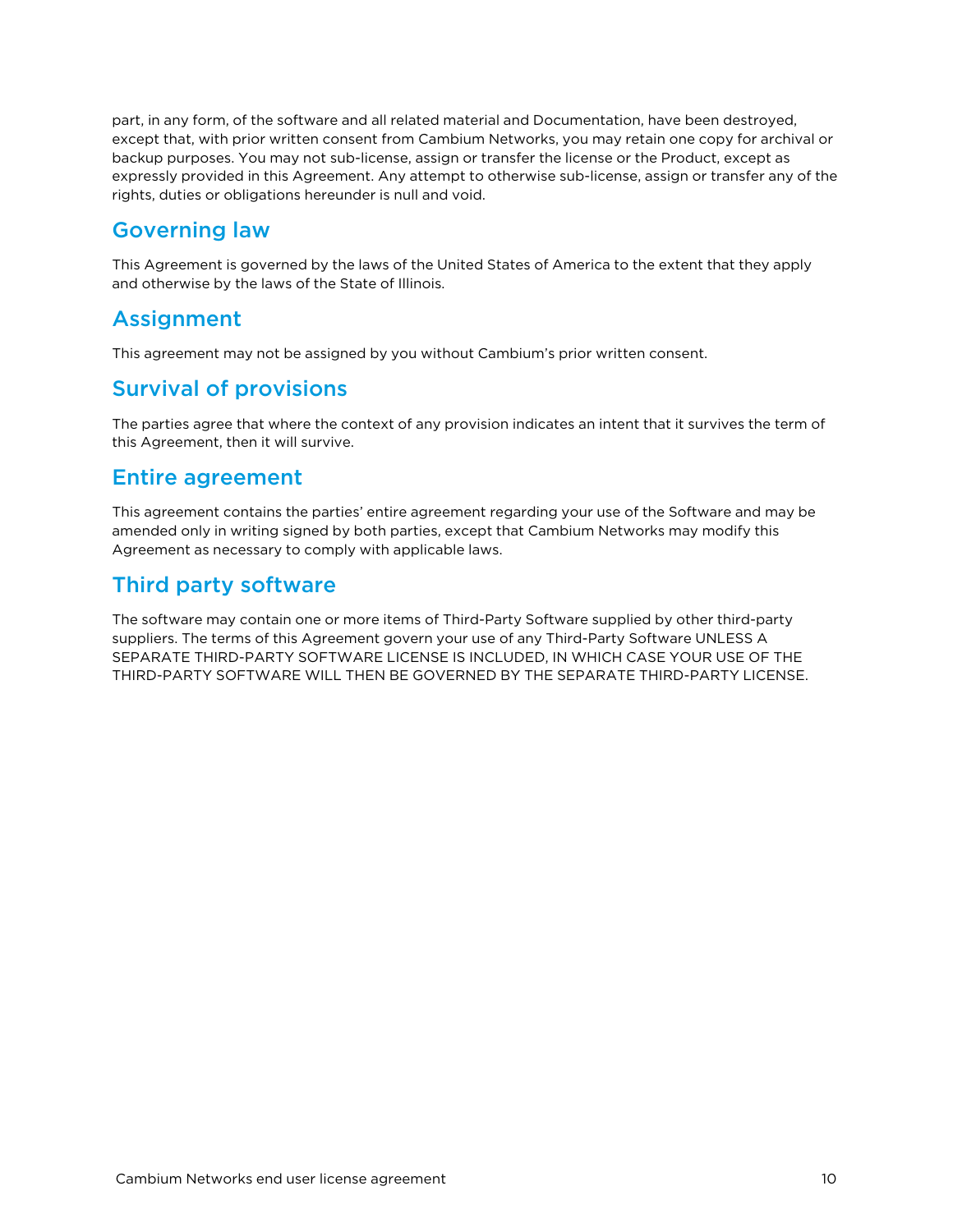part, in any form, of the software and all related material and Documentation, have been destroyed, except that, with prior written consent from Cambium Networks, you may retain one copy for archival or backup purposes. You may not sub-license, assign or transfer the license or the Product, except as expressly provided in this Agreement. Any attempt to otherwise sub-license, assign or transfer any of the rights, duties or obligations hereunder is null and void.

## Governing law

This Agreement is governed by the laws of the United States of America to the extent that they apply and otherwise by the laws of the State of Illinois.

## Assignment

This agreement may not be assigned by you without Cambium's prior written consent.

## Survival of provisions

The parties agree that where the context of any provision indicates an intent that it survives the term of this Agreement, then it will survive.

## Entire agreement

This agreement contains the parties' entire agreement regarding your use of the Software and may be amended only in writing signed by both parties, except that Cambium Networks may modify this Agreement as necessary to comply with applicable laws.

## Third party software

The software may contain one or more items of Third-Party Software supplied by other third-party suppliers. The terms of this Agreement govern your use of any Third-Party Software UNLESS A SEPARATE THIRD-PARTY SOFTWARE LICENSE IS INCLUDED, IN WHICH CASE YOUR USE OF THE THIRD-PARTY SOFTWARE WILL THEN BE GOVERNED BY THE SEPARATE THIRD-PARTY LICENSE.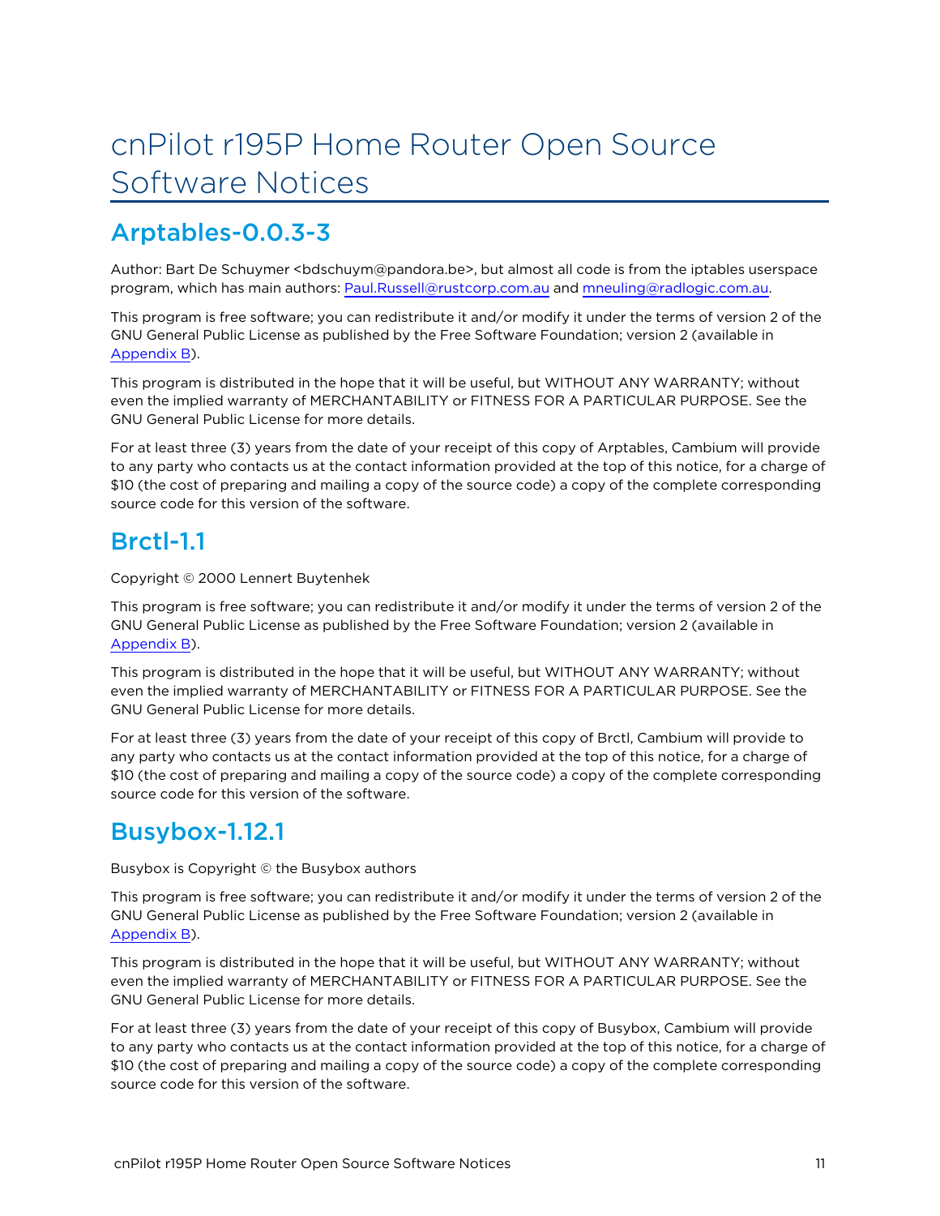# cnPilot r195P Home Router Open Source Software Notices

## Arptables-0.0.3-3

Author: Bart De Schuymer <bdschuym@pandora.be>, but almost all code is from the iptables userspace program, which has main authors: Paul.Russell@rustcorp.com.au and mneuling@radlogic.com.au.

This program is free software; you can redistribute it and/or modify it under the terms of version 2 of the GNU General Public License as published by the Free Software Foundation; version 2 (available in Appendix B).

This program is distributed in the hope that it will be useful, but WITHOUT ANY WARRANTY; without even the implied warranty of MERCHANTABILITY or FITNESS FOR A PARTICULAR PURPOSE. See the GNU General Public License for more details.

For at least three (3) years from the date of your receipt of this copy of Arptables, Cambium will provide to any party who contacts us at the contact information provided at the top of this notice, for a charge of $10 (the cost of preparing and mailing a copy of the source code) a copy of the complete corresponding source code for this version of the software.

## Brctl-1.1

Copyright © 2000 Lennert Buytenhek

This program is free software; you can redistribute it and/or modify it under the terms of version 2 of the GNU General Public License as published by the Free Software Foundation; version 2 (available in Appendix B).

This program is distributed in the hope that it will be useful, but WITHOUT ANY WARRANTY; without even the implied warranty of MERCHANTABILITY or FITNESS FOR A PARTICULAR PURPOSE. See the GNU General Public License for more details.

For at least three (3) years from the date of your receipt of this copy of Brctl, Cambium will provide to any party who contacts us at the contact information provided at the top of this notice, for a charge of $10 (the cost of preparing and mailing a copy of the source code) a copy of the complete corresponding source code for this version of the software.

## Busybox-1.12.1

Busybox is Copyright © the Busybox authors

This program is free software; you can redistribute it and/or modify it under the terms of version 2 of the GNU General Public License as published by the Free Software Foundation; version 2 (available in Appendix B).

This program is distributed in the hope that it will be useful, but WITHOUT ANY WARRANTY; without even the implied warranty of MERCHANTABILITY or FITNESS FOR A PARTICULAR PURPOSE. See the GNU General Public License for more details.

For at least three (3) years from the date of your receipt of this copy of Busybox, Cambium will provide to any party who contacts us at the contact information provided at the top of this notice, for a charge of $10 (the cost of preparing and mailing a copy of the source code) a copy of the complete corresponding source code for this version of the software.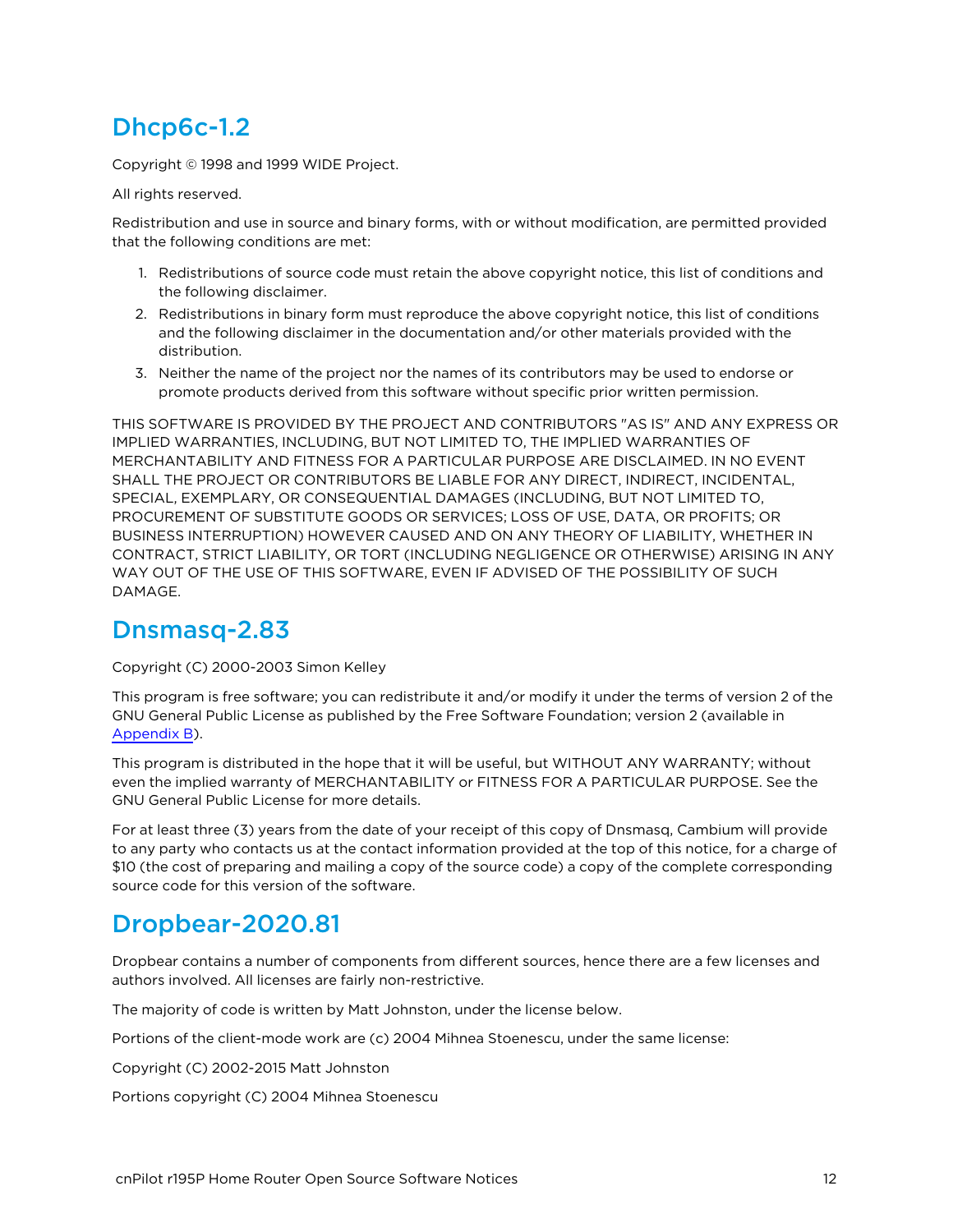## Dhcp6c-1.2

Copyright © 1998 and 1999 WIDE Project.

All rights reserved.

Redistribution and use in source and binary forms, with or without modification, are permitted provided that the following conditions are met:

1. Redistributions of source code must retain the above copyright notice, this list of conditions and the following disclaimer.
2. Redistributions in binary form must reproduce the above copyright notice, this list of conditions and the following disclaimer in the documentation and/or other materials provided with the distribution.
3. Neither the name of the project nor the names of its contributors may be used to endorse or promote products derived from this software without specific prior written permission.

THIS SOFTWARE IS PROVIDED BY THE PROJECT AND CONTRIBUTORS "AS IS" AND ANY EXPRESS OR IMPLIED WARRANTIES, INCLUDING, BUT NOT LIMITED TO, THE IMPLIED WARRANTIES OF MERCHANTABILITY AND FITNESS FOR A PARTICULAR PURPOSE ARE DISCLAIMED. IN NO EVENT SHALL THE PROJECT OR CONTRIBUTORS BE LIABLE FOR ANY DIRECT, INDIRECT, INCIDENTAL, SPECIAL, EXEMPLARY, OR CONSEQUENTIAL DAMAGES (INCLUDING, BUT NOT LIMITED TO, PROCUREMENT OF SUBSTITUTE GOODS OR SERVICES; LOSS OF USE, DATA, OR PROFITS; OR BUSINESS INTERRUPTION) HOWEVER CAUSED AND ON ANY THEORY OF LIABILITY, WHETHER IN CONTRACT, STRICT LIABILITY, OR TORT (INCLUDING NEGLIGENCE OR OTHERWISE) ARISING IN ANY WAY OUT OF THE USE OF THIS SOFTWARE, EVEN IF ADVISED OF THE POSSIBILITY OF SUCH DAMAGE.

## Dnsmasq-2.83

Copyright (C) 2000-2003 Simon Kelley

This program is free software; you can redistribute it and/or modify it under the terms of version 2 of the GNU General Public License as published by the Free Software Foundation; version 2 (available in Appendix B).

This program is distributed in the hope that it will be useful, but WITHOUT ANY WARRANTY; without even the implied warranty of MERCHANTABILITY or FITNESS FOR A PARTICULAR PURPOSE. See the GNU General Public License for more details.

For at least three (3) years from the date of your receipt of this copy of Dnsmasq, Cambium will provide to any party who contacts us at the contact information provided at the top of this notice, for a charge of $10 (the cost of preparing and mailing a copy of the source code) a copy of the complete corresponding source code for this version of the software.

## Dropbear-2020.81

Dropbear contains a number of components from different sources, hence there are a few licenses and authors involved. All licenses are fairly non-restrictive.

The majority of code is written by Matt Johnston, under the license below.

Portions of the client-mode work are (c) 2004 Mihnea Stoenescu, under the same license:

Copyright (C) 2002-2015 Matt Johnston

Portions copyright (C) 2004 Mihnea Stoenescu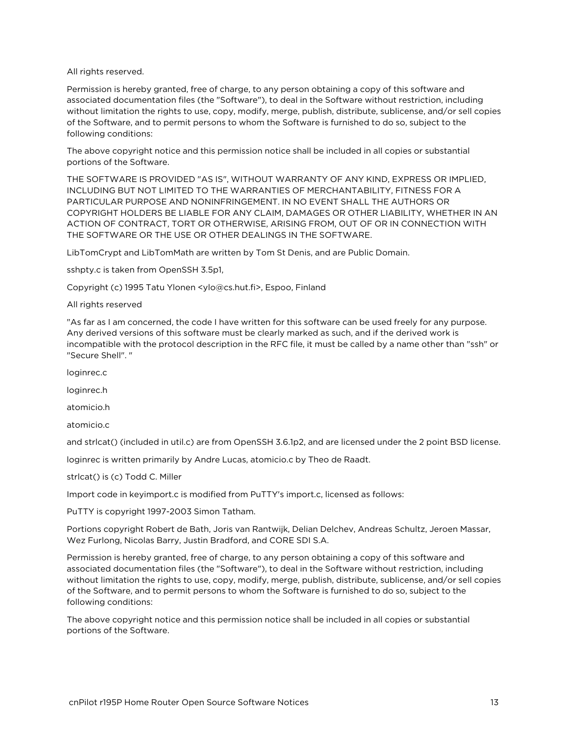All rights reserved.

Permission is hereby granted, free of charge, to any person obtaining a copy of this software and associated documentation files (the "Software"), to deal in the Software without restriction, including without limitation the rights to use, copy, modify, publish, distribute, sublicense, and/or sell copies of the Software, and to permit persons to whom the Software is furnished to do so, subject to the following conditions:

The above copyright notice and this permission notice shall be included in all copies or substantial portions of the Software.

THE SOFTWARE IS PROVIDED "AS IS", WITHOUT WARRANTY OF ANY KIND, EXPRESS OR IMPLIED, INCLUDING BUT NOT LIMITED TO THE WARRANTIES OF MERCHANTABILITY, FITNESS FOR A PARTICULAR PURPOSE AND NONINFRINGEMENT. IN NO EVENT SHALL THE AUTHORS OR COPYRIGHT HOLDERS BE LIABLE FOR ANY CLAIM, DAMAGES OR OTHER LIABILITY, WHETHER IN AN ACTION OF CONTRACT, TORT OR OTHERWISE, ARISING FROM, OUT OF OR IN CONNECTION WITH THE SOFTWARE OR THE USE OR OTHER DEALINGS IN THE SOFTWARE.

LibTomCrypt and LibTomMath are written by Tom St Denis, and are Public Domain.

sshpty.c is taken from OpenSSH 3.5p1,

Copyright (c) 1995 Tatu Ylonen <ylo@cs.hut.fi>, Espoo, Finland

All rights reserved

"As far as I am concerned, the code I have written for this software can be used freely for any purpose. Any derived versions of this software must be clearly marked as such, and if the derived work is incompatible with the protocol description in the RFC file, it must be called by a name other than "ssh" or "Secure Shell". "

loginrec.c

loginrec.h

atomicio.h

atomicio.c

and strlcat() (included in util.c) are from OpenSSH 3.6.1p2, and are licensed under the 2 point BSD license.

loginrec is written primarily by Andre Lucas, atomicio.c by Theo de Raadt.

strlcat() is (c) Todd C. Miller

Import code in keyimport.c is modified from PuTTY's import.c, licensed as follows:

PuTTY is copyright 1997-2003 Simon Tatham.

Portions copyright Robert de Bath, Joris van Rantwijk, Delian Delchev, Andreas Schultz, Jeroen Massar, Wez Furlong, Nicolas Barry, Justin Bradford, and CORE SDI S.A.

Permission is hereby granted, free of charge, to any person obtaining a copy of this software and associated documentation files (the "Software"), to deal in the Software without restriction, including without limitation the rights to use, copy, modify, merge, publish, distribute, sublicense, and/or sell copies of the Software, and to permit persons to whom the Software is furnished to do so, subject to the following conditions:

The above copyright notice and this permission notice shall be included in all copies or substantial portions of the Software.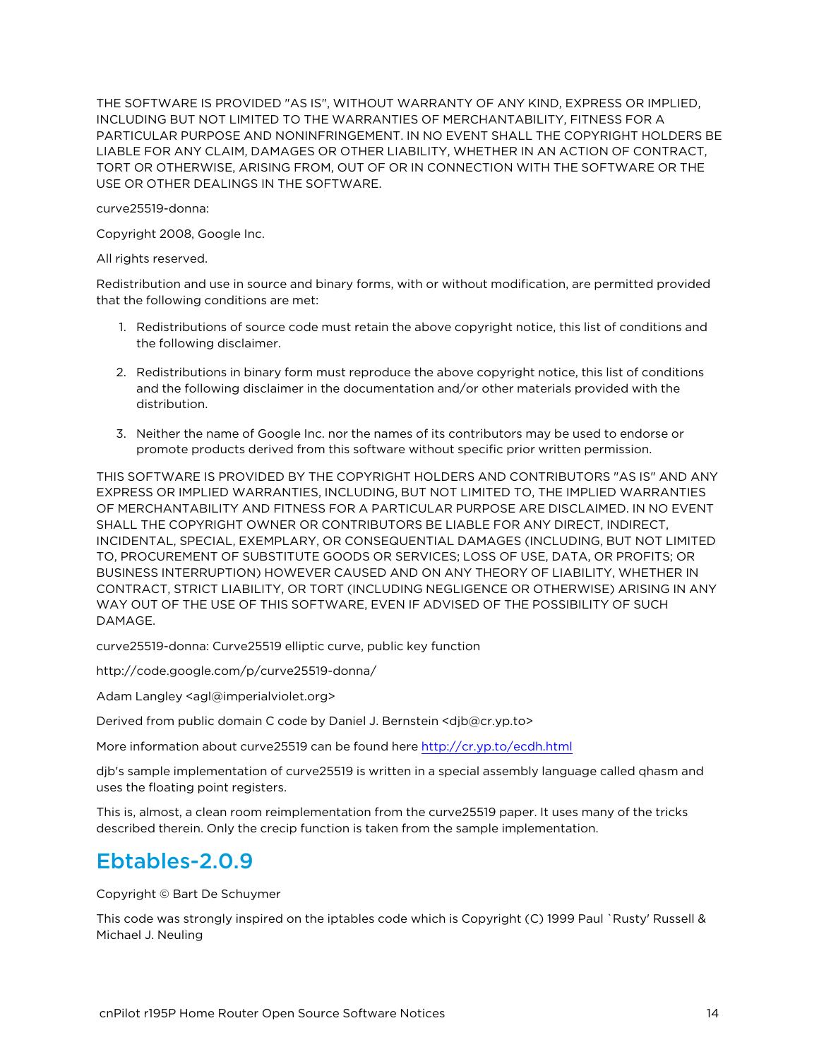THE SOFTWARE IS PROVIDED "AS IS", WITHOUT WARRANTY OF ANY KIND, EXPRESS OR IMPLIED, INCLUDING BUT NOT LIMITED TO THE WARRANTIES OF MERCHANTABILITY, FITNESS FOR A PARTICULAR PURPOSE AND NONINFRINGEMENT. IN NO EVENT SHALL THE COPYRIGHT HOLDERS BE LIABLE FOR ANY CLAIM, DAMAGES OR OTHER LIABILITY, WHETHER IN AN ACTION OF CONTRACT, TORT OR OTHERWISE, ARISING FROM, OUT OF OR IN CONNECTION WITH THE SOFTWARE OR THE USE OR OTHER DEALINGS IN THE SOFTWARE.

curve25519-donna:

Copyright 2008, Google Inc.

All rights reserved.

Redistribution and use in source and binary forms, with or without modification, are permitted provided that the following conditions are met:

1. Redistributions of source code must retain the above copyright notice, this list of conditions and the following disclaimer.
2. Redistributions in binary form must reproduce the above copyright notice, this list of conditions and the following disclaimer in the documentation and/or other materials provided with the distribution.
3. Neither the name of Google Inc. nor the names of its contributors may be used to endorse or promote products derived from this software without specific prior written permission.

THIS SOFTWARE IS PROVIDED BY THE COPYRIGHT HOLDERS AND CONTRIBUTORS "AS IS" AND ANY EXPRESS OR IMPLIED WARRANTIES, INCLUDING, BUT NOT LIMITED TO, THE IMPLIED WARRANTIES OF MERCHANTABILITY AND FITNESS FOR A PARTICULAR PURPOSE ARE DISCLAIMED. IN NO EVENT SHALL THE COPYRIGHT OWNER OR CONTRIBUTORS BE LIABLE FOR ANY DIRECT, INDIRECT, INCIDENTAL, SPECIAL, EXEMPLARY, OR CONSEQUENTIAL DAMAGES (INCLUDING, BUT NOT LIMITED TO, PROCUREMENT OF SUBSTITUTE GOODS OR SERVICES; LOSS OF USE, DATA, OR PROFITS; OR BUSINESS INTERRUPTION) HOWEVER CAUSED AND ON ANY THEORY OF LIABILITY, WHETHER IN CONTRACT, STRICT LIABILITY, OR TORT (INCLUDING NEGLIGENCE OR OTHERWISE) ARISING IN ANY WAY OUT OF THE USE OF THIS SOFTWARE, EVEN IF ADVISED OF THE POSSIBILITY OF SUCH DAMAGE.

curve25519-donna: Curve25519 elliptic curve, public key function

http://code.google.com/p/curve25519-donna/

Adam Langley <agl@imperialviolet.org>

Derived from public domain C code by Daniel J. Bernstein <djb@cr.yp.to>

More information about curve25519 can be found here http://cr.yp.to/ecdh.html

djb's sample implementation of curve25519 is written in a special assembly language called qhasm and uses the floating point registers.

This is, almost, a clean room reimplementation from the curve25519 paper. It uses many of the tricks described therein. Only the crecip function is taken from the sample implementation.

## Ebtables-2.0.9

Copyright © Bart De Schuymer

This code was strongly inspired on the iptables code which is Copyright (C) 1999 Paul `Rusty' Russell & Michael J. Neuling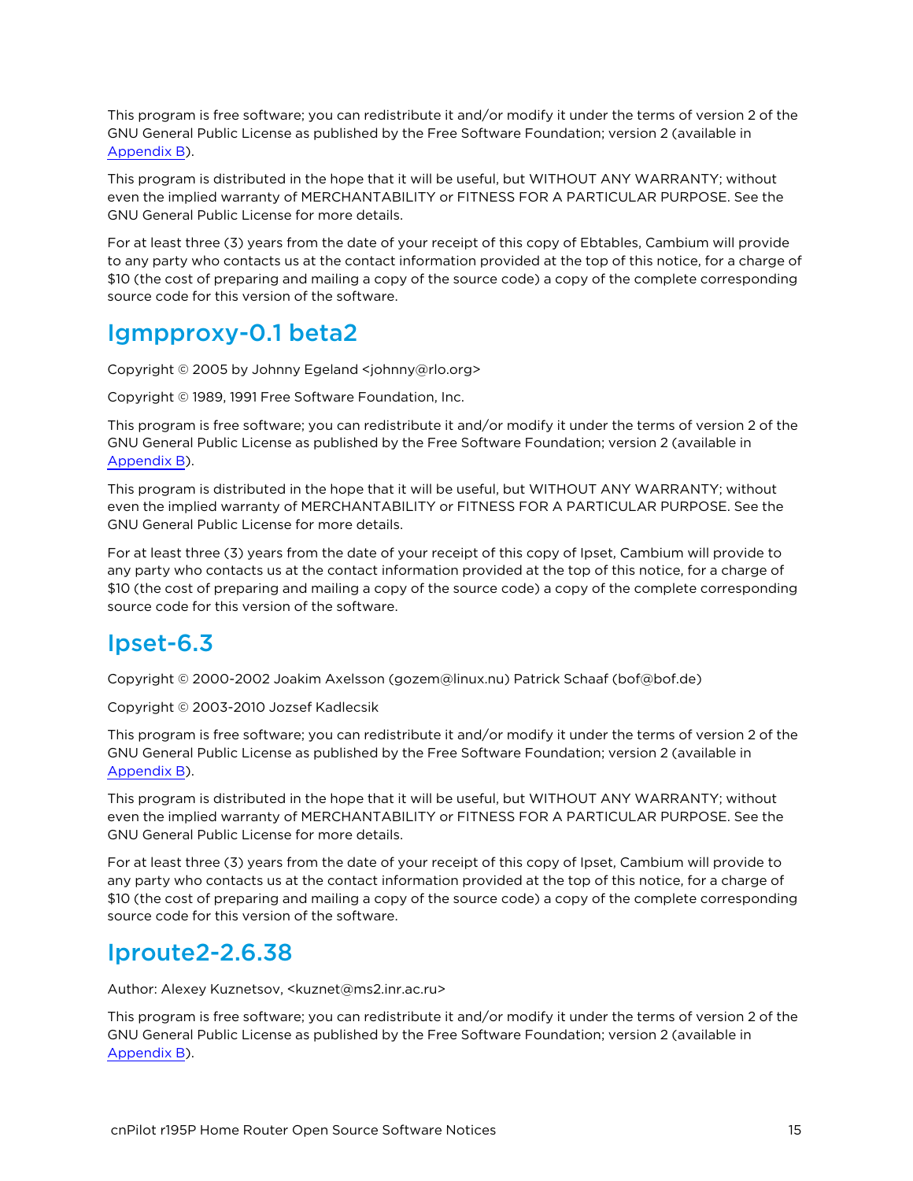This program is free software; you can redistribute it and/or modify it under the terms of version 2 of the GNU General Public License as published by the Free Software Foundation; version 2 (available in Appendix B).

This program is distributed in the hope that it will be useful, but WITHOUT ANY WARRANTY; without even the implied warranty of MERCHANTABILITY or FITNESS FOR A PARTICULAR PURPOSE. See the GNU General Public License for more details.

For at least three (3) years from the date of your receipt of this copy of Ebtables, Cambium will provide to any party who contacts us at the contact information provided at the top of this notice, for a charge of $10 (the cost of preparing and mailing a copy of the source code) a copy of the complete corresponding source code for this version of the software.

## Igmpproxy-0.1 beta2

Copyright © 2005 by Johnny Egeland <johnny@rlo.org>

Copyright © 1989, 1991 Free Software Foundation, Inc.

This program is free software; you can redistribute it and/or modify it under the terms of version 2 of the GNU General Public License as published by the Free Software Foundation; version 2 (available in Appendix B).

This program is distributed in the hope that it will be useful, but WITHOUT ANY WARRANTY; without even the implied warranty of MERCHANTABILITY or FITNESS FOR A PARTICULAR PURPOSE. See the GNU General Public License for more details.

For at least three (3) years from the date of your receipt of this copy of Ipset, Cambium will provide to any party who contacts us at the contact information provided at the top of this notice, for a charge of $10 (the cost of preparing and mailing a copy of the source code) a copy of the complete corresponding source code for this version of the software.

## Ipset-6.3

Copyright © 2000-2002 Joakim Axelsson (gozem@linux.nu) Patrick Schaaf (bof@bof.de)

Copyright © 2003-2010 Jozsef Kadlecsik

This program is free software; you can redistribute it and/or modify it under the terms of version 2 of the GNU General Public License as published by the Free Software Foundation; version 2 (available in Appendix B).

This program is distributed in the hope that it will be useful, but WITHOUT ANY WARRANTY; without even the implied warranty of MERCHANTABILITY or FITNESS FOR A PARTICULAR PURPOSE. See the GNU General Public License for more details.

For at least three (3) years from the date of your receipt of this copy of Ipset, Cambium will provide to any party who contacts us at the contact information provided at the top of this notice, for a charge of $10 (the cost of preparing and mailing a copy of the source code) a copy of the complete corresponding source code for this version of the software.

## Iproute2-2.6.38

Author: Alexey Kuznetsov, <kuznet@ms2.inr.ac.ru>

This program is free software; you can redistribute it and/or modify it under the terms of version 2 of the GNU General Public License as published by the Free Software Foundation; version 2 (available in Appendix B).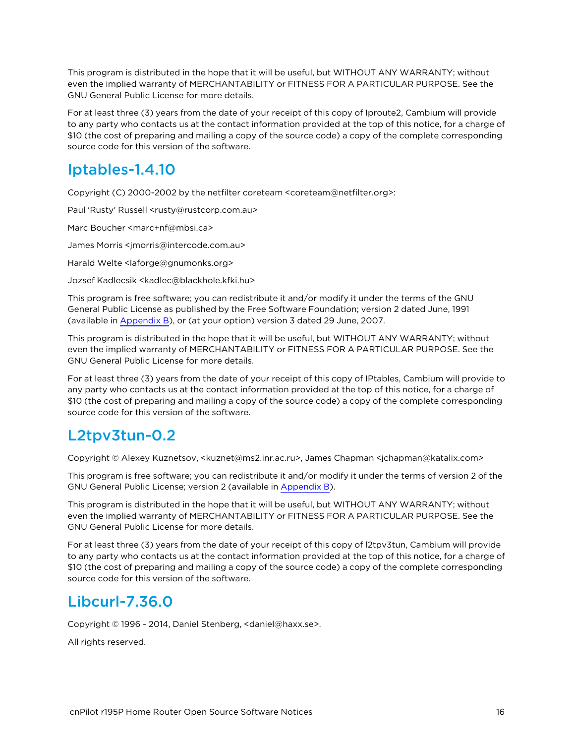This program is distributed in the hope that it will be useful, but WITHOUT ANY WARRANTY; without even the implied warranty of MERCHANTABILITY or FITNESS FOR A PARTICULAR PURPOSE. See the GNU General Public License for more details.

For at least three (3) years from the date of your receipt of this copy of Iproute2, Cambium will provide to any party who contacts us at the contact information provided at the top of this notice, for a charge of $10 (the cost of preparing and mailing a copy of the source code) a copy of the complete corresponding source code for this version of the software.

## Iptables-1.4.10

Copyright (C) 2000-2002 by the netfilter coreteam <coreteam@netfilter.org>:

Paul 'Rusty' Russell <rusty@rustcorp.com.au>

Marc Boucher <marc+nf@mbsi.ca>

James Morris <jmorris@intercode.com.au>

Harald Welte <laforge@gnumonks.org>

Jozsef Kadlecsik <kadlec@blackhole.kfki.hu>

This program is free software; you can redistribute it and/or modify it under the terms of the GNU General Public License as published by the Free Software Foundation; version 2 dated June, 1991 (available in Appendix B), or (at your option) version 3 dated 29 June, 2007.

This program is distributed in the hope that it will be useful, but WITHOUT ANY WARRANTY; without even the implied warranty of MERCHANTABILITY or FITNESS FOR A PARTICULAR PURPOSE. See the GNU General Public License for more details.

For at least three (3) years from the date of your receipt of this copy of IPtables, Cambium will provide to any party who contacts us at the contact information provided at the top of this notice, for a charge of $10 (the cost of preparing and mailing a copy of the source code) a copy of the complete corresponding source code for this version of the software.

## L2tpv3tun-0.2

Copyright © Alexey Kuznetsov, <kuznet@ms2.inr.ac.ru>, James Chapman <jchapman@katalix.com>

This program is free software; you can redistribute it and/or modify it under the terms of version 2 of the GNU General Public License; version 2 (available in Appendix B).

This program is distributed in the hope that it will be useful, but WITHOUT ANY WARRANTY; without even the implied warranty of MERCHANTABILITY or FITNESS FOR A PARTICULAR PURPOSE. See the GNU General Public License for more details.

For at least three (3) years from the date of your receipt of this copy of l2tpv3tun, Cambium will provide to any party who contacts us at the contact information provided at the top of this notice, for a charge of $10 (the cost of preparing and mailing a copy of the source code) a copy of the complete corresponding source code for this version of the software.

## Libcurl-7.36.0

Copyright © 1996 - 2014, Daniel Stenberg, <daniel@haxx.se>.

All rights reserved.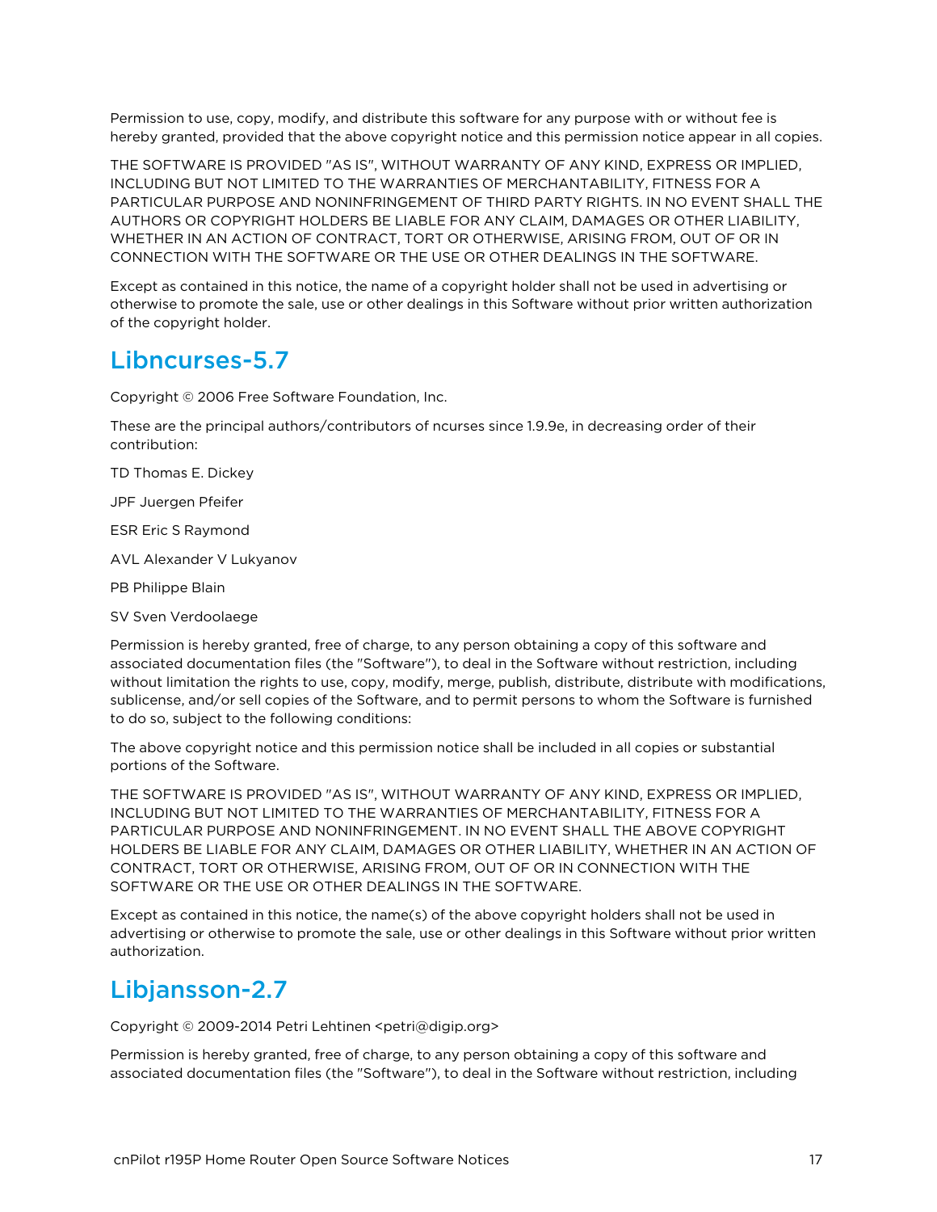Permission to use, copy, modify, and distribute this software for any purpose with or without fee is hereby granted, provided that the above copyright notice and this permission notice appear in all copies.

THE SOFTWARE IS PROVIDED "AS IS", WITHOUT WARRANTY OF ANY KIND, EXPRESS OR IMPLIED, INCLUDING BUT NOT LIMITED TO THE WARRANTIES OF MERCHANTABILITY, FITNESS FOR A PARTICULAR PURPOSE AND NONINFRINGEMENT OF THIRD PARTY RIGHTS. IN NO EVENT SHALL THE AUTHORS OR COPYRIGHT HOLDERS BE LIABLE FOR ANY CLAIM, DAMAGES OR OTHER LIABILITY, WHETHER IN AN ACTION OF CONTRACT, TORT OR OTHERWISE, ARISING FROM, OUT OF OR IN CONNECTION WITH THE SOFTWARE OR THE USE OR OTHER DEALINGS IN THE SOFTWARE.

Except as contained in this notice, the name of a copyright holder shall not be used in advertising or otherwise to promote the sale, use or other dealings in this Software without prior written authorization of the copyright holder.

# Libncurses-5.7

Copyright © 2006 Free Software Foundation, Inc.

These are the principal authors/contributors of ncurses since 1.9.9e, in decreasing order of their contribution:

TD Thomas E. Dickey

JPF Juergen Pfeifer

ESR Eric S Raymond

AVL Alexander V Lukyanov

PB Philippe Blain

SV Sven Verdoolaege

Permission is hereby granted, free of charge, to any person obtaining a copy of this software and associated documentation files (the "Software"), to deal in the Software without restriction, including without limitation the rights to use, copy, modify, merge, publish, distribute, distribute with modifications, sublicense, and/or sell copies of the Software, and to permit persons to whom the Software is furnished to do so, subject to the following conditions:

The above copyright notice and this permission notice shall be included in all copies or substantial portions of the Software.

THE SOFTWARE IS PROVIDED "AS IS", WITHOUT WARRANTY OF ANY KIND, EXPRESS OR IMPLIED, INCLUDING BUT NOT LIMITED TO THE WARRANTIES OF MERCHANTABILITY, FITNESS FOR A PARTICULAR PURPOSE AND NONINFRINGEMENT. IN NO EVENT SHALL THE ABOVE COPYRIGHT HOLDERS BE LIABLE FOR ANY CLAIM, DAMAGES OR OTHER LIABILITY, WHETHER IN AN ACTION OF CONTRACT, TORT OR OTHERWISE, ARISING FROM, OUT OF OR IN CONNECTION WITH THE SOFTWARE OR THE USE OR OTHER DEALINGS IN THE SOFTWARE.

Except as contained in this notice, the name(s) of the above copyright holders shall not be used in advertising or otherwise to promote the sale, use or other dealings in this Software without prior written authorization.

# Libjansson-2.7

Copyright © 2009-2014 Petri Lehtinen <petri@digip.org>

Permission is hereby granted, free of charge, to any person obtaining a copy of this software and associated documentation files (the "Software"), to deal in the Software without restriction, including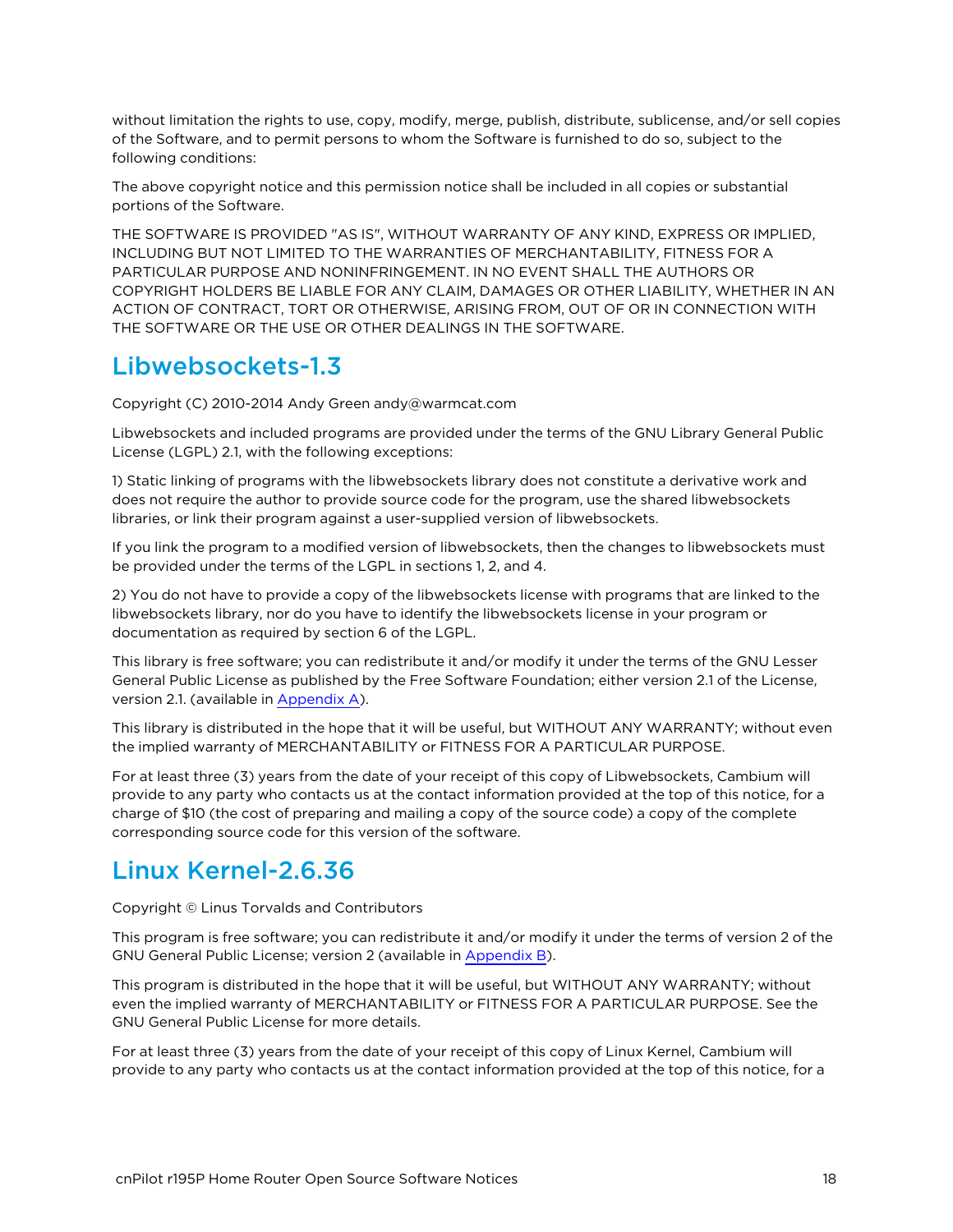without limitation the rights to use, copy, modify, merge, publish, distribute, sublicense, and/or sell copies of the Software, and to permit persons to whom the Software is furnished to do so, subject to the following conditions:

The above copyright notice and this permission notice shall be included in all copies or substantial portions of the Software.

THE SOFTWARE IS PROVIDED "AS IS", WITHOUT WARRANTY OF ANY KIND, EXPRESS OR IMPLIED, INCLUDING BUT NOT LIMITED TO THE WARRANTIES OF MERCHANTABILITY, FITNESS FOR A PARTICULAR PURPOSE AND NONINFRINGEMENT. IN NO EVENT SHALL THE AUTHORS OR COPYRIGHT HOLDERS BE LIABLE FOR ANY CLAIM, DAMAGES OR OTHER LIABILITY, WHETHER IN AN ACTION OF CONTRACT, TORT OR OTHERWISE, ARISING FROM, OUT OF OR IN CONNECTION WITH THE SOFTWARE OR THE USE OR OTHER DEALINGS IN THE SOFTWARE.

## Libwebsockets-1.3

Copyright (C) 2010-2014 Andy Green andy@warmcat.com

Libwebsockets and included programs are provided under the terms of the GNU Library General Public License (LGPL) 2.1, with the following exceptions:

1) Static linking of programs with the libwebsockets library does not constitute a derivative work and does not require the author to provide source code for the program, use the shared libwebsockets libraries, or link their program against a user-supplied version of libwebsockets.

If you link the program to a modified version of libwebsockets, then the changes to libwebsockets must be provided under the terms of the LGPL in sections 1, 2, and 4.

2) You do not have to provide a copy of the libwebsockets license with programs that are linked to the libwebsockets library, nor do you have to identify the libwebsockets license in your program or documentation as required by section 6 of the LGPL.

This library is free software; you can redistribute it and/or modify it under the terms of the GNU Lesser General Public License as published by the Free Software Foundation; either version 2.1 of the License, version 2.1. (available in Appendix A).

This library is distributed in the hope that it will be useful, but WITHOUT ANY WARRANTY; without even the implied warranty of MERCHANTABILITY or FITNESS FOR A PARTICULAR PURPOSE.

For at least three (3) years from the date of your receipt of this copy of Libwebsockets, Cambium will provide to any party who contacts us at the contact information provided at the top of this notice, for a charge of $10 (the cost of preparing and mailing a copy of the source code) a copy of the complete corresponding source code for this version of the software.

## Linux Kernel-2.6.36

Copyright © Linus Torvalds and Contributors

This program is free software; you can redistribute it and/or modify it under the terms of version 2 of the GNU General Public License; version 2 (available in Appendix B).

This program is distributed in the hope that it will be useful, but WITHOUT ANY WARRANTY; without even the implied warranty of MERCHANTABILITY or FITNESS FOR A PARTICULAR PURPOSE. See the GNU General Public License for more details.

For at least three (3) years from the date of your receipt of this copy of Linux Kernel, Cambium will provide to any party who contacts us at the contact information provided at the top of this notice, for a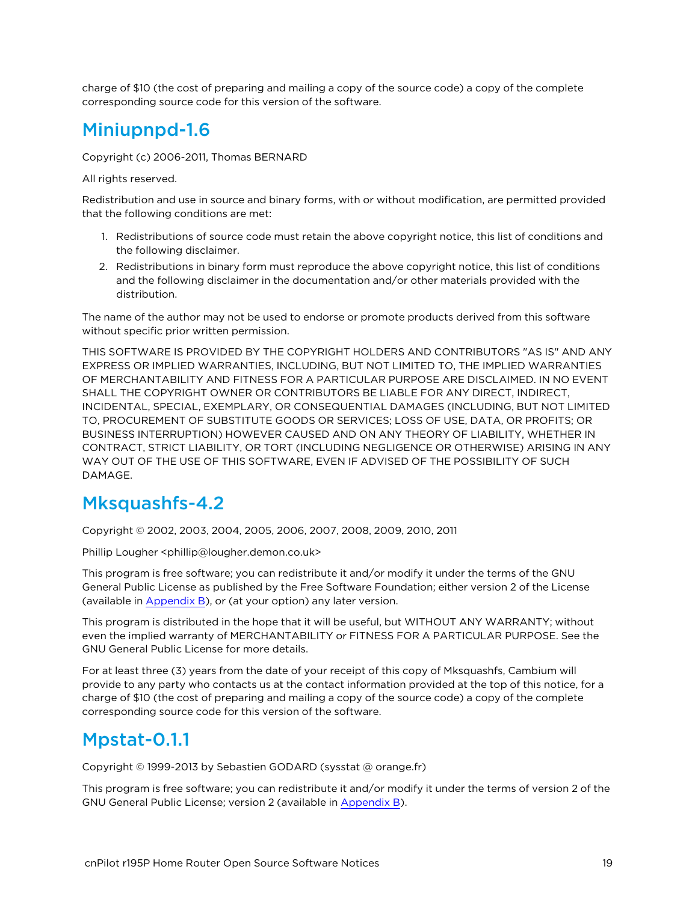charge of $10 (the cost of preparing and mailing a copy of the source code) a copy of the complete corresponding source code for this version of the software.

## Miniupnpd-1.6

Copyright (c) 2006-2011, Thomas BERNARD

All rights reserved.

Redistribution and use in source and binary forms, with or without modification, are permitted provided that the following conditions are met:

1. Redistributions of source code must retain the above copyright notice, this list of conditions and the following disclaimer.
2. Redistributions in binary form must reproduce the above copyright notice, this list of conditions and the following disclaimer in the documentation and/or other materials provided with the distribution.

The name of the author may not be used to endorse or promote products derived from this software without specific prior written permission.

THIS SOFTWARE IS PROVIDED BY THE COPYRIGHT HOLDERS AND CONTRIBUTORS "AS IS" AND ANY EXPRESS OR IMPLIED WARRANTIES, INCLUDING, BUT NOT LIMITED TO, THE IMPLIED WARRANTIES OF MERCHANTABILITY AND FITNESS FOR A PARTICULAR PURPOSE ARE DISCLAIMED. IN NO EVENT SHALL THE COPYRIGHT OWNER OR CONTRIBUTORS BE LIABLE FOR ANY DIRECT, INDIRECT, INCIDENTAL, SPECIAL, EXEMPLARY, OR CONSEQUENTIAL DAMAGES (INCLUDING, BUT NOT LIMITED TO, PROCUREMENT OF SUBSTITUTE GOODS OR SERVICES; LOSS OF USE, DATA, OR PROFITS; OR BUSINESS INTERRUPTION) HOWEVER CAUSED AND ON ANY THEORY OF LIABILITY, WHETHER IN CONTRACT, STRICT LIABILITY, OR TORT (INCLUDING NEGLIGENCE OR OTHERWISE) ARISING IN ANY WAY OUT OF THE USE OF THIS SOFTWARE, EVEN IF ADVISED OF THE POSSIBILITY OF SUCH DAMAGE.

## Mksquashfs-4.2

Copyright © 2002, 2003, 2004, 2005, 2006, 2007, 2008, 2009, 2010, 2011

Phillip Lougher <phillip@lougher.demon.co.uk>

This program is free software; you can redistribute it and/or modify it under the terms of the GNU General Public License as published by the Free Software Foundation; either version 2 of the License (available in Appendix B), or (at your option) any later version.

This program is distributed in the hope that it will be useful, but WITHOUT ANY WARRANTY; without even the implied warranty of MERCHANTABILITY or FITNESS FOR A PARTICULAR PURPOSE. See the GNU General Public License for more details.

For at least three (3) years from the date of your receipt of this copy of Mksquashfs, Cambium will provide to any party who contacts us at the contact information provided at the top of this notice, for a charge of $10 (the cost of preparing and mailing a copy of the source code) a copy of the complete corresponding source code for this version of the software.

## Mpstat-0.1.1

Copyright © 1999-2013 by Sebastien GODARD (sysstat @ orange.fr)

This program is free software; you can redistribute it and/or modify it under the terms of version 2 of the GNU General Public License; version 2 (available in Appendix B).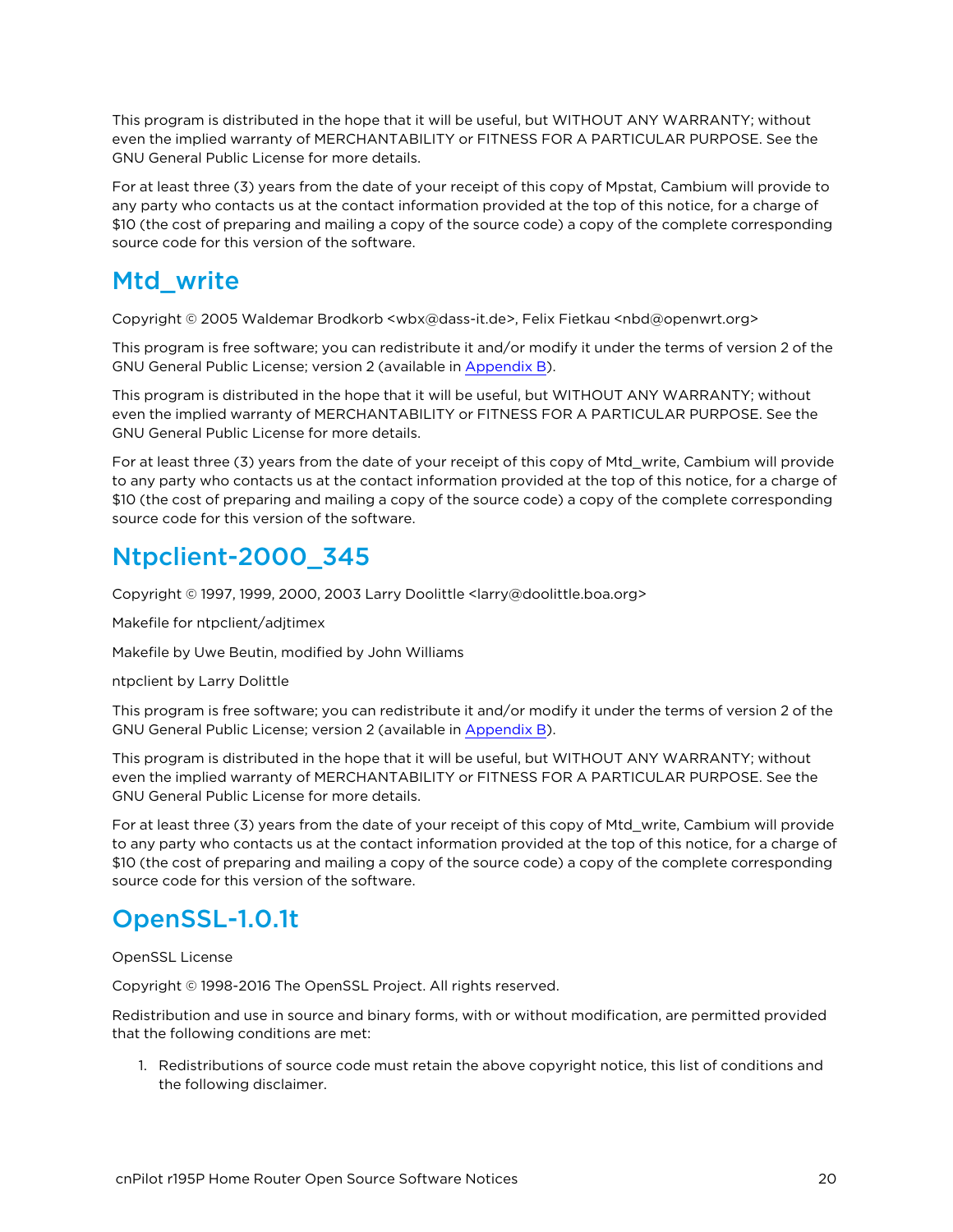This program is distributed in the hope that it will be useful, but WITHOUT ANY WARRANTY; without even the implied warranty of MERCHANTABILITY or FITNESS FOR A PARTICULAR PURPOSE. See the GNU General Public License for more details.

For at least three (3) years from the date of your receipt of this copy of Mpstat, Cambium will provide to any party who contacts us at the contact information provided at the top of this notice, for a charge of $10 (the cost of preparing and mailing a copy of the source code) a copy of the complete corresponding source code for this version of the software.

## Mtd_write

Copyright © 2005 Waldemar Brodkorb <wbx@dass-it.de>, Felix Fietkau <nbd@openwrt.org>

This program is free software; you can redistribute it and/or modify it under the terms of version 2 of the GNU General Public License; version 2 (available in Appendix B).

This program is distributed in the hope that it will be useful, but WITHOUT ANY WARRANTY; without even the implied warranty of MERCHANTABILITY or FITNESS FOR A PARTICULAR PURPOSE. See the GNU General Public License for more details.

For at least three (3) years from the date of your receipt of this copy of Mtd_write, Cambium will provide to any party who contacts us at the contact information provided at the top of this notice, for a charge of $10 (the cost of preparing and mailing a copy of the source code) a copy of the complete corresponding source code for this version of the software.

## Ntpclient-2000_345

Copyright © 1997, 1999, 2000, 2003 Larry Doolittle <larry@doolittle.boa.org>

Makefile for ntpclient/adjtimex

Makefile by Uwe Beutin, modified by John Williams

ntpclient by Larry Dolittle

This program is free software; you can redistribute it and/or modify it under the terms of version 2 of the GNU General Public License; version 2 (available in Appendix B).

This program is distributed in the hope that it will be useful, but WITHOUT ANY WARRANTY; without even the implied warranty of MERCHANTABILITY or FITNESS FOR A PARTICULAR PURPOSE. See the GNU General Public License for more details.

For at least three (3) years from the date of your receipt of this copy of Mtd_write, Cambium will provide to any party who contacts us at the contact information provided at the top of this notice, for a charge of $10 (the cost of preparing and mailing a copy of the source code) a copy of the complete corresponding source code for this version of the software.

## OpenSSL-1.0.1t

OpenSSL License

Copyright © 1998-2016 The OpenSSL Project. All rights reserved.

Redistribution and use in source and binary forms, with or without modification, are permitted provided that the following conditions are met:

1. Redistributions of source code must retain the above copyright notice, this list of conditions and the following disclaimer.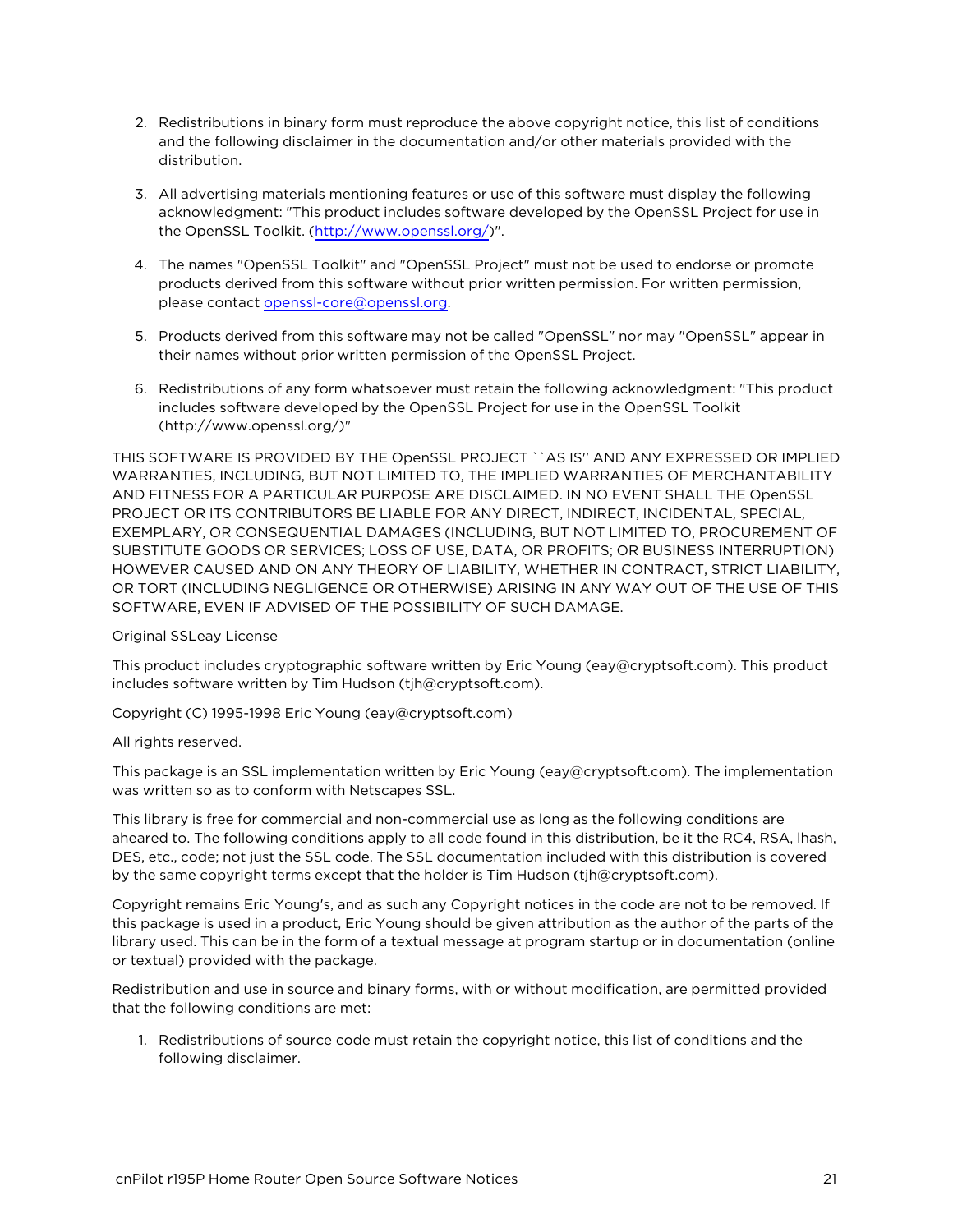2. Redistributions in binary form must reproduce the above copyright notice, this list of conditions and the following disclaimer in the documentation and/or other materials provided with the distribution.

3. All advertising materials mentioning features or use of this software must display the following acknowledgment: "This product includes software developed by the OpenSSL Project for use in the OpenSSL Toolkit. (http://www.openssl.org/)".

4. The names "OpenSSL Toolkit" and "OpenSSL Project" must not be used to endorse or promote products derived from this software without prior written permission. For written permission, please contact openssl-core@openssl.org.

5. Products derived from this software may not be called "OpenSSL" nor may "OpenSSL" appear in their names without prior written permission of the OpenSSL Project.

6. Redistributions of any form whatsoever must retain the following acknowledgment: "This product includes software developed by the OpenSSL Project for use in the OpenSSL Toolkit (http://www.openssl.org/)"

THIS SOFTWARE IS PROVIDED BY THE OpenSSL PROJECT ``AS IS'' AND ANY EXPRESSED OR IMPLIED WARRANTIES, INCLUDING, BUT NOT LIMITED TO, THE IMPLIED WARRANTIES OF MERCHANTABILITY AND FITNESS FOR A PARTICULAR PURPOSE ARE DISCLAIMED. IN NO EVENT SHALL THE OpenSSL PROJECT OR ITS CONTRIBUTORS BE LIABLE FOR ANY DIRECT, INDIRECT, INCIDENTAL, SPECIAL, EXEMPLARY, OR CONSEQUENTIAL DAMAGES (INCLUDING, BUT NOT LIMITED TO, PROCUREMENT OF SUBSTITUTE GOODS OR SERVICES; LOSS OF USE, DATA, OR PROFITS; OR BUSINESS INTERRUPTION) HOWEVER CAUSED AND ON ANY THEORY OF LIABILITY, WHETHER IN CONTRACT, STRICT LIABILITY, OR TORT (INCLUDING NEGLIGENCE OR OTHERWISE) ARISING IN ANY WAY OUT OF THE USE OF THIS SOFTWARE, EVEN IF ADVISED OF THE POSSIBILITY OF SUCH DAMAGE.

Original SSLeay License

This product includes cryptographic software written by Eric Young (eay@cryptsoft.com). This product includes software written by Tim Hudson (tjh@cryptsoft.com).

Copyright (C) 1995-1998 Eric Young (eay@cryptsoft.com)

All rights reserved.

This package is an SSL implementation written by Eric Young (eay@cryptsoft.com). The implementation was written so as to conform with Netscapes SSL.

This library is free for commercial and non-commercial use as long as the following conditions are aheared to. The following conditions apply to all code found in this distribution, be it the RC4, RSA, lhash, DES, etc., code; not just the SSL code. The SSL documentation included with this distribution is covered by the same copyright terms except that the holder is Tim Hudson (tjh@cryptsoft.com).

Copyright remains Eric Young's, and as such any Copyright notices in the code are not to be removed. If this package is used in a product, Eric Young should be given attribution as the author of the parts of the library used. This can be in the form of a textual message at program startup or in documentation (online or textual) provided with the package.

Redistribution and use in source and binary forms, with or without modification, are permitted provided that the following conditions are met:

1. Redistributions of source code must retain the copyright notice, this list of conditions and the following disclaimer.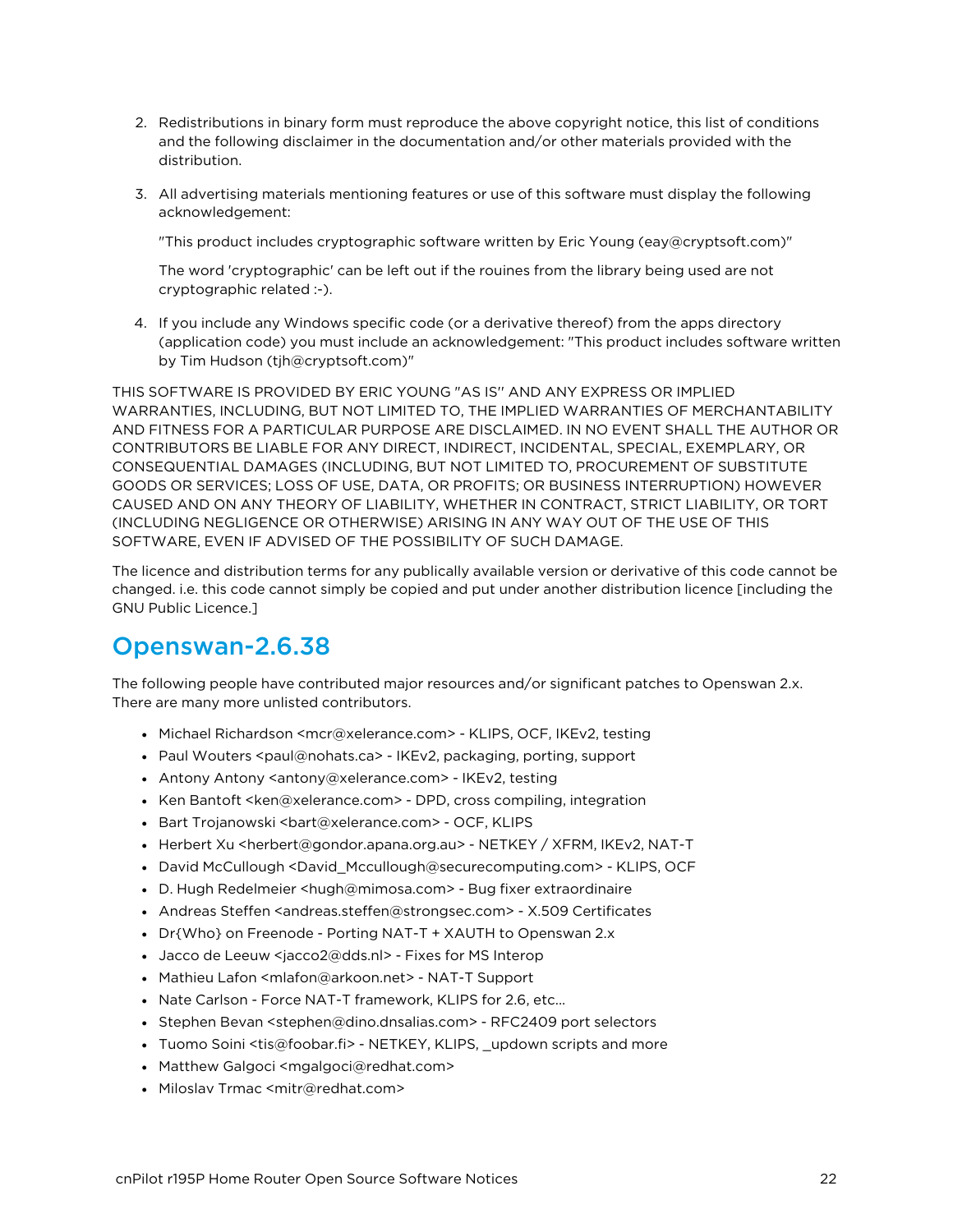2. Redistributions in binary form must reproduce the above copyright notice, this list of conditions and the following disclaimer in the documentation and/or other materials provided with the distribution.

3. All advertising materials mentioning features or use of this software must display the following acknowledgement:

   "This product includes cryptographic software written by Eric Young (eay@cryptsoft.com)"

   The word 'cryptographic' can be left out if the rouines from the library being used are not cryptographic related :-).

4. If you include any Windows specific code (or a derivative thereof) from the apps directory (application code) you must include an acknowledgement: "This product includes software written by Tim Hudson (tjh@cryptsoft.com)"

THIS SOFTWARE IS PROVIDED BY ERIC YOUNG "AS IS'' AND ANY EXPRESS OR IMPLIED WARRANTIES, INCLUDING, BUT NOT LIMITED TO, THE IMPLIED WARRANTIES OF MERCHANTABILITY AND FITNESS FOR A PARTICULAR PURPOSE ARE DISCLAIMED. IN NO EVENT SHALL THE AUTHOR OR CONTRIBUTORS BE LIABLE FOR ANY DIRECT, INDIRECT, INCIDENTAL, SPECIAL, EXEMPLARY, OR CONSEQUENTIAL DAMAGES (INCLUDING, BUT NOT LIMITED TO, PROCUREMENT OF SUBSTITUTE GOODS OR SERVICES; LOSS OF USE, DATA, OR PROFITS; OR BUSINESS INTERRUPTION) HOWEVER CAUSED AND ON ANY THEORY OF LIABILITY, WHETHER IN CONTRACT, STRICT LIABILITY, OR TORT (INCLUDING NEGLIGENCE OR OTHERWISE) ARISING IN ANY WAY OUT OF THE USE OF THIS SOFTWARE, EVEN IF ADVISED OF THE POSSIBILITY OF SUCH DAMAGE.

The licence and distribution terms for any publically available version or derivative of this code cannot be changed. i.e. this code cannot simply be copied and put under another distribution licence [including the GNU Public Licence.]

## Openswan-2.6.38

The following people have contributed major resources and/or significant patches to Openswan 2.x. There are many more unlisted contributors.

- Michael Richardson <mcr@xelerance.com> - KLIPS, OCF, IKEv2, testing
- Paul Wouters <paul@nohats.ca> - IKEv2, packaging, porting, support
- Antony Antony <antony@xelerance.com> - IKEv2, testing
- Ken Bantoft <ken@xelerance.com> - DPD, cross compiling, integration
- Bart Trojanowski <bart@xelerance.com> - OCF, KLIPS
- Herbert Xu <herbert@gondor.apana.org.au> - NETKEY / XFRM, IKEv2, NAT-T
- David McCullough <David_Mccullough@securecomputing.com> - KLIPS, OCF
- D. Hugh Redelmeier <hugh@mimosa.com> - Bug fixer extraordinaire
- Andreas Steffen <andreas.steffen@strongsec.com> - X.509 Certificates
- Dr{Who} on Freenode - Porting NAT-T + XAUTH to Openswan 2.x
- Jacco de Leeuw <jacco2@dds.nl> - Fixes for MS Interop
- Mathieu Lafon <mlafon@arkoon.net> - NAT-T Support
- Nate Carlson - Force NAT-T framework, KLIPS for 2.6, etc...
- Stephen Bevan <stephen@dino.dnsalias.com> - RFC2409 port selectors
- Tuomo Soini <tis@foobar.fi> - NETKEY, KLIPS, _updown scripts and more
- Matthew Galgoci <mgalgoci@redhat.com>
- Miloslav Trmac <mitr@redhat.com>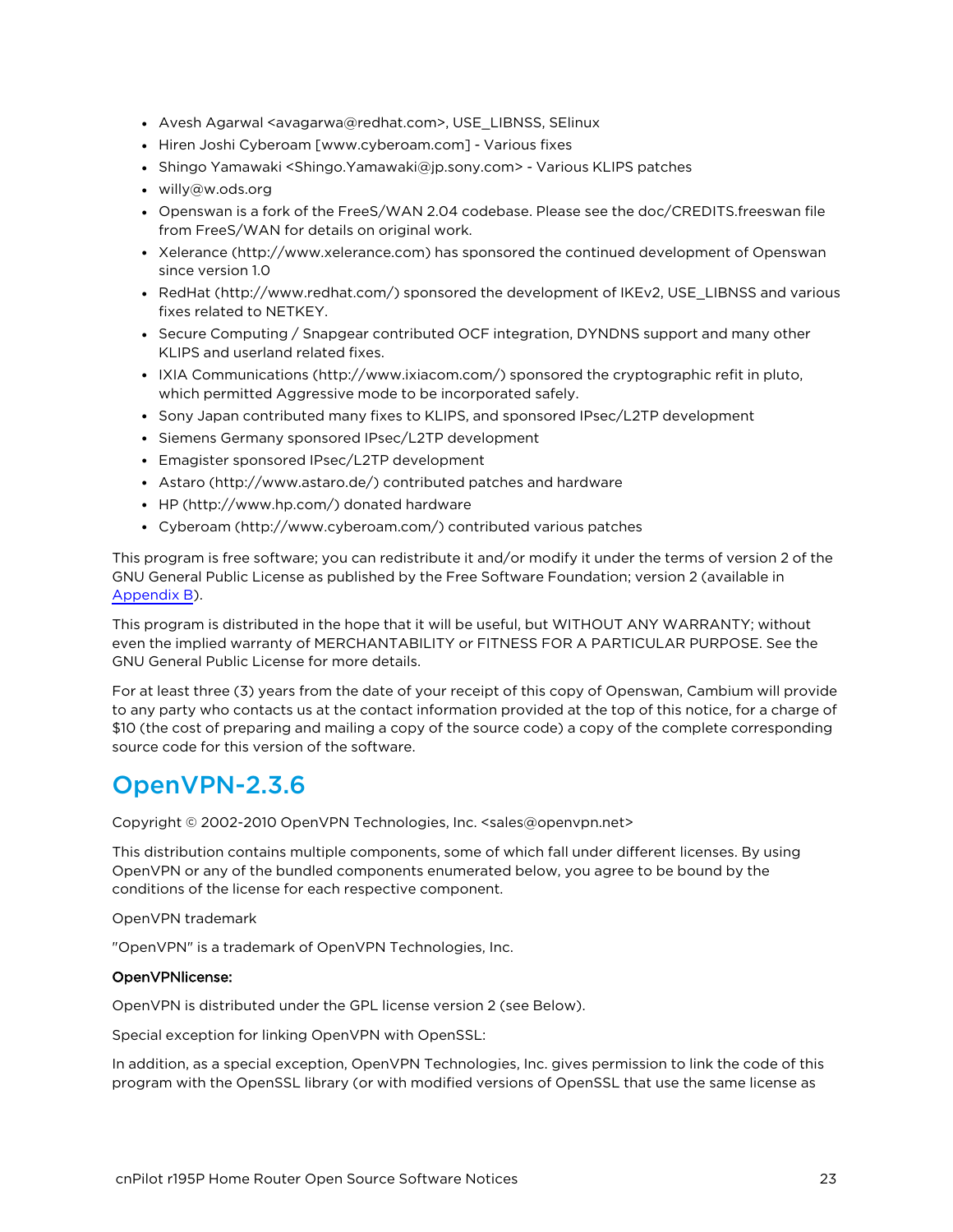- Avesh Agarwal <avagarwa@redhat.com>, USE_LIBNSS, SElinux
- Hiren Joshi Cyberoam [www.cyberoam.com] - Various fixes
- Shingo Yamawaki <Shingo.Yamawaki@jp.sony.com> - Various KLIPS patches
- willy@w.ods.org
- Openswan is a fork of the FreeS/WAN 2.04 codebase. Please see the doc/CREDITS.freeswan file from FreeS/WAN for details on original work.
- Xelerance (http://www.xelerance.com) has sponsored the continued development of Openswan since version 1.0
- RedHat (http://www.redhat.com/) sponsored the development of IKEv2, USE_LIBNSS and various fixes related to NETKEY.
- Secure Computing / Snapgear contributed OCF integration, DYNDNS support and many other KLIPS and userland related fixes.
- IXIA Communications (http://www.ixiacom.com/) sponsored the cryptographic refit in pluto, which permitted Aggressive mode to be incorporated safely.
- Sony Japan contributed many fixes to KLIPS, and sponsored IPsec/L2TP development
- Siemens Germany sponsored IPsec/L2TP development
- Emagister sponsored IPsec/L2TP development
- Astaro (http://www.astaro.de/) contributed patches and hardware
- HP (http://www.hp.com/) donated hardware
- Cyberoam (http://www.cyberoam.com/) contributed various patches

This program is free software; you can redistribute it and/or modify it under the terms of version 2 of the GNU General Public License as published by the Free Software Foundation; version 2 (available in Appendix B).

This program is distributed in the hope that it will be useful, but WITHOUT ANY WARRANTY; without even the implied warranty of MERCHANTABILITY or FITNESS FOR A PARTICULAR PURPOSE. See the GNU General Public License for more details.

For at least three (3) years from the date of your receipt of this copy of Openswan, Cambium will provide to any party who contacts us at the contact information provided at the top of this notice, for a charge of $10 (the cost of preparing and mailing a copy of the source code) a copy of the complete corresponding source code for this version of the software.

# OpenVPN-2.3.6

Copyright © 2002-2010 OpenVPN Technologies, Inc. <sales@openvpn.net>

This distribution contains multiple components, some of which fall under different licenses. By using OpenVPN or any of the bundled components enumerated below, you agree to be bound by the conditions of the license for each respective component.

OpenVPN trademark

"OpenVPN" is a trademark of OpenVPN Technologies, Inc.

**OpenVPNlicense:**

OpenVPN is distributed under the GPL license version 2 (see Below).

Special exception for linking OpenVPN with OpenSSL:

In addition, as a special exception, OpenVPN Technologies, Inc. gives permission to link the code of this program with the OpenSSL library (or with modified versions of OpenSSL that use the same license as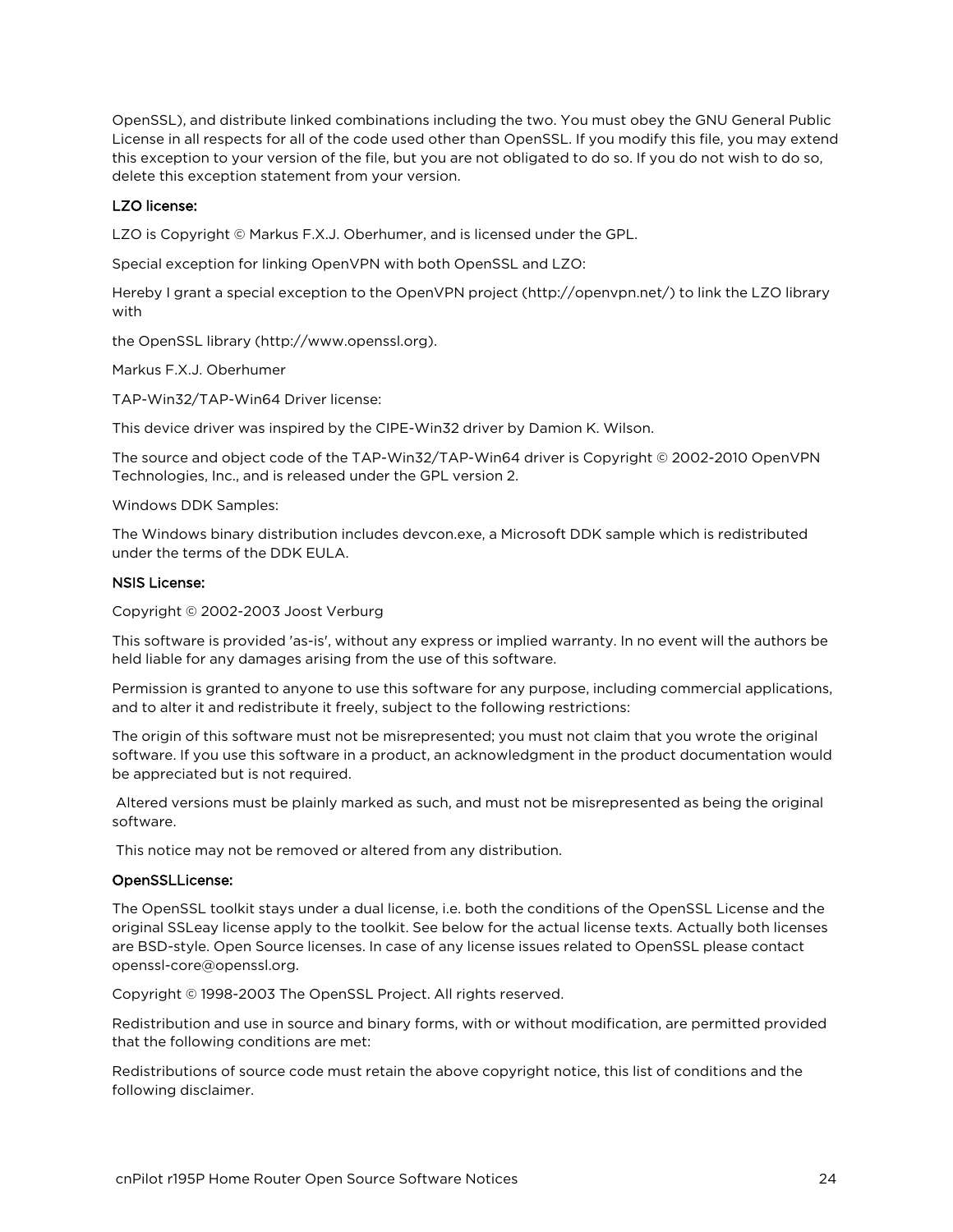OpenSSL), and distribute linked combinations including the two. You must obey the GNU General Public License in all respects for all of the code used other than OpenSSL. If you modify this file, you may extend this exception to your version of the file, but you are not obligated to do so. If you do not wish to do so, delete this exception statement from your version.

**LZO license:**

LZO is Copyright © Markus F.X.J. Oberhumer, and is licensed under the GPL.

Special exception for linking OpenVPN with both OpenSSL and LZO:

Hereby I grant a special exception to the OpenVPN project (http://openvpn.net/) to link the LZO library with

the OpenSSL library (http://www.openssl.org).

Markus F.X.J. Oberhumer

TAP-Win32/TAP-Win64 Driver license:

This device driver was inspired by the CIPE-Win32 driver by Damion K. Wilson.

The source and object code of the TAP-Win32/TAP-Win64 driver is Copyright © 2002-2010 OpenVPN Technologies, Inc., and is released under the GPL version 2.

Windows DDK Samples:

The Windows binary distribution includes devcon.exe, a Microsoft DDK sample which is redistributed under the terms of the DDK EULA.

**NSIS License:**

Copyright © 2002-2003 Joost Verburg

This software is provided 'as-is', without any express or implied warranty. In no event will the authors be held liable for any damages arising from the use of this software.

Permission is granted to anyone to use this software for any purpose, including commercial applications, and to alter it and redistribute it freely, subject to the following restrictions:

The origin of this software must not be misrepresented; you must not claim that you wrote the original software. If you use this software in a product, an acknowledgment in the product documentation would be appreciated but is not required.

Altered versions must be plainly marked as such, and must not be misrepresented as being the original software.

This notice may not be removed or altered from any distribution.

**OpenSSLLicense:**

The OpenSSL toolkit stays under a dual license, i.e. both the conditions of the OpenSSL License and the original SSLeay license apply to the toolkit. See below for the actual license texts. Actually both licenses are BSD-style. Open Source licenses. In case of any license issues related to OpenSSL please contact openssl-core@openssl.org.

Copyright © 1998-2003 The OpenSSL Project. All rights reserved.

Redistribution and use in source and binary forms, with or without modification, are permitted provided that the following conditions are met:

Redistributions of source code must retain the above copyright notice, this list of conditions and the following disclaimer.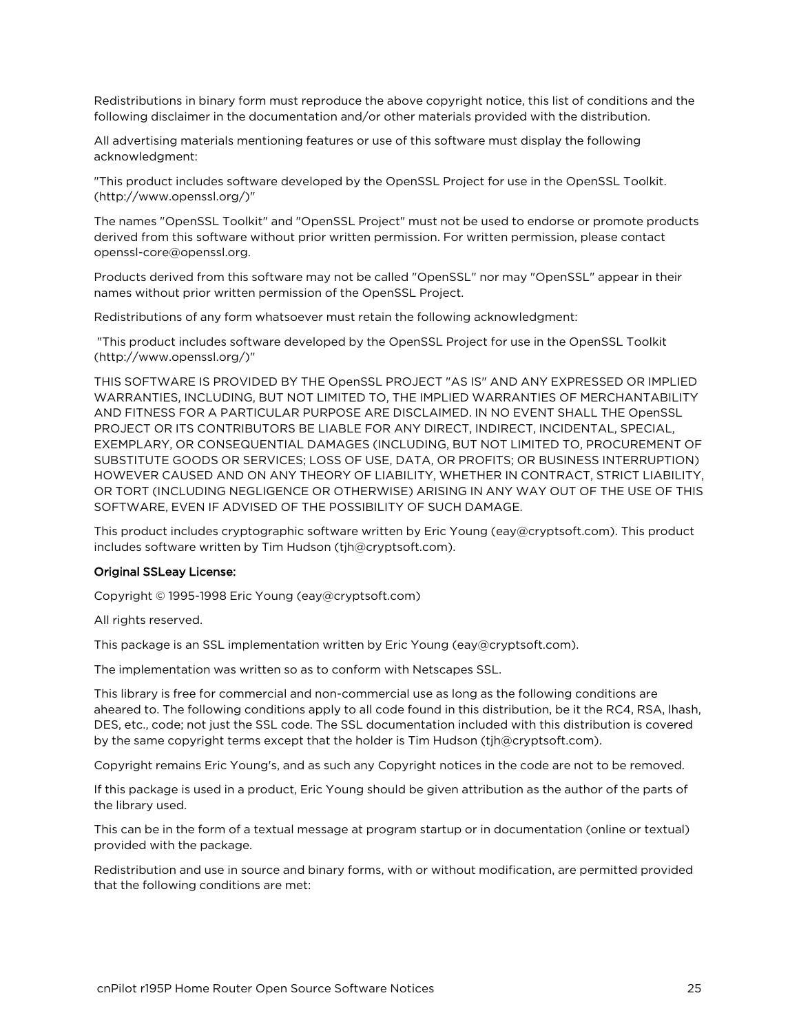Redistributions in binary form must reproduce the above copyright notice, this list of conditions and the following disclaimer in the documentation and/or other materials provided with the distribution.

All advertising materials mentioning features or use of this software must display the following acknowledgment:

"This product includes software developed by the OpenSSL Project for use in the OpenSSL Toolkit. (http://www.openssl.org/)"

The names "OpenSSL Toolkit" and "OpenSSL Project" must not be used to endorse or promote products derived from this software without prior written permission. For written permission, please contact openssl-core@openssl.org.

Products derived from this software may not be called "OpenSSL" nor may "OpenSSL" appear in their names without prior written permission of the OpenSSL Project.

Redistributions of any form whatsoever must retain the following acknowledgment:

"This product includes software developed by the OpenSSL Project for use in the OpenSSL Toolkit (http://www.openssl.org/)"

THIS SOFTWARE IS PROVIDED BY THE OpenSSL PROJECT "AS IS" AND ANY EXPRESSED OR IMPLIED WARRANTIES, INCLUDING, BUT NOT LIMITED TO, THE IMPLIED WARRANTIES OF MERCHANTABILITY AND FITNESS FOR A PARTICULAR PURPOSE ARE DISCLAIMED. IN NO EVENT SHALL THE OpenSSL PROJECT OR ITS CONTRIBUTORS BE LIABLE FOR ANY DIRECT, INDIRECT, INCIDENTAL, SPECIAL, EXEMPLARY, OR CONSEQUENTIAL DAMAGES (INCLUDING, BUT NOT LIMITED TO, PROCUREMENT OF SUBSTITUTE GOODS OR SERVICES; LOSS OF USE, DATA, OR PROFITS; OR BUSINESS INTERRUPTION) HOWEVER CAUSED AND ON ANY THEORY OF LIABILITY, WHETHER IN CONTRACT, STRICT LIABILITY, OR TORT (INCLUDING NEGLIGENCE OR OTHERWISE) ARISING IN ANY WAY OUT OF THE USE OF THIS SOFTWARE, EVEN IF ADVISED OF THE POSSIBILITY OF SUCH DAMAGE.

This product includes cryptographic software written by Eric Young (eay@cryptsoft.com). This product includes software written by Tim Hudson (tjh@cryptsoft.com).

**Original SSLeay License:**

Copyright © 1995-1998 Eric Young (eay@cryptsoft.com)

All rights reserved.

This package is an SSL implementation written by Eric Young (eay@cryptsoft.com).

The implementation was written so as to conform with Netscapes SSL.

This library is free for commercial and non-commercial use as long as the following conditions are aheared to. The following conditions apply to all code found in this distribution, be it the RC4, RSA, lhash, DES, etc., code; not just the SSL code. The SSL documentation included with this distribution is covered by the same copyright terms except that the holder is Tim Hudson (tjh@cryptsoft.com).

Copyright remains Eric Young's, and as such any Copyright notices in the code are not to be removed.

If this package is used in a product, Eric Young should be given attribution as the author of the parts of the library used.

This can be in the form of a textual message at program startup or in documentation (online or textual) provided with the package.

Redistribution and use in source and binary forms, with or without modification, are permitted provided that the following conditions are met: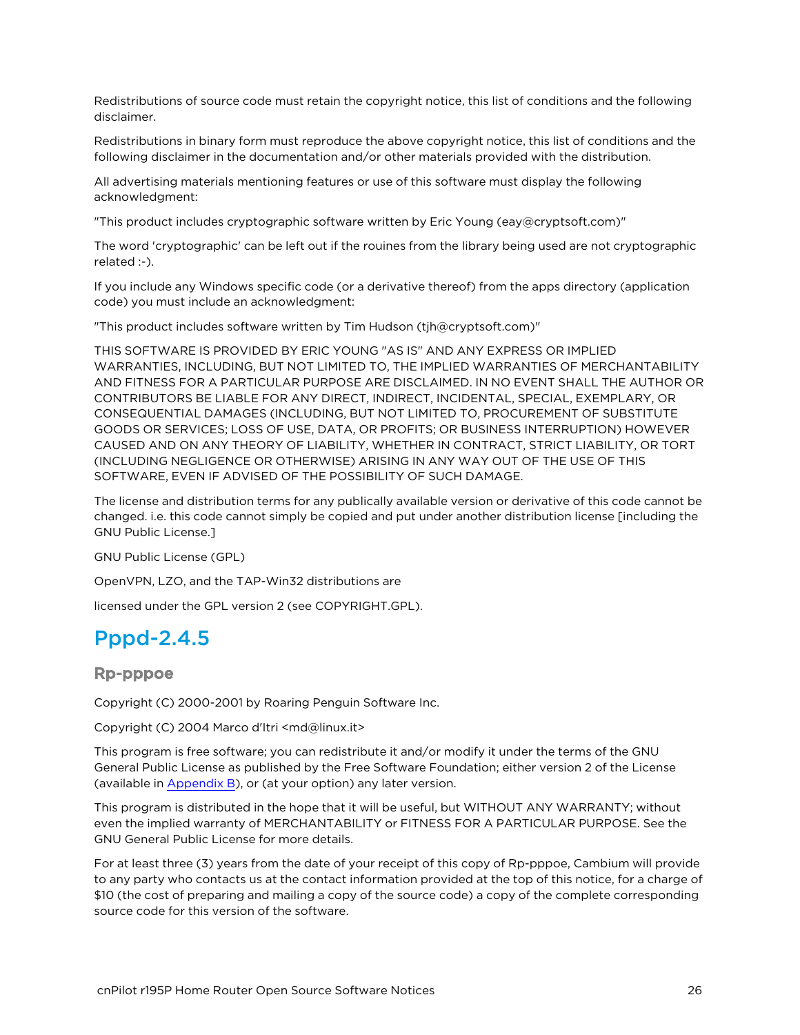Redistributions of source code must retain the copyright notice, this list of conditions and the following disclaimer.

Redistributions in binary form must reproduce the above copyright notice, this list of conditions and the following disclaimer in the documentation and/or other materials provided with the distribution.

All advertising materials mentioning features or use of this software must display the following acknowledgment:

"This product includes cryptographic software written by Eric Young (eay@cryptsoft.com)"

The word 'cryptographic' can be left out if the rouines from the library being used are not cryptographic related :-).

If you include any Windows specific code (or a derivative thereof) from the apps directory (application code) you must include an acknowledgment:

"This product includes software written by Tim Hudson (tjh@cryptsoft.com)"

THIS SOFTWARE IS PROVIDED BY ERIC YOUNG "AS IS" AND ANY EXPRESS OR IMPLIED WARRANTIES, INCLUDING, BUT NOT LIMITED TO, THE IMPLIED WARRANTIES OF MERCHANTABILITY AND FITNESS FOR A PARTICULAR PURPOSE ARE DISCLAIMED. IN NO EVENT SHALL THE AUTHOR OR CONTRIBUTORS BE LIABLE FOR ANY DIRECT, INDIRECT, INCIDENTAL, SPECIAL, EXEMPLARY, OR CONSEQUENTIAL DAMAGES (INCLUDING, BUT NOT LIMITED TO, PROCUREMENT OF SUBSTITUTE GOODS OR SERVICES; LOSS OF USE, DATA, OR PROFITS; OR BUSINESS INTERRUPTION) HOWEVER CAUSED AND ON ANY THEORY OF LIABILITY, WHETHER IN CONTRACT, STRICT LIABILITY, OR TORT (INCLUDING NEGLIGENCE OR OTHERWISE) ARISING IN ANY WAY OUT OF THE USE OF THIS SOFTWARE, EVEN IF ADVISED OF THE POSSIBILITY OF SUCH DAMAGE.

The license and distribution terms for any publically available version or derivative of this code cannot be changed. i.e. this code cannot simply be copied and put under another distribution license [including the GNU Public License.]

GNU Public License (GPL)

OpenVPN, LZO, and the TAP-Win32 distributions are

licensed under the GPL version 2 (see COPYRIGHT.GPL).

## Pppd-2.4.5

### Rp-pppoe

Copyright (C) 2000-2001 by Roaring Penguin Software Inc.

Copyright (C) 2004 Marco d'Itri <md@linux.it>

This program is free software; you can redistribute it and/or modify it under the terms of the GNU General Public License as published by the Free Software Foundation; either version 2 of the License (available in Appendix B), or (at your option) any later version.

This program is distributed in the hope that it will be useful, but WITHOUT ANY WARRANTY; without even the implied warranty of MERCHANTABILITY or FITNESS FOR A PARTICULAR PURPOSE. See the GNU General Public License for more details.

For at least three (3) years from the date of your receipt of this copy of Rp-pppoe, Cambium will provide to any party who contacts us at the contact information provided at the top of this notice, for a charge of $10 (the cost of preparing and mailing a copy of the source code) a copy of the complete corresponding source code for this version of the software.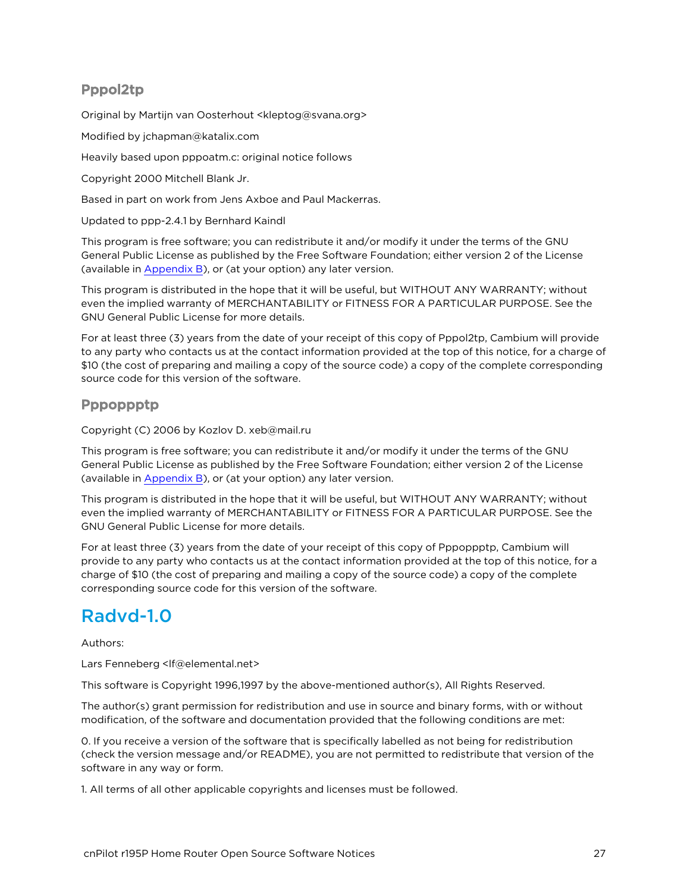### Pppol2tp

Original by Martijn van Oosterhout <kleptog@svana.org>

Modified by jchapman@katalix.com

Heavily based upon pppoatm.c: original notice follows

Copyright 2000 Mitchell Blank Jr.

Based in part on work from Jens Axboe and Paul Mackerras.

Updated to ppp-2.4.1 by Bernhard Kaindl

This program is free software; you can redistribute it and/or modify it under the terms of the GNU General Public License as published by the Free Software Foundation; either version 2 of the License (available in Appendix B), or (at your option) any later version.

This program is distributed in the hope that it will be useful, but WITHOUT ANY WARRANTY; without even the implied warranty of MERCHANTABILITY or FITNESS FOR A PARTICULAR PURPOSE. See the GNU General Public License for more details.

For at least three (3) years from the date of your receipt of this copy of Pppol2tp, Cambium will provide to any party who contacts us at the contact information provided at the top of this notice, for a charge of $10 (the cost of preparing and mailing a copy of the source code) a copy of the complete corresponding source code for this version of the software.

### Pppoppptp

Copyright (C) 2006 by Kozlov D. xeb@mail.ru

This program is free software; you can redistribute it and/or modify it under the terms of the GNU General Public License as published by the Free Software Foundation; either version 2 of the License (available in Appendix B), or (at your option) any later version.

This program is distributed in the hope that it will be useful, but WITHOUT ANY WARRANTY; without even the implied warranty of MERCHANTABILITY or FITNESS FOR A PARTICULAR PURPOSE. See the GNU General Public License for more details.

For at least three (3) years from the date of your receipt of this copy of Pppoppptp, Cambium will provide to any party who contacts us at the contact information provided at the top of this notice, for a charge of $10 (the cost of preparing and mailing a copy of the source code) a copy of the complete corresponding source code for this version of the software.

## Radvd-1.0

Authors:

Lars Fenneberg <lf@elemental.net>

This software is Copyright 1996,1997 by the above-mentioned author(s), All Rights Reserved.

The author(s) grant permission for redistribution and use in source and binary forms, with or without modification, of the software and documentation provided that the following conditions are met:

0. If you receive a version of the software that is specifically labelled as not being for redistribution (check the version message and/or README), you are not permitted to redistribute that version of the software in any way or form.

1. All terms of all other applicable copyrights and licenses must be followed.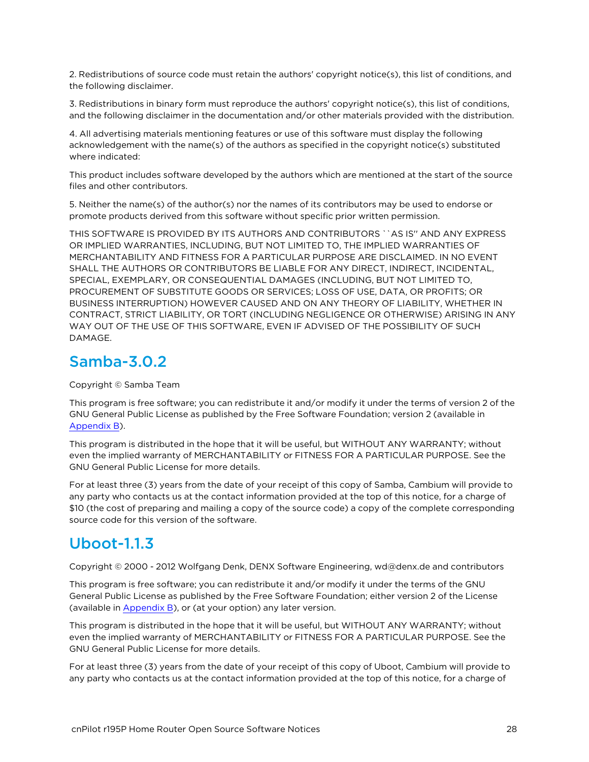2. Redistributions of source code must retain the authors' copyright notice(s), this list of conditions, and the following disclaimer.

3. Redistributions in binary form must reproduce the authors' copyright notice(s), this list of conditions, and the following disclaimer in the documentation and/or other materials provided with the distribution.

4. All advertising materials mentioning features or use of this software must display the following acknowledgement with the name(s) of the authors as specified in the copyright notice(s) substituted where indicated:

This product includes software developed by the authors which are mentioned at the start of the source files and other contributors.

5. Neither the name(s) of the author(s) nor the names of its contributors may be used to endorse or promote products derived from this software without specific prior written permission.

THIS SOFTWARE IS PROVIDED BY ITS AUTHORS AND CONTRIBUTORS ``AS IS'' AND ANY EXPRESS OR IMPLIED WARRANTIES, INCLUDING, BUT NOT LIMITED TO, THE IMPLIED WARRANTIES OF MERCHANTABILITY AND FITNESS FOR A PARTICULAR PURPOSE ARE DISCLAIMED. IN NO EVENT SHALL THE AUTHORS OR CONTRIBUTORS BE LIABLE FOR ANY DIRECT, INDIRECT, INCIDENTAL, SPECIAL, EXEMPLARY, OR CONSEQUENTIAL DAMAGES (INCLUDING, BUT NOT LIMITED TO, PROCUREMENT OF SUBSTITUTE GOODS OR SERVICES; LOSS OF USE, DATA, OR PROFITS; OR BUSINESS INTERRUPTION) HOWEVER CAUSED AND ON ANY THEORY OF LIABILITY, WHETHER IN CONTRACT, STRICT LIABILITY, OR TORT (INCLUDING NEGLIGENCE OR OTHERWISE) ARISING IN ANY WAY OUT OF THE USE OF THIS SOFTWARE, EVEN IF ADVISED OF THE POSSIBILITY OF SUCH DAMAGE.

## Samba-3.0.2

Copyright © Samba Team

This program is free software; you can redistribute it and/or modify it under the terms of version 2 of the GNU General Public License as published by the Free Software Foundation; version 2 (available in Appendix B).

This program is distributed in the hope that it will be useful, but WITHOUT ANY WARRANTY; without even the implied warranty of MERCHANTABILITY or FITNESS FOR A PARTICULAR PURPOSE. See the GNU General Public License for more details.

For at least three (3) years from the date of your receipt of this copy of Samba, Cambium will provide to any party who contacts us at the contact information provided at the top of this notice, for a charge of $10 (the cost of preparing and mailing a copy of the source code) a copy of the complete corresponding source code for this version of the software.

## Uboot-1.1.3

Copyright © 2000 - 2012 Wolfgang Denk, DENX Software Engineering, wd@denx.de and contributors

This program is free software; you can redistribute it and/or modify it under the terms of the GNU General Public License as published by the Free Software Foundation; either version 2 of the License (available in Appendix B), or (at your option) any later version.

This program is distributed in the hope that it will be useful, but WITHOUT ANY WARRANTY; without even the implied warranty of MERCHANTABILITY or FITNESS FOR A PARTICULAR PURPOSE. See the GNU General Public License for more details.

For at least three (3) years from the date of your receipt of this copy of Uboot, Cambium will provide to any party who contacts us at the contact information provided at the top of this notice, for a charge of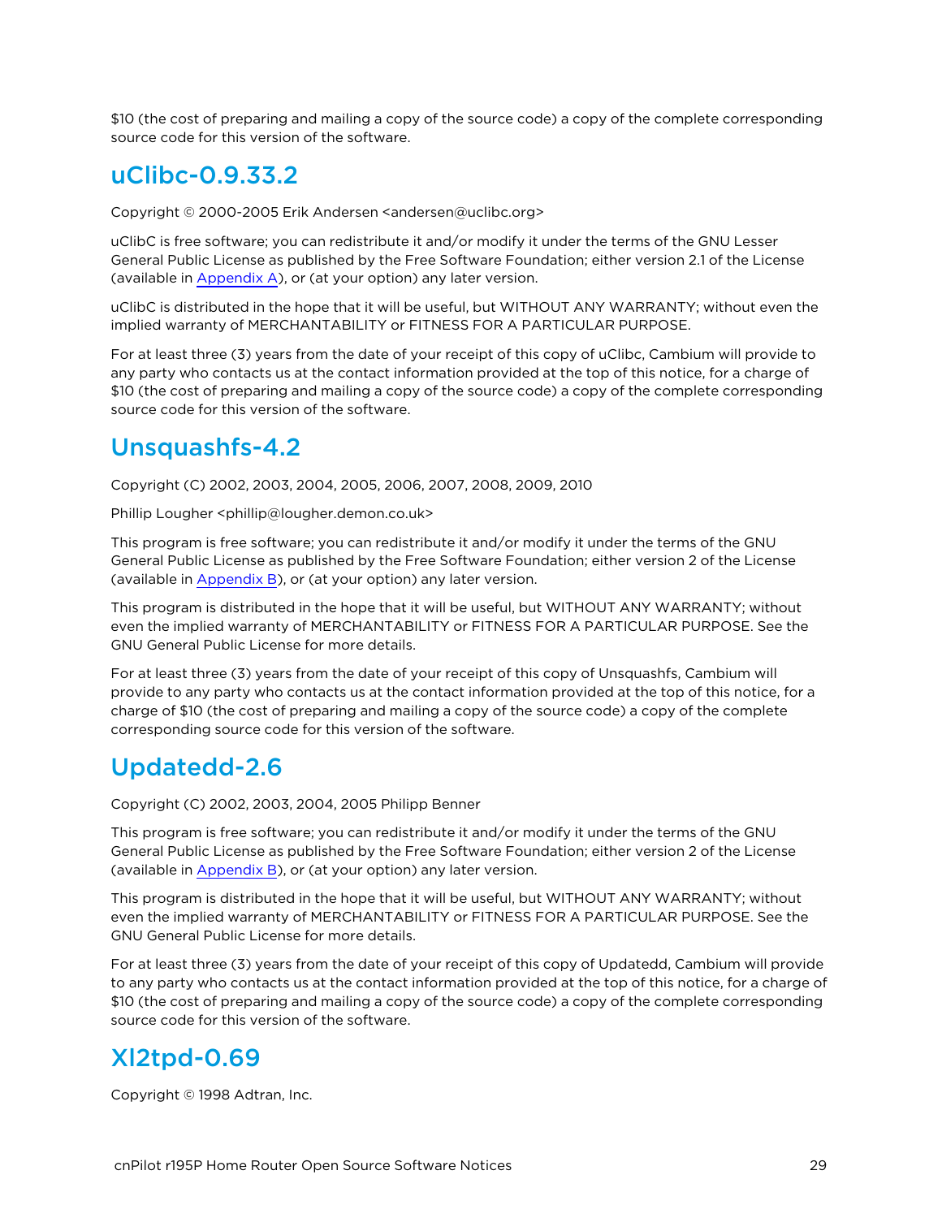$10 (the cost of preparing and mailing a copy of the source code) a copy of the complete corresponding source code for this version of the software.

## uClibc-0.9.33.2

Copyright © 2000-2005 Erik Andersen <andersen@uclibc.org>

uClibC is free software; you can redistribute it and/or modify it under the terms of the GNU Lesser General Public License as published by the Free Software Foundation; either version 2.1 of the License (available in Appendix A), or (at your option) any later version.

uClibC is distributed in the hope that it will be useful, but WITHOUT ANY WARRANTY; without even the implied warranty of MERCHANTABILITY or FITNESS FOR A PARTICULAR PURPOSE.

For at least three (3) years from the date of your receipt of this copy of uClibc, Cambium will provide to any party who contacts us at the contact information provided at the top of this notice, for a charge of $10 (the cost of preparing and mailing a copy of the source code) a copy of the complete corresponding source code for this version of the software.

## Unsquashfs-4.2

Copyright (C) 2002, 2003, 2004, 2005, 2006, 2007, 2008, 2009, 2010

Phillip Lougher <phillip@lougher.demon.co.uk>

This program is free software; you can redistribute it and/or modify it under the terms of the GNU General Public License as published by the Free Software Foundation; either version 2 of the License (available in Appendix B), or (at your option) any later version.

This program is distributed in the hope that it will be useful, but WITHOUT ANY WARRANTY; without even the implied warranty of MERCHANTABILITY or FITNESS FOR A PARTICULAR PURPOSE. See the GNU General Public License for more details.

For at least three (3) years from the date of your receipt of this copy of Unsquashfs, Cambium will provide to any party who contacts us at the contact information provided at the top of this notice, for a charge of $10 (the cost of preparing and mailing a copy of the source code) a copy of the complete corresponding source code for this version of the software.

## Updatedd-2.6

Copyright (C) 2002, 2003, 2004, 2005 Philipp Benner

This program is free software; you can redistribute it and/or modify it under the terms of the GNU General Public License as published by the Free Software Foundation; either version 2 of the License (available in Appendix B), or (at your option) any later version.

This program is distributed in the hope that it will be useful, but WITHOUT ANY WARRANTY; without even the implied warranty of MERCHANTABILITY or FITNESS FOR A PARTICULAR PURPOSE. See the GNU General Public License for more details.

For at least three (3) years from the date of your receipt of this copy of Updatedd, Cambium will provide to any party who contacts us at the contact information provided at the top of this notice, for a charge of $10 (the cost of preparing and mailing a copy of the source code) a copy of the complete corresponding source code for this version of the software.

## Xl2tpd-0.69

Copyright © 1998 Adtran, Inc.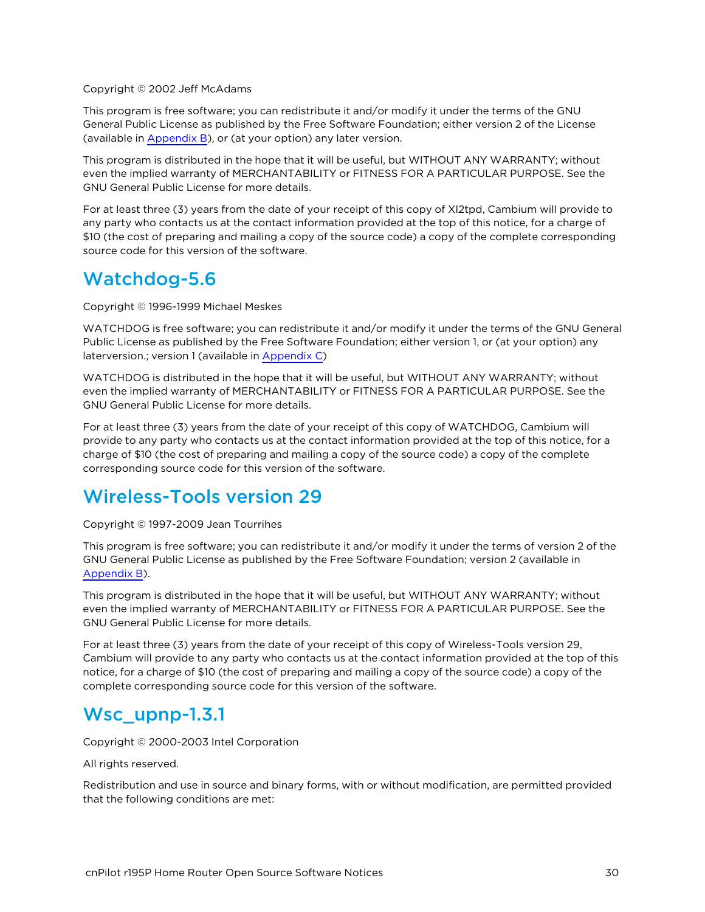Copyright © 2002 Jeff McAdams

This program is free software; you can redistribute it and/or modify it under the terms of the GNU General Public License as published by the Free Software Foundation; either version 2 of the License (available in Appendix B), or (at your option) any later version.

This program is distributed in the hope that it will be useful, but WITHOUT ANY WARRANTY; without even the implied warranty of MERCHANTABILITY or FITNESS FOR A PARTICULAR PURPOSE. See the GNU General Public License for more details.

For at least three (3) years from the date of your receipt of this copy of Xl2tpd, Cambium will provide to any party who contacts us at the contact information provided at the top of this notice, for a charge of $10 (the cost of preparing and mailing a copy of the source code) a copy of the complete corresponding source code for this version of the software.

## Watchdog-5.6

Copyright © 1996-1999 Michael Meskes

WATCHDOG is free software; you can redistribute it and/or modify it under the terms of the GNU General Public License as published by the Free Software Foundation; either version 1, or (at your option) any laterversion.; version 1 (available in Appendix C)

WATCHDOG is distributed in the hope that it will be useful, but WITHOUT ANY WARRANTY; without even the implied warranty of MERCHANTABILITY or FITNESS FOR A PARTICULAR PURPOSE. See the GNU General Public License for more details.

For at least three (3) years from the date of your receipt of this copy of WATCHDOG, Cambium will provide to any party who contacts us at the contact information provided at the top of this notice, for a charge of $10 (the cost of preparing and mailing a copy of the source code) a copy of the complete corresponding source code for this version of the software.

## Wireless-Tools version 29

Copyright © 1997-2009 Jean Tourrihes

This program is free software; you can redistribute it and/or modify it under the terms of version 2 of the GNU General Public License as published by the Free Software Foundation; version 2 (available in Appendix B).

This program is distributed in the hope that it will be useful, but WITHOUT ANY WARRANTY; without even the implied warranty of MERCHANTABILITY or FITNESS FOR A PARTICULAR PURPOSE. See the GNU General Public License for more details.

For at least three (3) years from the date of your receipt of this copy of Wireless-Tools version 29, Cambium will provide to any party who contacts us at the contact information provided at the top of this notice, for a charge of $10 (the cost of preparing and mailing a copy of the source code) a copy of the complete corresponding source code for this version of the software.

## Wsc_upnp-1.3.1

Copyright © 2000-2003 Intel Corporation

All rights reserved.

Redistribution and use in source and binary forms, with or without modification, are permitted provided that the following conditions are met: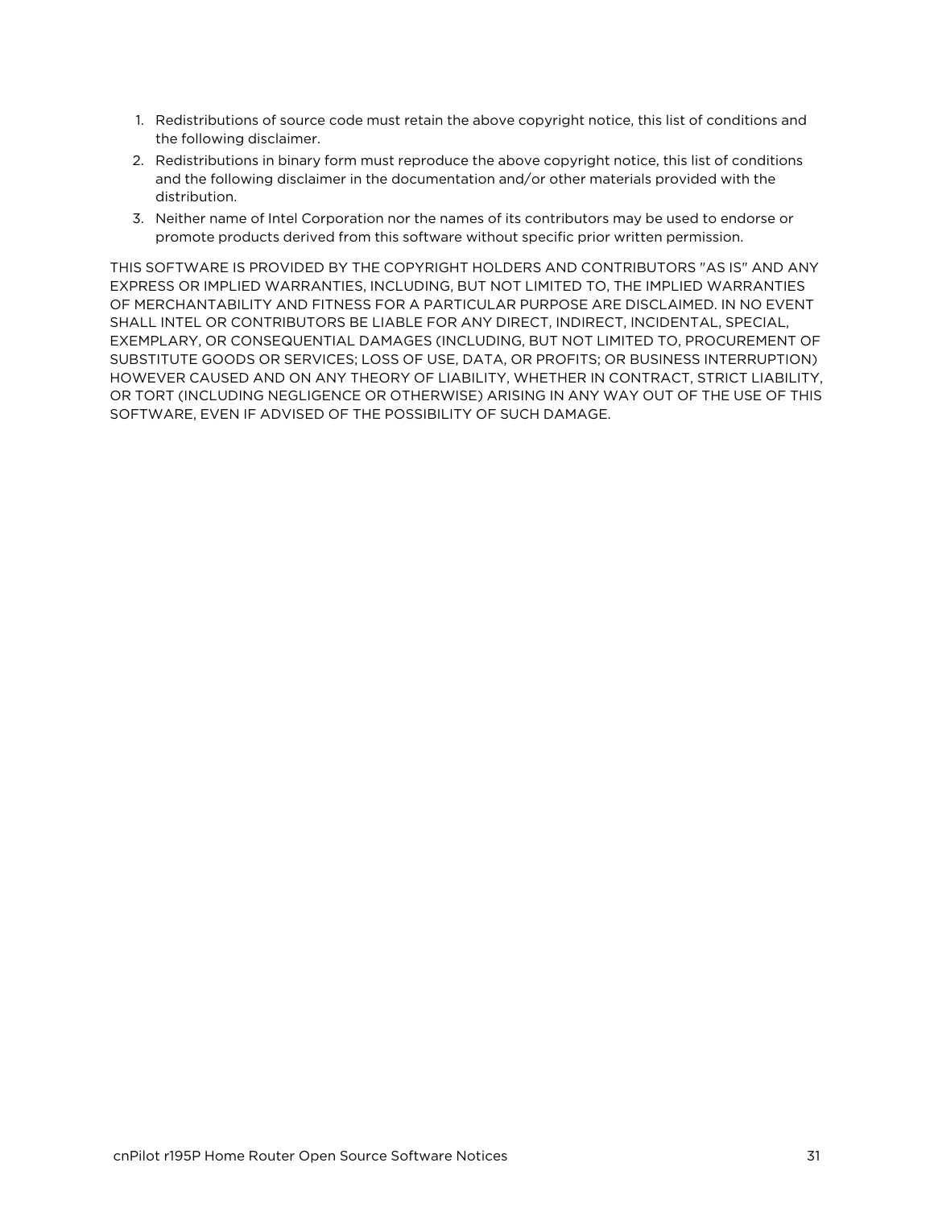1. Redistributions of source code must retain the above copyright notice, this list of conditions and the following disclaimer.
2. Redistributions in binary form must reproduce the above copyright notice, this list of conditions and the following disclaimer in the documentation and/or other materials provided with the distribution.
3. Neither name of Intel Corporation nor the names of its contributors may be used to endorse or promote products derived from this software without specific prior written permission.

THIS SOFTWARE IS PROVIDED BY THE COPYRIGHT HOLDERS AND CONTRIBUTORS "AS IS" AND ANY EXPRESS OR IMPLIED WARRANTIES, INCLUDING, BUT NOT LIMITED TO, THE IMPLIED WARRANTIES OF MERCHANTABILITY AND FITNESS FOR A PARTICULAR PURPOSE ARE DISCLAIMED. IN NO EVENT SHALL INTEL OR CONTRIBUTORS BE LIABLE FOR ANY DIRECT, INDIRECT, INCIDENTAL, SPECIAL, EXEMPLARY, OR CONSEQUENTIAL DAMAGES (INCLUDING, BUT NOT LIMITED TO, PROCUREMENT OF SUBSTITUTE GOODS OR SERVICES; LOSS OF USE, DATA, OR PROFITS; OR BUSINESS INTERRUPTION) HOWEVER CAUSED AND ON ANY THEORY OF LIABILITY, WHETHER IN CONTRACT, STRICT LIABILITY, OR TORT (INCLUDING NEGLIGENCE OR OTHERWISE) ARISING IN ANY WAY OUT OF THE USE OF THIS SOFTWARE, EVEN IF ADVISED OF THE POSSIBILITY OF SUCH DAMAGE.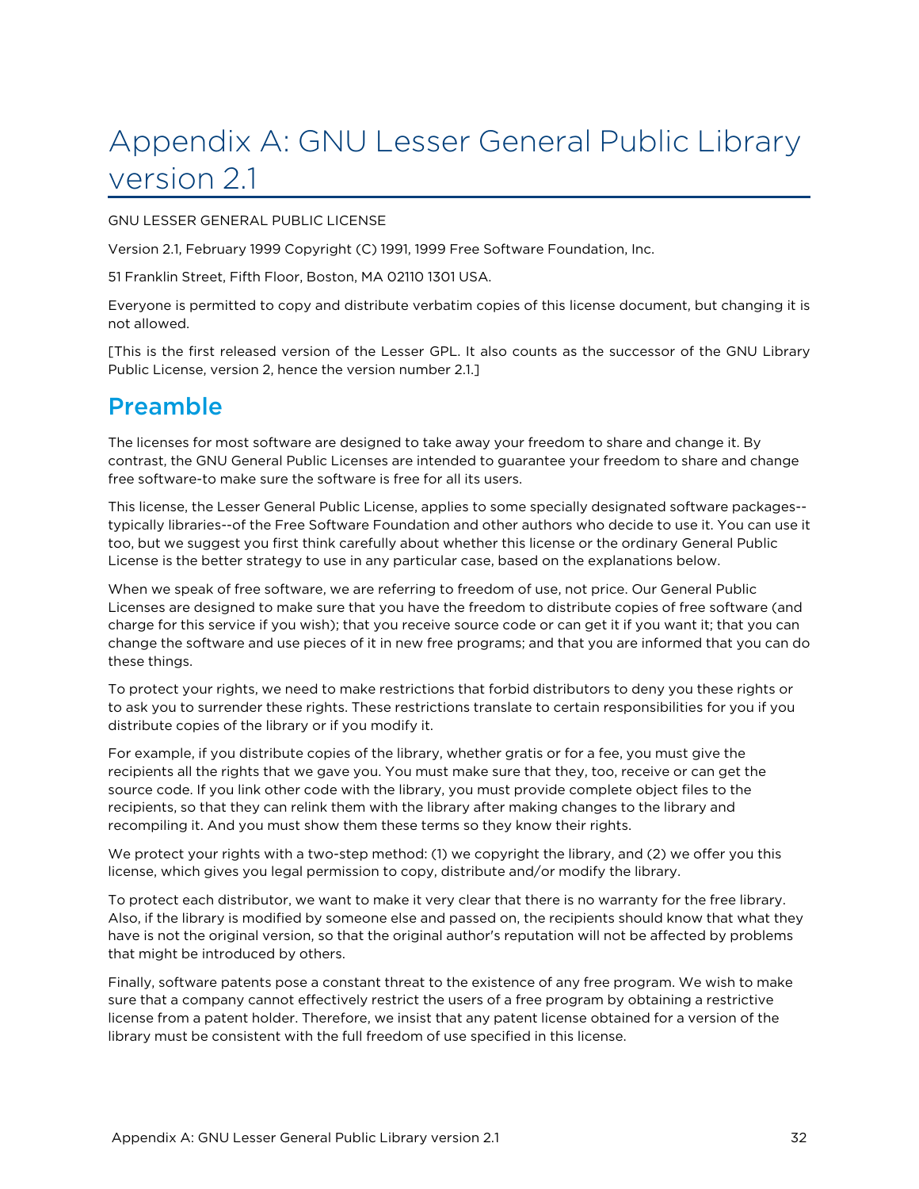# Appendix A: GNU Lesser General Public Library version 2.1

GNU LESSER GENERAL PUBLIC LICENSE

Version 2.1, February 1999 Copyright (C) 1991, 1999 Free Software Foundation, Inc.

51 Franklin Street, Fifth Floor, Boston, MA 02110 1301 USA.

Everyone is permitted to copy and distribute verbatim copies of this license document, but changing it is not allowed.

[This is the first released version of the Lesser GPL. It also counts as the successor of the GNU Library Public License, version 2, hence the version number 2.1.]

## Preamble

The licenses for most software are designed to take away your freedom to share and change it. By contrast, the GNU General Public Licenses are intended to guarantee your freedom to share and change free software-to make sure the software is free for all its users.

This license, the Lesser General Public License, applies to some specially designated software packages--typically libraries--of the Free Software Foundation and other authors who decide to use it. You can use it too, but we suggest you first think carefully about whether this license or the ordinary General Public License is the better strategy to use in any particular case, based on the explanations below.

When we speak of free software, we are referring to freedom of use, not price. Our General Public Licenses are designed to make sure that you have the freedom to distribute copies of free software (and charge for this service if you wish); that you receive source code or can get it if you want it; that you can change the software and use pieces of it in new free programs; and that you are informed that you can do these things.

To protect your rights, we need to make restrictions that forbid distributors to deny you these rights or to ask you to surrender these rights. These restrictions translate to certain responsibilities for you if you distribute copies of the library or if you modify it.

For example, if you distribute copies of the library, whether gratis or for a fee, you must give the recipients all the rights that we gave you. You must make sure that they, too, receive or can get the source code. If you link other code with the library, you must provide complete object files to the recipients, so that they can relink them with the library after making changes to the library and recompiling it. And you must show them these terms so they know their rights.

We protect your rights with a two-step method: (1) we copyright the library, and (2) we offer you this license, which gives you legal permission to copy, distribute and/or modify the library.

To protect each distributor, we want to make it very clear that there is no warranty for the free library. Also, if the library is modified by someone else and passed on, the recipients should know that what they have is not the original version, so that the original author's reputation will not be affected by problems that might be introduced by others.

Finally, software patents pose a constant threat to the existence of any free program. We wish to make sure that a company cannot effectively restrict the users of a free program by obtaining a restrictive license from a patent holder. Therefore, we insist that any patent license obtained for a version of the library must be consistent with the full freedom of use specified in this license.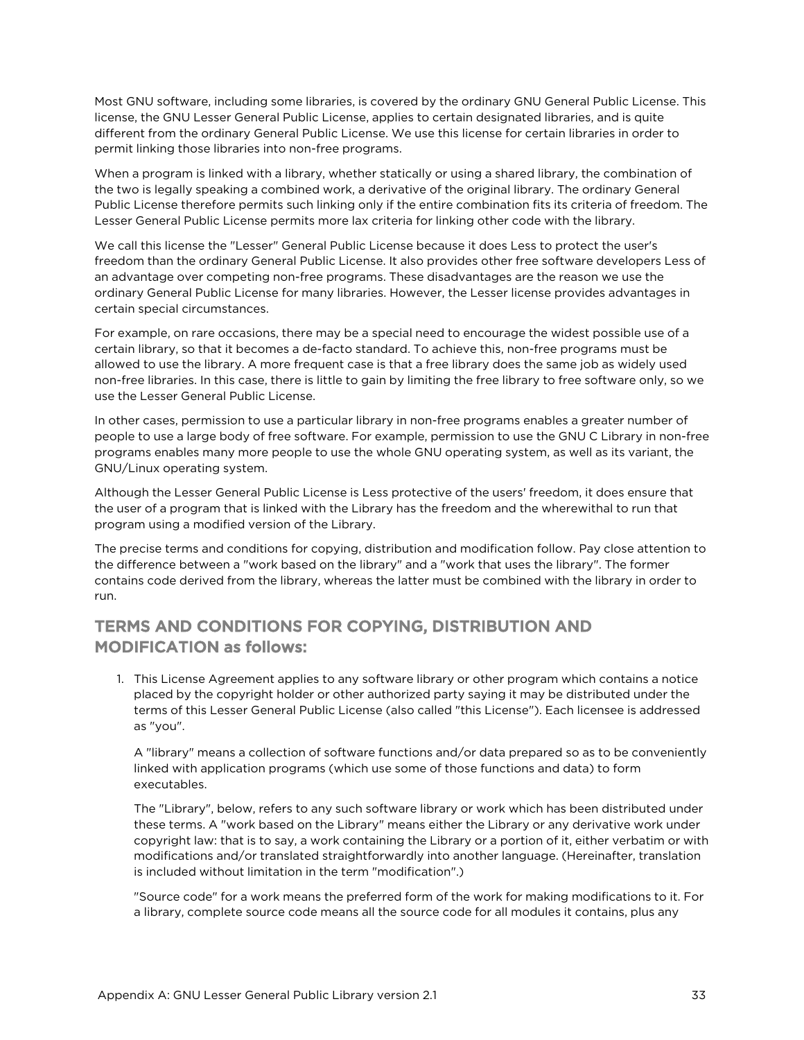Most GNU software, including some libraries, is covered by the ordinary GNU General Public License. This license, the GNU Lesser General Public License, applies to certain designated libraries, and is quite different from the ordinary General Public License. We use this license for certain libraries in order to permit linking those libraries into non-free programs.

When a program is linked with a library, whether statically or using a shared library, the combination of the two is legally speaking a combined work, a derivative of the original library. The ordinary General Public License therefore permits such linking only if the entire combination fits its criteria of freedom. The Lesser General Public License permits more lax criteria for linking other code with the library.

We call this license the "Lesser" General Public License because it does Less to protect the user's freedom than the ordinary General Public License. It also provides other free software developers Less of an advantage over competing non-free programs. These disadvantages are the reason we use the ordinary General Public License for many libraries. However, the Lesser license provides advantages in certain special circumstances.

For example, on rare occasions, there may be a special need to encourage the widest possible use of a certain library, so that it becomes a de-facto standard. To achieve this, non-free programs must be allowed to use the library. A more frequent case is that a free library does the same job as widely used non-free libraries. In this case, there is little to gain by limiting the free library to free software only, so we use the Lesser General Public License.

In other cases, permission to use a particular library in non-free programs enables a greater number of people to use a large body of free software. For example, permission to use the GNU C Library in non-free programs enables many more people to use the whole GNU operating system, as well as its variant, the GNU/Linux operating system.

Although the Lesser General Public License is Less protective of the users' freedom, it does ensure that the user of a program that is linked with the Library has the freedom and the wherewithal to run that program using a modified version of the Library.

The precise terms and conditions for copying, distribution and modification follow. Pay close attention to the difference between a "work based on the library" and a "work that uses the library". The former contains code derived from the library, whereas the latter must be combined with the library in order to run.

## TERMS AND CONDITIONS FOR COPYING, DISTRIBUTION AND MODIFICATION as follows:

1. This License Agreement applies to any software library or other program which contains a notice placed by the copyright holder or other authorized party saying it may be distributed under the terms of this Lesser General Public License (also called "this License"). Each licensee is addressed as "you".

   A "library" means a collection of software functions and/or data prepared so as to be conveniently linked with application programs (which use some of those functions and data) to form executables.

   The "Library", below, refers to any such software library or work which has been distributed under these terms. A "work based on the Library" means either the Library or any derivative work under copyright law: that is to say, a work containing the Library or a portion of it, either verbatim or with modifications and/or translated straightforwardly into another language. (Hereinafter, translation is included without limitation in the term "modification".)

   "Source code" for a work means the preferred form of the work for making modifications to it. For a library, complete source code means all the source code for all modules it contains, plus any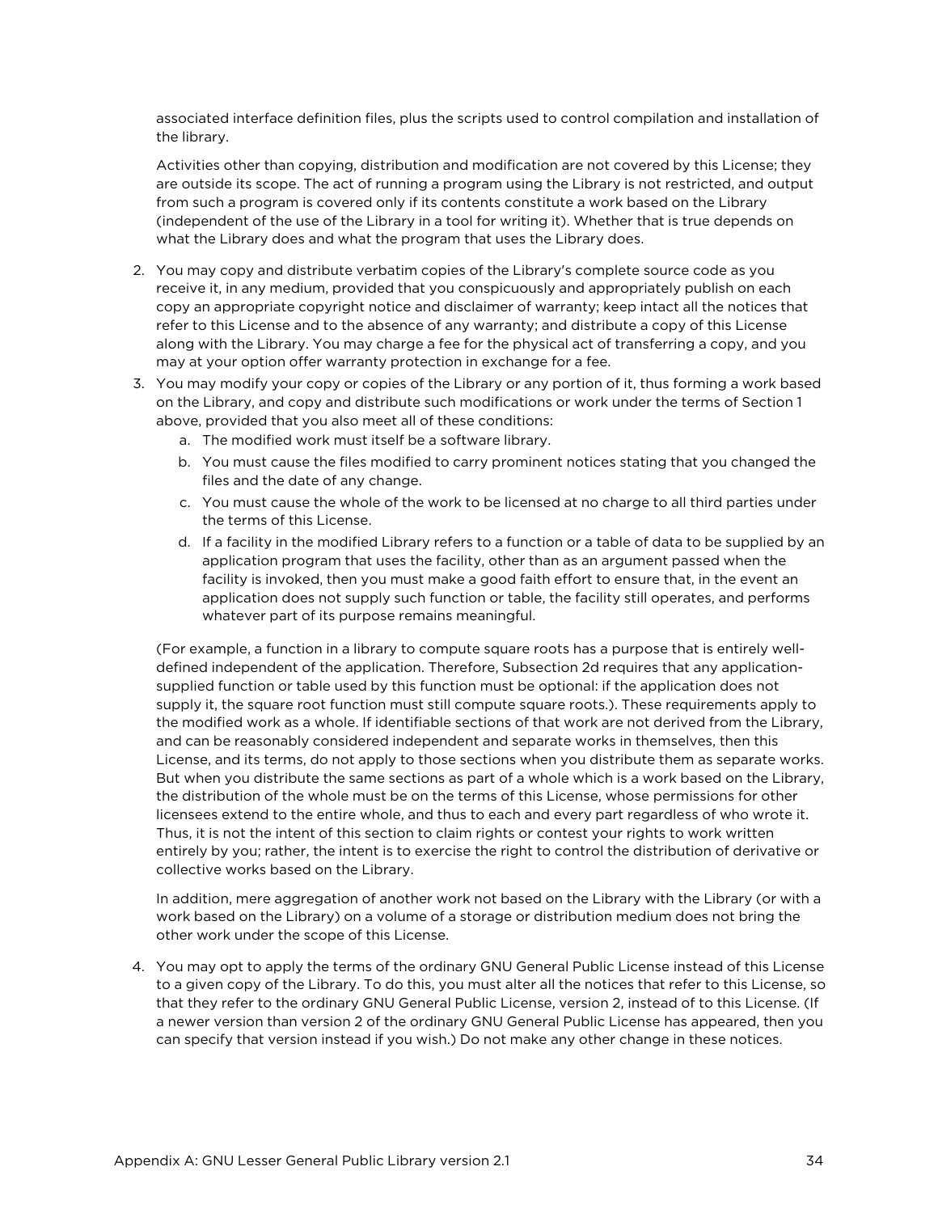associated interface definition files, plus the scripts used to control compilation and installation of the library.

Activities other than copying, distribution and modification are not covered by this License; they are outside its scope. The act of running a program using the Library is not restricted, and output from such a program is covered only if its contents constitute a work based on the Library (independent of the use of the Library in a tool for writing it). Whether that is true depends on what the Library does and what the program that uses the Library does.

2. You may copy and distribute verbatim copies of the Library's complete source code as you receive it, in any medium, provided that you conspicuously and appropriately publish on each copy an appropriate copyright notice and disclaimer of warranty; keep intact all the notices that refer to this License and to the absence of any warranty; and distribute a copy of this License along with the Library. You may charge a fee for the physical act of transferring a copy, and you may at your option offer warranty protection in exchange for a fee.
3. You may modify your copy or copies of the Library or any portion of it, thus forming a work based on the Library, and copy and distribute such modifications or work under the terms of Section 1 above, provided that you also meet all of these conditions:
   a. The modified work must itself be a software library.
   b. You must cause the files modified to carry prominent notices stating that you changed the files and the date of any change.
   c. You must cause the whole of the work to be licensed at no charge to all third parties under the terms of this License.
   d. If a facility in the modified Library refers to a function or a table of data to be supplied by an application program that uses the facility, other than as an argument passed when the facility is invoked, then you must make a good faith effort to ensure that, in the event an application does not supply such function or table, the facility still operates, and performs whatever part of its purpose remains meaningful.

   (For example, a function in a library to compute square roots has a purpose that is entirely well-defined independent of the application. Therefore, Subsection 2d requires that any application-supplied function or table used by this function must be optional: if the application does not supply it, the square root function must still compute square roots.). These requirements apply to the modified work as a whole. If identifiable sections of that work are not derived from the Library, and can be reasonably considered independent and separate works in themselves, then this License, and its terms, do not apply to those sections when you distribute them as separate works. But when you distribute the same sections as part of a whole which is a work based on the Library, the distribution of the whole must be on the terms of this License, whose permissions for other licensees extend to the entire whole, and thus to each and every part regardless of who wrote it. Thus, it is not the intent of this section to claim rights or contest your rights to work written entirely by you; rather, the intent is to exercise the right to control the distribution of derivative or collective works based on the Library.

   In addition, mere aggregation of another work not based on the Library with the Library (or with a work based on the Library) on a volume of a storage or distribution medium does not bring the other work under the scope of this License.

4. You may opt to apply the terms of the ordinary GNU General Public License instead of this License to a given copy of the Library. To do this, you must alter all the notices that refer to this License, so that they refer to the ordinary GNU General Public License, version 2, instead of to this License. (If a newer version than version 2 of the ordinary GNU General Public License has appeared, then you can specify that version instead if you wish.) Do not make any other change in these notices.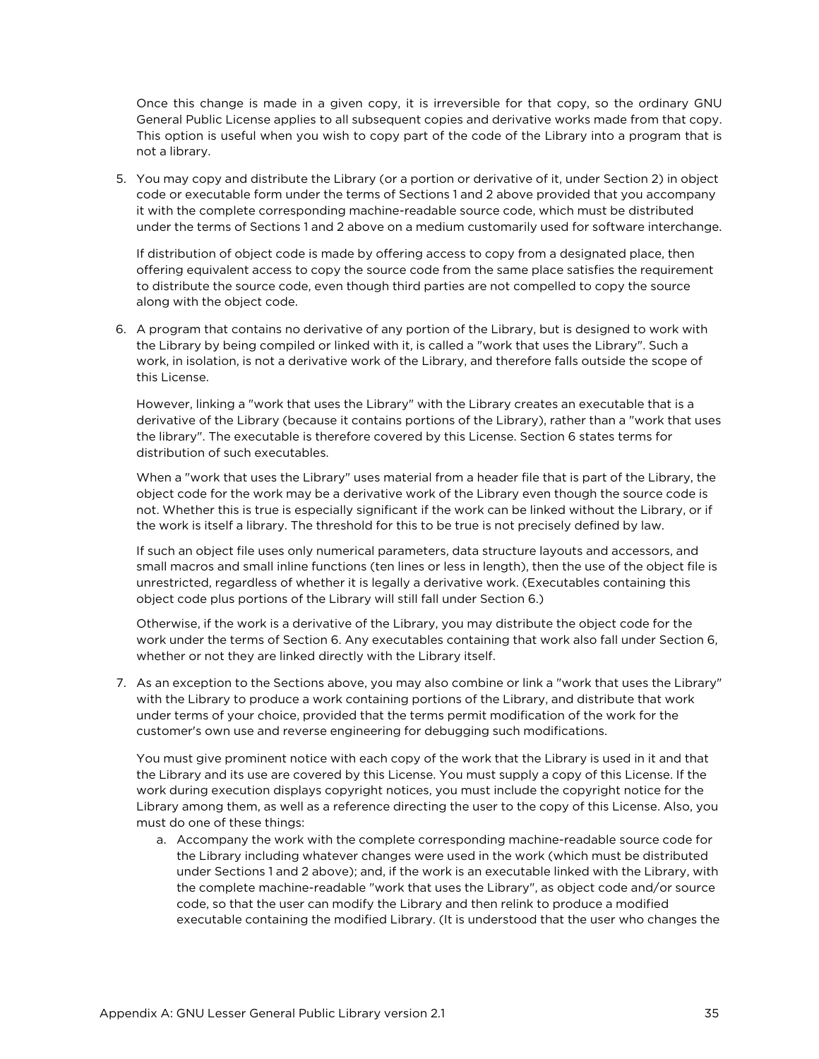Once this change is made in a given copy, it is irreversible for that copy, so the ordinary GNU General Public License applies to all subsequent copies and derivative works made from that copy. This option is useful when you wish to copy part of the code of the Library into a program that is not a library.

5. You may copy and distribute the Library (or a portion or derivative of it, under Section 2) in object code or executable form under the terms of Sections 1 and 2 above provided that you accompany it with the complete corresponding machine-readable source code, which must be distributed under the terms of Sections 1 and 2 above on a medium customarily used for software interchange.

   If distribution of object code is made by offering access to copy from a designated place, then offering equivalent access to copy the source code from the same place satisfies the requirement to distribute the source code, even though third parties are not compelled to copy the source along with the object code.

6. A program that contains no derivative of any portion of the Library, but is designed to work with the Library by being compiled or linked with it, is called a "work that uses the Library". Such a work, in isolation, is not a derivative work of the Library, and therefore falls outside the scope of this License.

   However, linking a "work that uses the Library" with the Library creates an executable that is a derivative of the Library (because it contains portions of the Library), rather than a "work that uses the library". The executable is therefore covered by this License. Section 6 states terms for distribution of such executables.

   When a "work that uses the Library" uses material from a header file that is part of the Library, the object code for the work may be a derivative work of the Library even though the source code is not. Whether this is true is especially significant if the work can be linked without the Library, or if the work is itself a library. The threshold for this to be true is not precisely defined by law.

   If such an object file uses only numerical parameters, data structure layouts and accessors, and small macros and small inline functions (ten lines or less in length), then the use of the object file is unrestricted, regardless of whether it is legally a derivative work. (Executables containing this object code plus portions of the Library will still fall under Section 6.)

   Otherwise, if the work is a derivative of the Library, you may distribute the object code for the work under the terms of Section 6. Any executables containing that work also fall under Section 6, whether or not they are linked directly with the Library itself.

7. As an exception to the Sections above, you may also combine or link a "work that uses the Library" with the Library to produce a work containing portions of the Library, and distribute that work under terms of your choice, provided that the terms permit modification of the work for the customer's own use and reverse engineering for debugging such modifications.

   You must give prominent notice with each copy of the work that the Library is used in it and that the Library and its use are covered by this License. You must supply a copy of this License. If the work during execution displays copyright notices, you must include the copyright notice for the Library among them, as well as a reference directing the user to the copy of this License. Also, you must do one of these things:

   a. Accompany the work with the complete corresponding machine-readable source code for the Library including whatever changes were used in the work (which must be distributed under Sections 1 and 2 above); and, if the work is an executable linked with the Library, with the complete machine-readable "work that uses the Library", as object code and/or source code, so that the user can modify the Library and then relink to produce a modified executable containing the modified Library. (It is understood that the user who changes the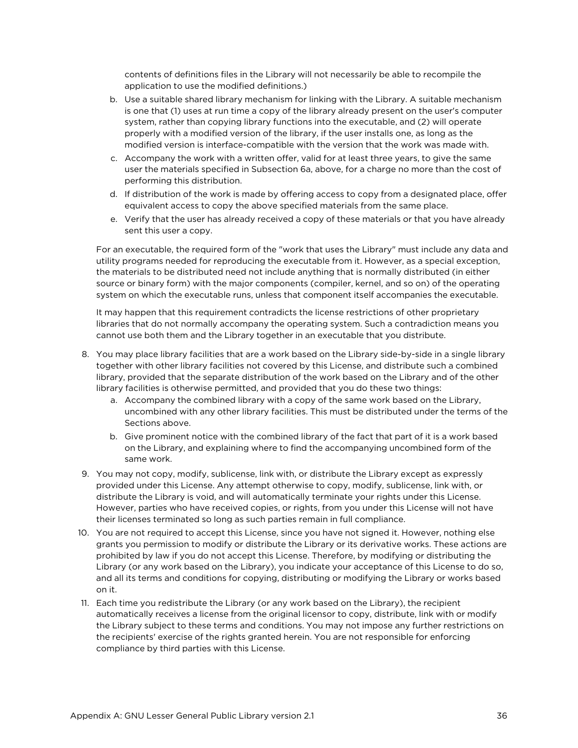contents of definitions files in the Library will not necessarily be able to recompile the application to use the modified definitions.)

b. Use a suitable shared library mechanism for linking with the Library. A suitable mechanism is one that (1) uses at run time a copy of the library already present on the user's computer system, rather than copying library functions into the executable, and (2) will operate properly with a modified version of the library, if the user installs one, as long as the modified version is interface-compatible with the version that the work was made with.
c. Accompany the work with a written offer, valid for at least three years, to give the same user the materials specified in Subsection 6a, above, for a charge no more than the cost of performing this distribution.
d. If distribution of the work is made by offering access to copy from a designated place, offer equivalent access to copy the above specified materials from the same place.
e. Verify that the user has already received a copy of these materials or that you have already sent this user a copy.

For an executable, the required form of the "work that uses the Library" must include any data and utility programs needed for reproducing the executable from it. However, as a special exception, the materials to be distributed need not include anything that is normally distributed (in either source or binary form) with the major components (compiler, kernel, and so on) of the operating system on which the executable runs, unless that component itself accompanies the executable.

It may happen that this requirement contradicts the license restrictions of other proprietary libraries that do not normally accompany the operating system. Such a contradiction means you cannot use both them and the Library together in an executable that you distribute.

8. You may place library facilities that are a work based on the Library side-by-side in a single library together with other library facilities not covered by this License, and distribute such a combined library, provided that the separate distribution of the work based on the Library and of the other library facilities is otherwise permitted, and provided that you do these two things:
    a. Accompany the combined library with a copy of the same work based on the Library, uncombined with any other library facilities. This must be distributed under the terms of the Sections above.
    b. Give prominent notice with the combined library of the fact that part of it is a work based on the Library, and explaining where to find the accompanying uncombined form of the same work.
9. You may not copy, modify, sublicense, link with, or distribute the Library except as expressly provided under this License. Any attempt otherwise to copy, modify, sublicense, link with, or distribute the Library is void, and will automatically terminate your rights under this License. However, parties who have received copies, or rights, from you under this License will not have their licenses terminated so long as such parties remain in full compliance.
10. You are not required to accept this License, since you have not signed it. However, nothing else grants you permission to modify or distribute the Library or its derivative works. These actions are prohibited by law if you do not accept this License. Therefore, by modifying or distributing the Library (or any work based on the Library), you indicate your acceptance of this License to do so, and all its terms and conditions for copying, distributing or modifying the Library or works based on it.
11. Each time you redistribute the Library (or any work based on the Library), the recipient automatically receives a license from the original licensor to copy, distribute, link with or modify the Library subject to these terms and conditions. You may not impose any further restrictions on the recipients' exercise of the rights granted herein. You are not responsible for enforcing compliance by third parties with this License.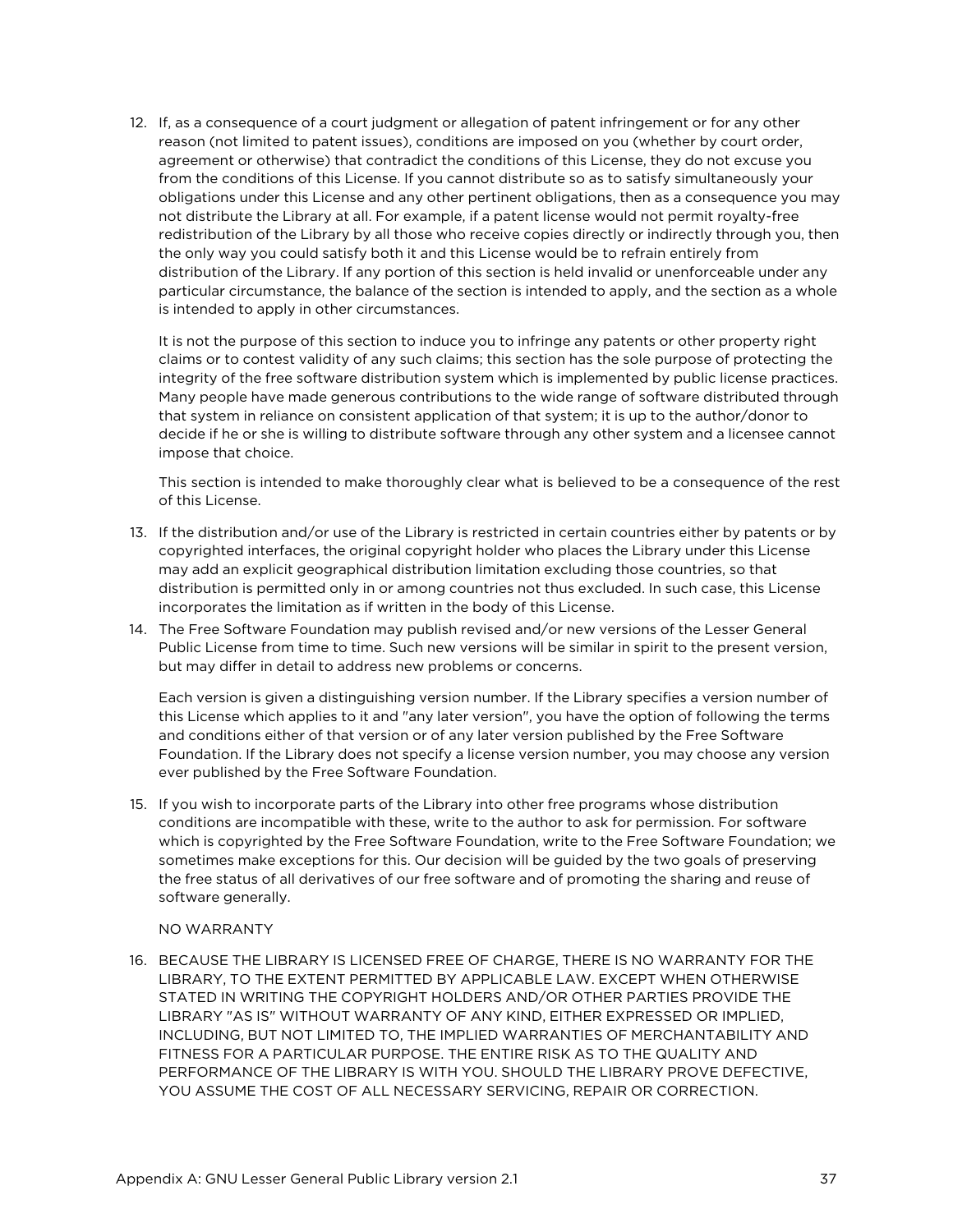12. If, as a consequence of a court judgment or allegation of patent infringement or for any other reason (not limited to patent issues), conditions are imposed on you (whether by court order, agreement or otherwise) that contradict the conditions of this License, they do not excuse you from the conditions of this License. If you cannot distribute so as to satisfy simultaneously your obligations under this License and any other pertinent obligations, then as a consequence you may not distribute the Library at all. For example, if a patent license would not permit royalty-free redistribution of the Library by all those who receive copies directly or indirectly through you, then the only way you could satisfy both it and this License would be to refrain entirely from distribution of the Library. If any portion of this section is held invalid or unenforceable under any particular circumstance, the balance of the section is intended to apply, and the section as a whole is intended to apply in other circumstances.

    It is not the purpose of this section to induce you to infringe any patents or other property right claims or to contest validity of any such claims; this section has the sole purpose of protecting the integrity of the free software distribution system which is implemented by public license practices. Many people have made generous contributions to the wide range of software distributed through that system in reliance on consistent application of that system; it is up to the author/donor to decide if he or she is willing to distribute software through any other system and a licensee cannot impose that choice.

    This section is intended to make thoroughly clear what is believed to be a consequence of the rest of this License.

13. If the distribution and/or use of the Library is restricted in certain countries either by patents or by copyrighted interfaces, the original copyright holder who places the Library under this License may add an explicit geographical distribution limitation excluding those countries, so that distribution is permitted only in or among countries not thus excluded. In such case, this License incorporates the limitation as if written in the body of this License.
14. The Free Software Foundation may publish revised and/or new versions of the Lesser General Public License from time to time. Such new versions will be similar in spirit to the present version, but may differ in detail to address new problems or concerns.

    Each version is given a distinguishing version number. If the Library specifies a version number of this License which applies to it and "any later version", you have the option of following the terms and conditions either of that version or of any later version published by the Free Software Foundation. If the Library does not specify a license version number, you may choose any version ever published by the Free Software Foundation.

15. If you wish to incorporate parts of the Library into other free programs whose distribution conditions are incompatible with these, write to the author to ask for permission. For software which is copyrighted by the Free Software Foundation, write to the Free Software Foundation; we sometimes make exceptions for this. Our decision will be guided by the two goals of preserving the free status of all derivatives of our free software and of promoting the sharing and reuse of software generally.

    NO WARRANTY

16. BECAUSE THE LIBRARY IS LICENSED FREE OF CHARGE, THERE IS NO WARRANTY FOR THE LIBRARY, TO THE EXTENT PERMITTED BY APPLICABLE LAW. EXCEPT WHEN OTHERWISE STATED IN WRITING THE COPYRIGHT HOLDERS AND/OR OTHER PARTIES PROVIDE THE LIBRARY "AS IS" WITHOUT WARRANTY OF ANY KIND, EITHER EXPRESSED OR IMPLIED, INCLUDING, BUT NOT LIMITED TO, THE IMPLIED WARRANTIES OF MERCHANTABILITY AND FITNESS FOR A PARTICULAR PURPOSE. THE ENTIRE RISK AS TO THE QUALITY AND PERFORMANCE OF THE LIBRARY IS WITH YOU. SHOULD THE LIBRARY PROVE DEFECTIVE, YOU ASSUME THE COST OF ALL NECESSARY SERVICING, REPAIR OR CORRECTION.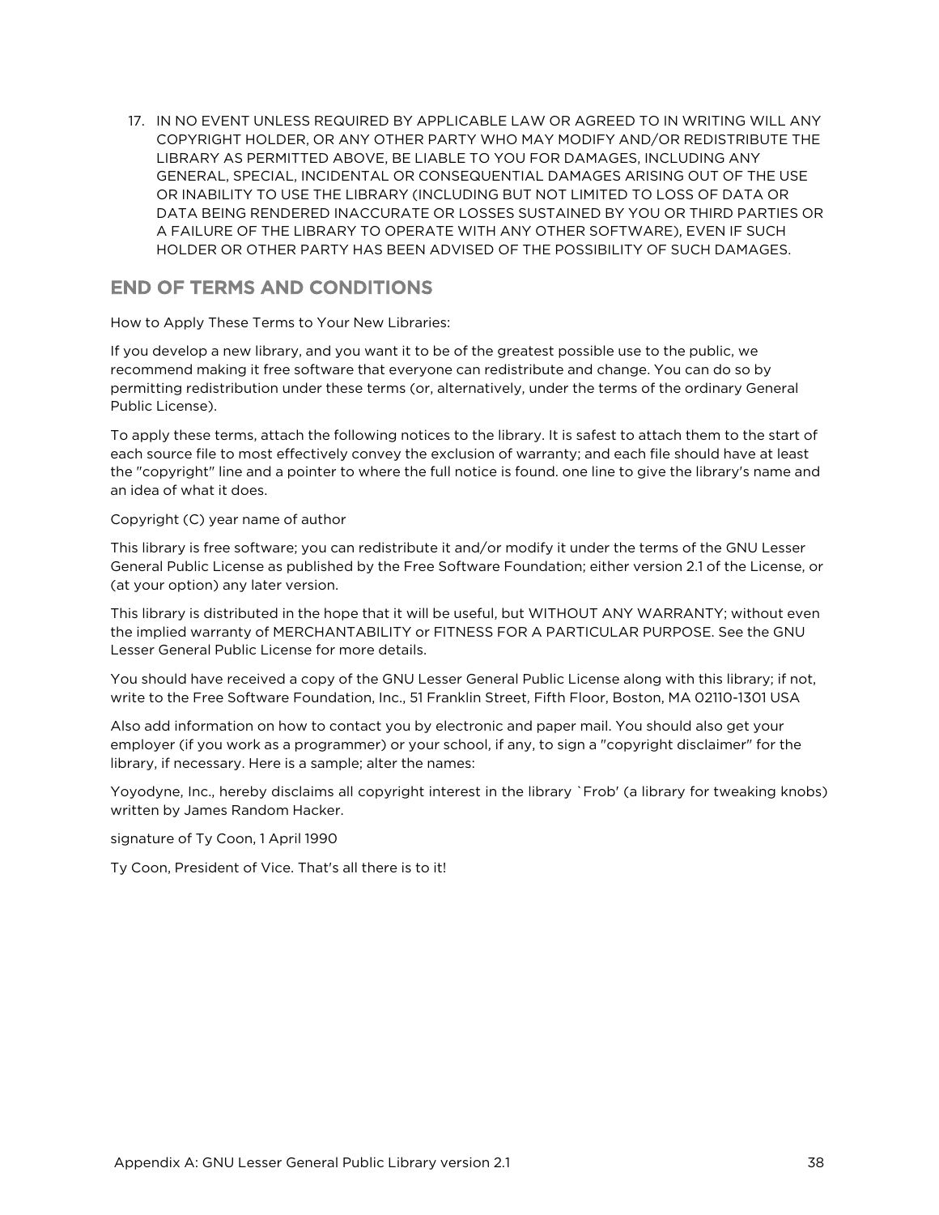17. IN NO EVENT UNLESS REQUIRED BY APPLICABLE LAW OR AGREED TO IN WRITING WILL ANY COPYRIGHT HOLDER, OR ANY OTHER PARTY WHO MAY MODIFY AND/OR REDISTRIBUTE THE LIBRARY AS PERMITTED ABOVE, BE LIABLE TO YOU FOR DAMAGES, INCLUDING ANY GENERAL, SPECIAL, INCIDENTAL OR CONSEQUENTIAL DAMAGES ARISING OUT OF THE USE OR INABILITY TO USE THE LIBRARY (INCLUDING BUT NOT LIMITED TO LOSS OF DATA OR DATA BEING RENDERED INACCURATE OR LOSSES SUSTAINED BY YOU OR THIRD PARTIES OR A FAILURE OF THE LIBRARY TO OPERATE WITH ANY OTHER SOFTWARE), EVEN IF SUCH HOLDER OR OTHER PARTY HAS BEEN ADVISED OF THE POSSIBILITY OF SUCH DAMAGES.

## END OF TERMS AND CONDITIONS

How to Apply These Terms to Your New Libraries:

If you develop a new library, and you want it to be of the greatest possible use to the public, we recommend making it free software that everyone can redistribute and change. You can do so by permitting redistribution under these terms (or, alternatively, under the terms of the ordinary General Public License).

To apply these terms, attach the following notices to the library. It is safest to attach them to the start of each source file to most effectively convey the exclusion of warranty; and each file should have at least the "copyright" line and a pointer to where the full notice is found. one line to give the library's name and an idea of what it does.

Copyright (C) year name of author

This library is free software; you can redistribute it and/or modify it under the terms of the GNU Lesser General Public License as published by the Free Software Foundation; either version 2.1 of the License, or (at your option) any later version.

This library is distributed in the hope that it will be useful, but WITHOUT ANY WARRANTY; without even the implied warranty of MERCHANTABILITY or FITNESS FOR A PARTICULAR PURPOSE. See the GNU Lesser General Public License for more details.

You should have received a copy of the GNU Lesser General Public License along with this library; if not, write to the Free Software Foundation, Inc., 51 Franklin Street, Fifth Floor, Boston, MA 02110-1301 USA

Also add information on how to contact you by electronic and paper mail. You should also get your employer (if you work as a programmer) or your school, if any, to sign a "copyright disclaimer" for the library, if necessary. Here is a sample; alter the names:

Yoyodyne, Inc., hereby disclaims all copyright interest in the library `Frob' (a library for tweaking knobs) written by James Random Hacker.

signature of Ty Coon, 1 April 1990

Ty Coon, President of Vice. That's all there is to it!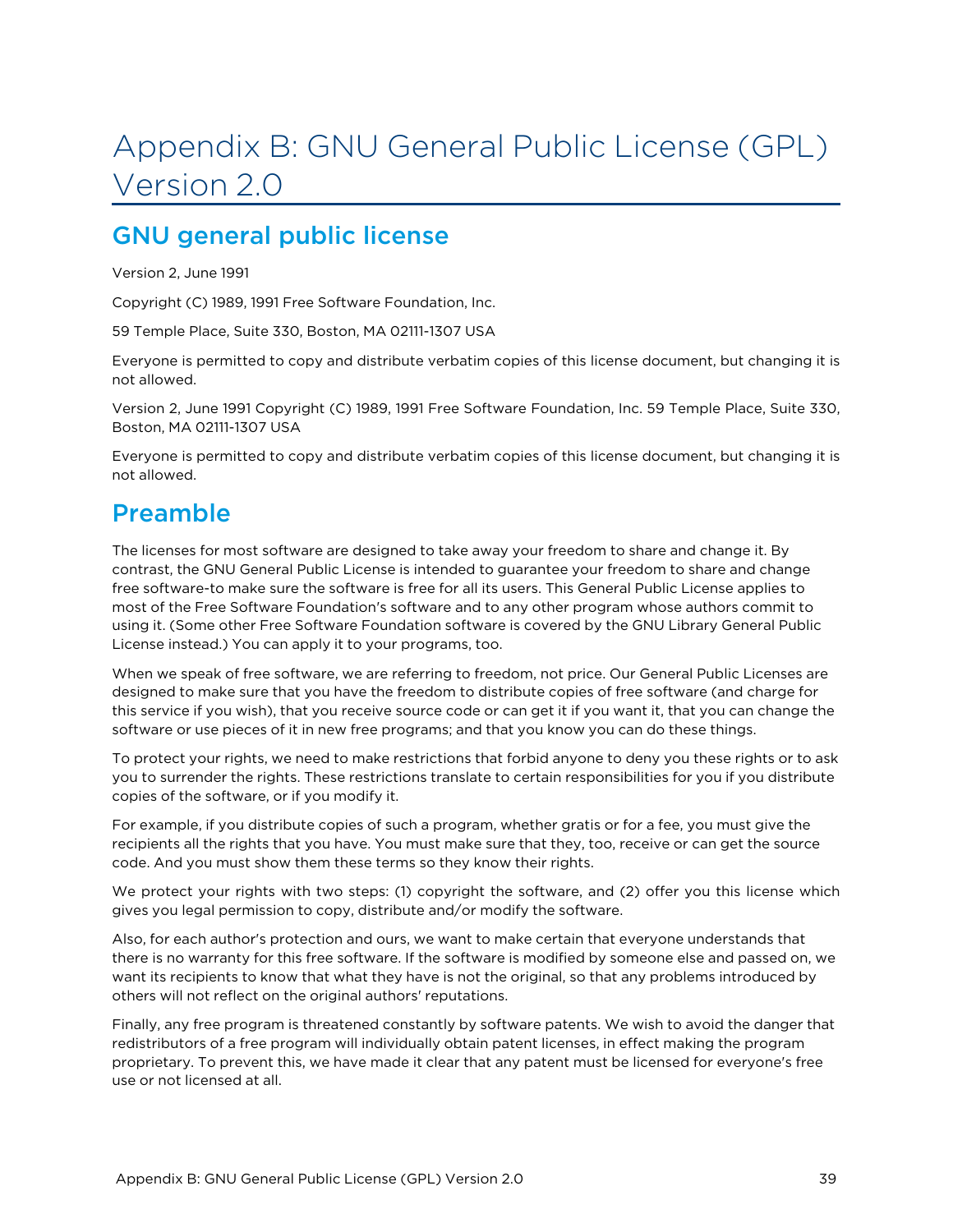# Appendix B: GNU General Public License (GPL) Version 2.0

## GNU general public license

Version 2, June 1991

Copyright (C) 1989, 1991 Free Software Foundation, Inc.

59 Temple Place, Suite 330, Boston, MA 02111-1307 USA

Everyone is permitted to copy and distribute verbatim copies of this license document, but changing it is not allowed.

Version 2, June 1991 Copyright (C) 1989, 1991 Free Software Foundation, Inc. 59 Temple Place, Suite 330, Boston, MA 02111-1307 USA

Everyone is permitted to copy and distribute verbatim copies of this license document, but changing it is not allowed.

## Preamble

The licenses for most software are designed to take away your freedom to share and change it. By contrast, the GNU General Public License is intended to guarantee your freedom to share and change free software-to make sure the software is free for all its users. This General Public License applies to most of the Free Software Foundation's software and to any other program whose authors commit to using it. (Some other Free Software Foundation software is covered by the GNU Library General Public License instead.) You can apply it to your programs, too.

When we speak of free software, we are referring to freedom, not price. Our General Public Licenses are designed to make sure that you have the freedom to distribute copies of free software (and charge for this service if you wish), that you receive source code or can get it if you want it, that you can change the software or use pieces of it in new free programs; and that you know you can do these things.

To protect your rights, we need to make restrictions that forbid anyone to deny you these rights or to ask you to surrender the rights. These restrictions translate to certain responsibilities for you if you distribute copies of the software, or if you modify it.

For example, if you distribute copies of such a program, whether gratis or for a fee, you must give the recipients all the rights that you have. You must make sure that they, too, receive or can get the source code. And you must show them these terms so they know their rights.

We protect your rights with two steps: (1) copyright the software, and (2) offer you this license which gives you legal permission to copy, distribute and/or modify the software.

Also, for each author's protection and ours, we want to make certain that everyone understands that there is no warranty for this free software. If the software is modified by someone else and passed on, we want its recipients to know that what they have is not the original, so that any problems introduced by others will not reflect on the original authors' reputations.

Finally, any free program is threatened constantly by software patents. We wish to avoid the danger that redistributors of a free program will individually obtain patent licenses, in effect making the program proprietary. To prevent this, we have made it clear that any patent must be licensed for everyone's free use or not licensed at all.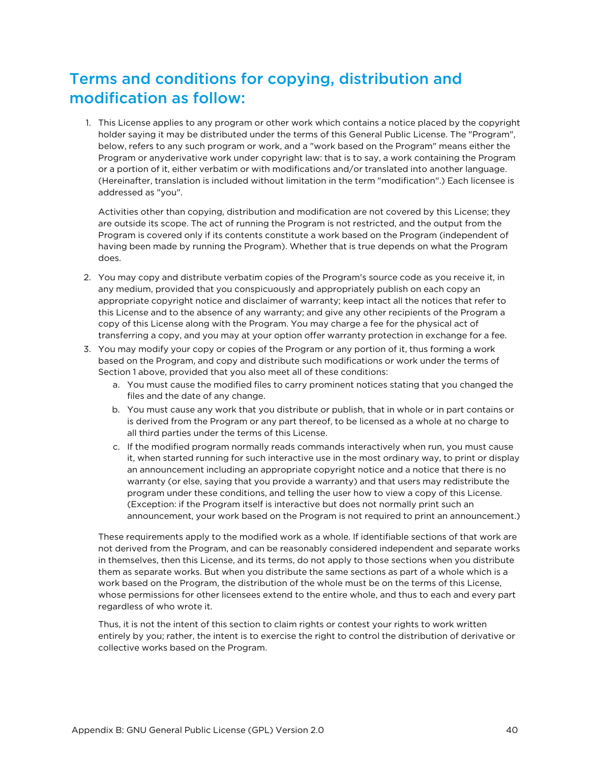## Terms and conditions for copying, distribution and modification as follow:

1. This License applies to any program or other work which contains a notice placed by the copyright holder saying it may be distributed under the terms of this General Public License. The "Program", below, refers to any such program or work, and a "work based on the Program" means either the Program or anyderivative work under copyright law: that is to say, a work containing the Program or a portion of it, either verbatim or with modifications and/or translated into another language. (Hereinafter, translation is included without limitation in the term "modification".) Each licensee is addressed as "you".

   Activities other than copying, distribution and modification are not covered by this License; they are outside its scope. The act of running the Program is not restricted, and the output from the Program is covered only if its contents constitute a work based on the Program (independent of having been made by running the Program). Whether that is true depends on what the Program does.

2. You may copy and distribute verbatim copies of the Program's source code as you receive it, in any medium, provided that you conspicuously and appropriately publish on each copy an appropriate copyright notice and disclaimer of warranty; keep intact all the notices that refer to this License and to the absence of any warranty; and give any other recipients of the Program a copy of this License along with the Program. You may charge a fee for the physical act of transferring a copy, and you may at your option offer warranty protection in exchange for a fee.

3. You may modify your copy or copies of the Program or any portion of it, thus forming a work based on the Program, and copy and distribute such modifications or work under the terms of Section 1 above, provided that you also meet all of these conditions:
   a. You must cause the modified files to carry prominent notices stating that you changed the files and the date of any change.
   b. You must cause any work that you distribute or publish, that in whole or in part contains or is derived from the Program or any part thereof, to be licensed as a whole at no charge to all third parties under the terms of this License.
   c. If the modified program normally reads commands interactively when run, you must cause it, when started running for such interactive use in the most ordinary way, to print or display an announcement including an appropriate copyright notice and a notice that there is no warranty (or else, saying that you provide a warranty) and that users may redistribute the program under these conditions, and telling the user how to view a copy of this License. (Exception: if the Program itself is interactive but does not normally print such an announcement, your work based on the Program is not required to print an announcement.)

   These requirements apply to the modified work as a whole. If identifiable sections of that work are not derived from the Program, and can be reasonably considered independent and separate works in themselves, then this License, and its terms, do not apply to those sections when you distribute them as separate works. But when you distribute the same sections as part of a whole which is a work based on the Program, the distribution of the whole must be on the terms of this License, whose permissions for other licensees extend to the entire whole, and thus to each and every part regardless of who wrote it.

   Thus, it is not the intent of this section to claim rights or contest your rights to work written entirely by you; rather, the intent is to exercise the right to control the distribution of derivative or collective works based on the Program.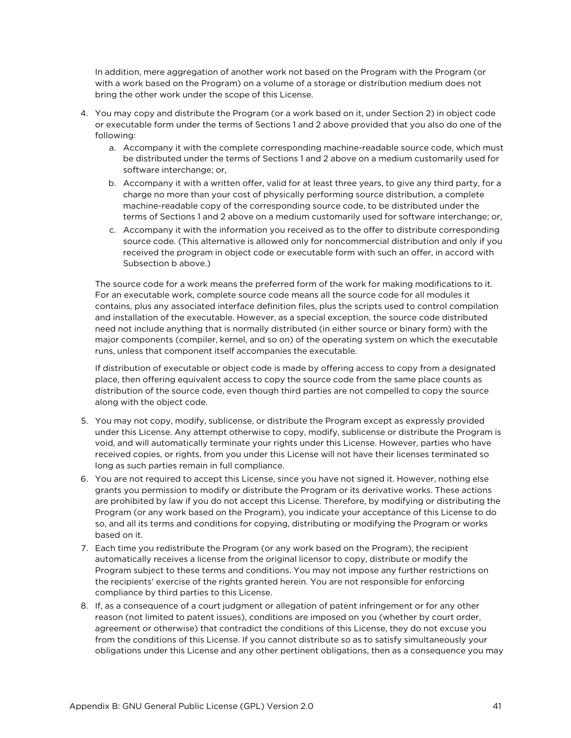In addition, mere aggregation of another work not based on the Program with the Program (or with a work based on the Program) on a volume of a storage or distribution medium does not bring the other work under the scope of this License.

4. You may copy and distribute the Program (or a work based on it, under Section 2) in object code or executable form under the terms of Sections 1 and 2 above provided that you also do one of the following:
   a. Accompany it with the complete corresponding machine-readable source code, which must be distributed under the terms of Sections 1 and 2 above on a medium customarily used for software interchange; or,
   b. Accompany it with a written offer, valid for at least three years, to give any third party, for a charge no more than your cost of physically performing source distribution, a complete machine-readable copy of the corresponding source code, to be distributed under the terms of Sections 1 and 2 above on a medium customarily used for software interchange; or,
   c. Accompany it with the information you received as to the offer to distribute corresponding source code. (This alternative is allowed only for noncommercial distribution and only if you received the program in object code or executable form with such an offer, in accord with Subsection b above.)

   The source code for a work means the preferred form of the work for making modifications to it. For an executable work, complete source code means all the source code for all modules it contains, plus any associated interface definition files, plus the scripts used to control compilation and installation of the executable. However, as a special exception, the source code distributed need not include anything that is normally distributed (in either source or binary form) with the major components (compiler, kernel, and so on) of the operating system on which the executable runs, unless that component itself accompanies the executable.

   If distribution of executable or object code is made by offering access to copy from a designated place, then offering equivalent access to copy the source code from the same place counts as distribution of the source code, even though third parties are not compelled to copy the source along with the object code.

5. You may not copy, modify, sublicense, or distribute the Program except as expressly provided under this License. Any attempt otherwise to copy, modify, sublicense or distribute the Program is void, and will automatically terminate your rights under this License. However, parties who have received copies, or rights, from you under this License will not have their licenses terminated so long as such parties remain in full compliance.
6. You are not required to accept this License, since you have not signed it. However, nothing else grants you permission to modify or distribute the Program or its derivative works. These actions are prohibited by law if you do not accept this License. Therefore, by modifying or distributing the Program (or any work based on the Program), you indicate your acceptance of this License to do so, and all its terms and conditions for copying, distributing or modifying the Program or works based on it.
7. Each time you redistribute the Program (or any work based on the Program), the recipient automatically receives a license from the original licensor to copy, distribute or modify the Program subject to these terms and conditions. You may not impose any further restrictions on the recipients' exercise of the rights granted herein. You are not responsible for enforcing compliance by third parties to this License.
8. If, as a consequence of a court judgment or allegation of patent infringement or for any other reason (not limited to patent issues), conditions are imposed on you (whether by court order, agreement or otherwise) that contradict the conditions of this License, they do not excuse you from the conditions of this License. If you cannot distribute so as to satisfy simultaneously your obligations under this License and any other pertinent obligations, then as a consequence you may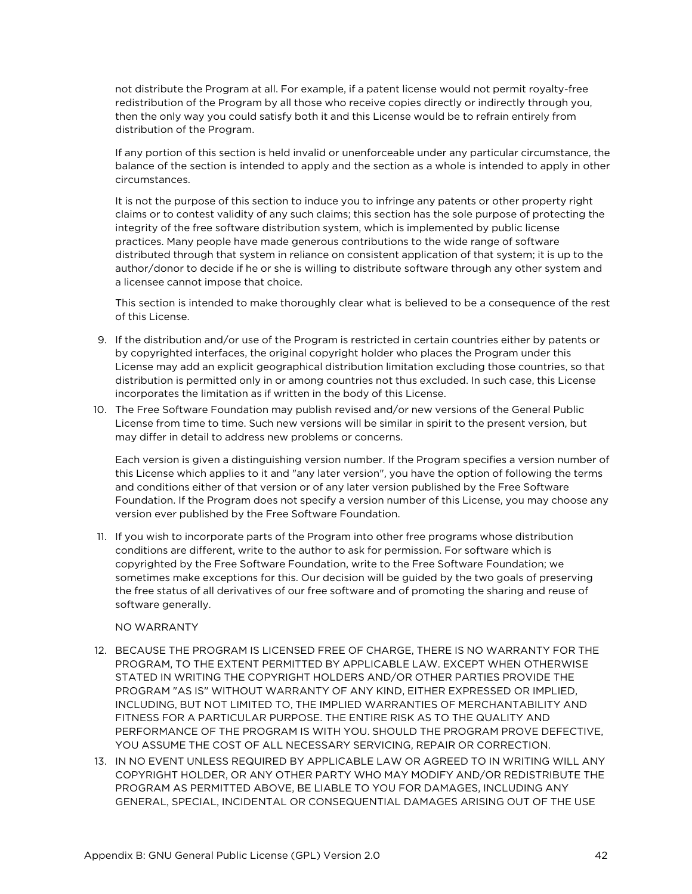not distribute the Program at all. For example, if a patent license would not permit royalty-free redistribution of the Program by all those who receive copies directly or indirectly through you, then the only way you could satisfy both it and this License would be to refrain entirely from distribution of the Program.

If any portion of this section is held invalid or unenforceable under any particular circumstance, the balance of the section is intended to apply and the section as a whole is intended to apply in other circumstances.

It is not the purpose of this section to induce you to infringe any patents or other property right claims or to contest validity of any such claims; this section has the sole purpose of protecting the integrity of the free software distribution system, which is implemented by public license practices. Many people have made generous contributions to the wide range of software distributed through that system in reliance on consistent application of that system; it is up to the author/donor to decide if he or she is willing to distribute software through any other system and a licensee cannot impose that choice.

This section is intended to make thoroughly clear what is believed to be a consequence of the rest of this License.

9. If the distribution and/or use of the Program is restricted in certain countries either by patents or by copyrighted interfaces, the original copyright holder who places the Program under this License may add an explicit geographical distribution limitation excluding those countries, so that distribution is permitted only in or among countries not thus excluded. In such case, this License incorporates the limitation as if written in the body of this License.
10. The Free Software Foundation may publish revised and/or new versions of the General Public License from time to time. Such new versions will be similar in spirit to the present version, but may differ in detail to address new problems or concerns.

    Each version is given a distinguishing version number. If the Program specifies a version number of this License which applies to it and "any later version", you have the option of following the terms and conditions either of that version or of any later version published by the Free Software Foundation. If the Program does not specify a version number of this License, you may choose any version ever published by the Free Software Foundation.

11. If you wish to incorporate parts of the Program into other free programs whose distribution conditions are different, write to the author to ask for permission. For software which is copyrighted by the Free Software Foundation, write to the Free Software Foundation; we sometimes make exceptions for this. Our decision will be guided by the two goals of preserving the free status of all derivatives of our free software and of promoting the sharing and reuse of software generally.

    NO WARRANTY

12. BECAUSE THE PROGRAM IS LICENSED FREE OF CHARGE, THERE IS NO WARRANTY FOR THE PROGRAM, TO THE EXTENT PERMITTED BY APPLICABLE LAW. EXCEPT WHEN OTHERWISE STATED IN WRITING THE COPYRIGHT HOLDERS AND/OR OTHER PARTIES PROVIDE THE PROGRAM "AS IS" WITHOUT WARRANTY OF ANY KIND, EITHER EXPRESSED OR IMPLIED, INCLUDING, BUT NOT LIMITED TO, THE IMPLIED WARRANTIES OF MERCHANTABILITY AND FITNESS FOR A PARTICULAR PURPOSE. THE ENTIRE RISK AS TO THE QUALITY AND PERFORMANCE OF THE PROGRAM IS WITH YOU. SHOULD THE PROGRAM PROVE DEFECTIVE, YOU ASSUME THE COST OF ALL NECESSARY SERVICING, REPAIR OR CORRECTION.
13. IN NO EVENT UNLESS REQUIRED BY APPLICABLE LAW OR AGREED TO IN WRITING WILL ANY COPYRIGHT HOLDER, OR ANY OTHER PARTY WHO MAY MODIFY AND/OR REDISTRIBUTE THE PROGRAM AS PERMITTED ABOVE, BE LIABLE TO YOU FOR DAMAGES, INCLUDING ANY GENERAL, SPECIAL, INCIDENTAL OR CONSEQUENTIAL DAMAGES ARISING OUT OF THE USE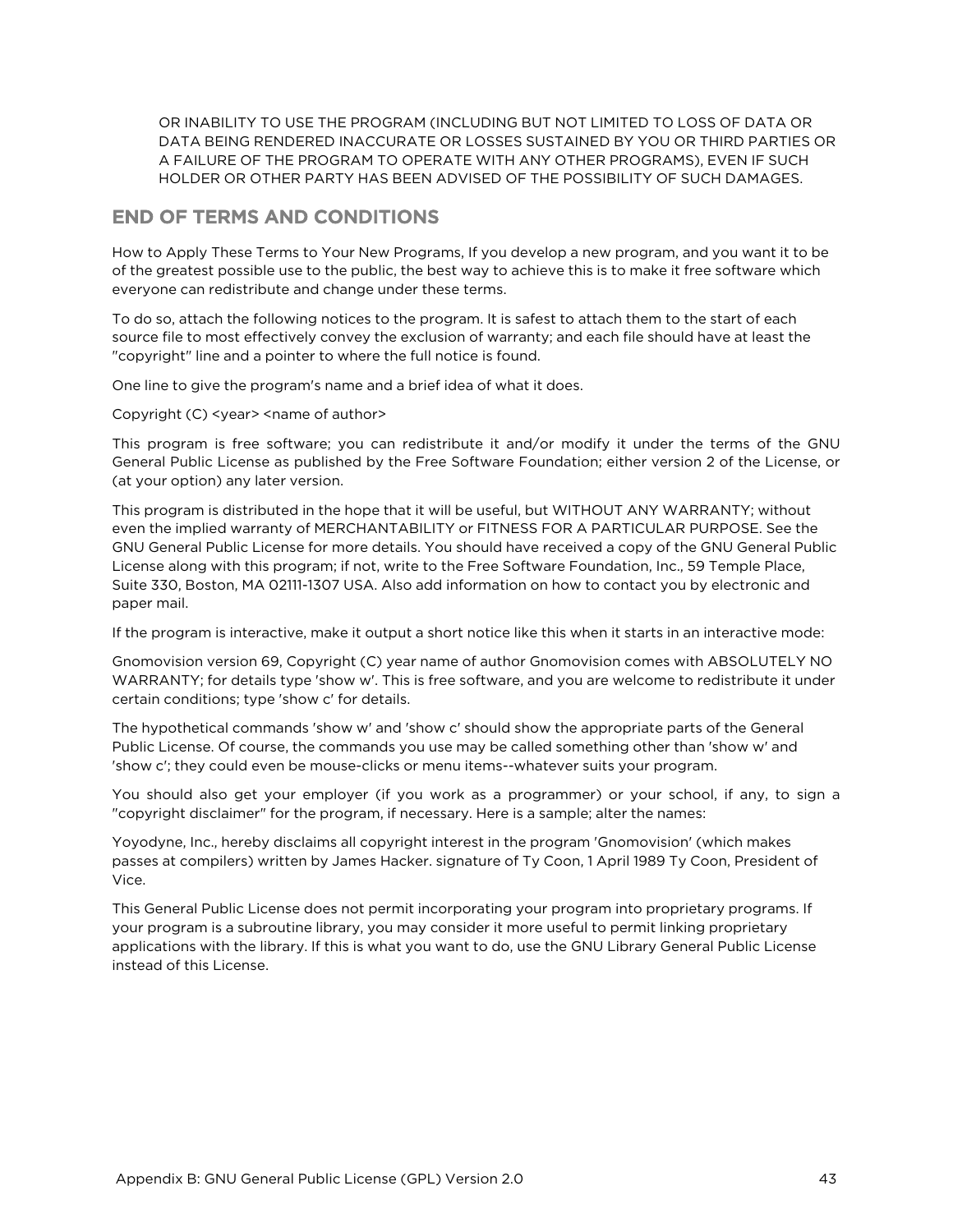OR INABILITY TO USE THE PROGRAM (INCLUDING BUT NOT LIMITED TO LOSS OF DATA OR DATA BEING RENDERED INACCURATE OR LOSSES SUSTAINED BY YOU OR THIRD PARTIES OR A FAILURE OF THE PROGRAM TO OPERATE WITH ANY OTHER PROGRAMS), EVEN IF SUCH HOLDER OR OTHER PARTY HAS BEEN ADVISED OF THE POSSIBILITY OF SUCH DAMAGES.

## END OF TERMS AND CONDITIONS

How to Apply These Terms to Your New Programs, If you develop a new program, and you want it to be of the greatest possible use to the public, the best way to achieve this is to make it free software which everyone can redistribute and change under these terms.

To do so, attach the following notices to the program. It is safest to attach them to the start of each source file to most effectively convey the exclusion of warranty; and each file should have at least the "copyright" line and a pointer to where the full notice is found.

One line to give the program's name and a brief idea of what it does.

Copyright (C) <year> <name of author>

This program is free software; you can redistribute it and/or modify it under the terms of the GNU General Public License as published by the Free Software Foundation; either version 2 of the License, or (at your option) any later version.

This program is distributed in the hope that it will be useful, but WITHOUT ANY WARRANTY; without even the implied warranty of MERCHANTABILITY or FITNESS FOR A PARTICULAR PURPOSE. See the GNU General Public License for more details. You should have received a copy of the GNU General Public License along with this program; if not, write to the Free Software Foundation, Inc., 59 Temple Place, Suite 330, Boston, MA 02111-1307 USA. Also add information on how to contact you by electronic and paper mail.

If the program is interactive, make it output a short notice like this when it starts in an interactive mode:

Gnomovision version 69, Copyright (C) year name of author Gnomovision comes with ABSOLUTELY NO WARRANTY; for details type 'show w'. This is free software, and you are welcome to redistribute it under certain conditions; type 'show c' for details.

The hypothetical commands 'show w' and 'show c' should show the appropriate parts of the General Public License. Of course, the commands you use may be called something other than 'show w' and 'show c'; they could even be mouse-clicks or menu items--whatever suits your program.

You should also get your employer (if you work as a programmer) or your school, if any, to sign a "copyright disclaimer" for the program, if necessary. Here is a sample; alter the names:

Yoyodyne, Inc., hereby disclaims all copyright interest in the program 'Gnomovision' (which makes passes at compilers) written by James Hacker. signature of Ty Coon, 1 April 1989 Ty Coon, President of Vice.

This General Public License does not permit incorporating your program into proprietary programs. If your program is a subroutine library, you may consider it more useful to permit linking proprietary applications with the library. If this is what you want to do, use the GNU Library General Public License instead of this License.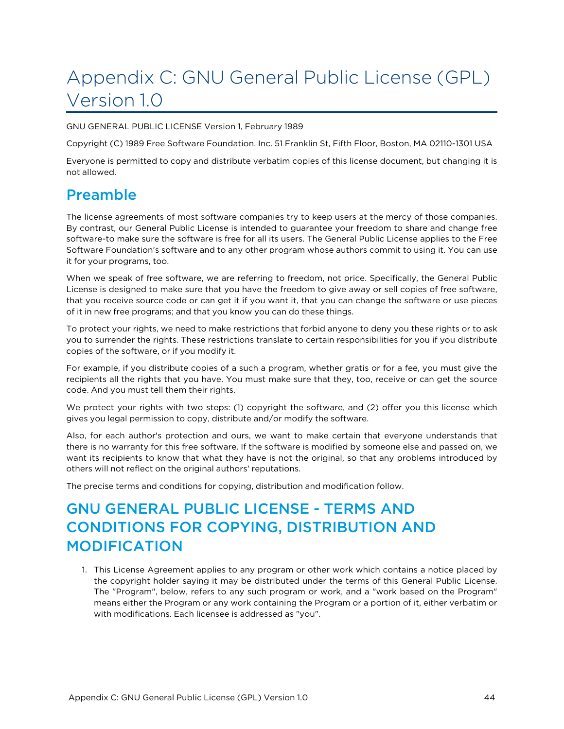# Appendix C: GNU General Public License (GPL) Version 1.0

GNU GENERAL PUBLIC LICENSE Version 1, February 1989

Copyright (C) 1989 Free Software Foundation, Inc. 51 Franklin St, Fifth Floor, Boston, MA 02110-1301 USA

Everyone is permitted to copy and distribute verbatim copies of this license document, but changing it is not allowed.

## Preamble

The license agreements of most software companies try to keep users at the mercy of those companies. By contrast, our General Public License is intended to guarantee your freedom to share and change free software-to make sure the software is free for all its users. The General Public License applies to the Free Software Foundation's software and to any other program whose authors commit to using it. You can use it for your programs, too.

When we speak of free software, we are referring to freedom, not price. Specifically, the General Public License is designed to make sure that you have the freedom to give away or sell copies of free software, that you receive source code or can get it if you want it, that you can change the software or use pieces of it in new free programs; and that you know you can do these things.

To protect your rights, we need to make restrictions that forbid anyone to deny you these rights or to ask you to surrender the rights. These restrictions translate to certain responsibilities for you if you distribute copies of the software, or if you modify it.

For example, if you distribute copies of a such a program, whether gratis or for a fee, you must give the recipients all the rights that you have. You must make sure that they, too, receive or can get the source code. And you must tell them their rights.

We protect your rights with two steps: (1) copyright the software, and (2) offer you this license which gives you legal permission to copy, distribute and/or modify the software.

Also, for each author's protection and ours, we want to make certain that everyone understands that there is no warranty for this free software. If the software is modified by someone else and passed on, we want its recipients to know that what they have is not the original, so that any problems introduced by others will not reflect on the original authors' reputations.

The precise terms and conditions for copying, distribution and modification follow.

## GNU GENERAL PUBLIC LICENSE - TERMS AND CONDITIONS FOR COPYING, DISTRIBUTION AND MODIFICATION

1. This License Agreement applies to any program or other work which contains a notice placed by the copyright holder saying it may be distributed under the terms of this General Public License. The "Program", below, refers to any such program or work, and a "work based on the Program" means either the Program or any work containing the Program or a portion of it, either verbatim or with modifications. Each licensee is addressed as "you".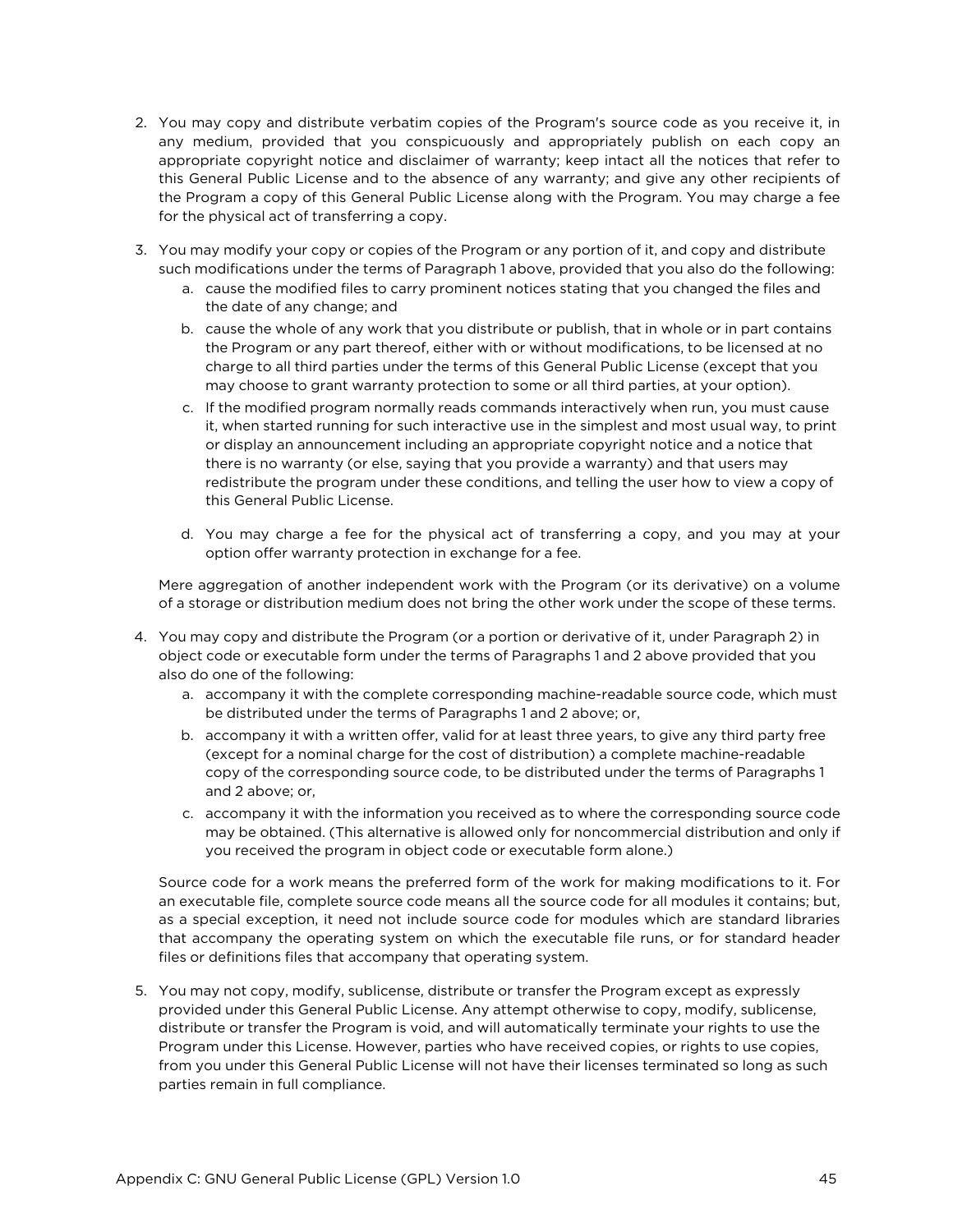2. You may copy and distribute verbatim copies of the Program's source code as you receive it, in any medium, provided that you conspicuously and appropriately publish on each copy an appropriate copyright notice and disclaimer of warranty; keep intact all the notices that refer to this General Public License and to the absence of any warranty; and give any other recipients of the Program a copy of this General Public License along with the Program. You may charge a fee for the physical act of transferring a copy.

3. You may modify your copy or copies of the Program or any portion of it, and copy and distribute such modifications under the terms of Paragraph 1 above, provided that you also do the following:
    a. cause the modified files to carry prominent notices stating that you changed the files and the date of any change; and
    b. cause the whole of any work that you distribute or publish, that in whole or in part contains the Program or any part thereof, either with or without modifications, to be licensed at no charge to all third parties under the terms of this General Public License (except that you may choose to grant warranty protection to some or all third parties, at your option).
    c. If the modified program normally reads commands interactively when run, you must cause it, when started running for such interactive use in the simplest and most usual way, to print or display an announcement including an appropriate copyright notice and a notice that there is no warranty (or else, saying that you provide a warranty) and that users may redistribute the program under these conditions, and telling the user how to view a copy of this General Public License.
    d. You may charge a fee for the physical act of transferring a copy, and you may at your option offer warranty protection in exchange for a fee.

    Mere aggregation of another independent work with the Program (or its derivative) on a volume of a storage or distribution medium does not bring the other work under the scope of these terms.

4. You may copy and distribute the Program (or a portion or derivative of it, under Paragraph 2) in object code or executable form under the terms of Paragraphs 1 and 2 above provided that you also do one of the following:
    a. accompany it with the complete corresponding machine-readable source code, which must be distributed under the terms of Paragraphs 1 and 2 above; or,
    b. accompany it with a written offer, valid for at least three years, to give any third party free (except for a nominal charge for the cost of distribution) a complete machine-readable copy of the corresponding source code, to be distributed under the terms of Paragraphs 1 and 2 above; or,
    c. accompany it with the information you received as to where the corresponding source code may be obtained. (This alternative is allowed only for noncommercial distribution and only if you received the program in object code or executable form alone.)

    Source code for a work means the preferred form of the work for making modifications to it. For an executable file, complete source code means all the source code for all modules it contains; but, as a special exception, it need not include source code for modules which are standard libraries that accompany the operating system on which the executable file runs, or for standard header files or definitions files that accompany that operating system.

5. You may not copy, modify, sublicense, distribute or transfer the Program except as expressly provided under this General Public License. Any attempt otherwise to copy, modify, sublicense, distribute or transfer the Program is void, and will automatically terminate your rights to use the Program under this License. However, parties who have received copies, or rights to use copies, from you under this General Public License will not have their licenses terminated so long as such parties remain in full compliance.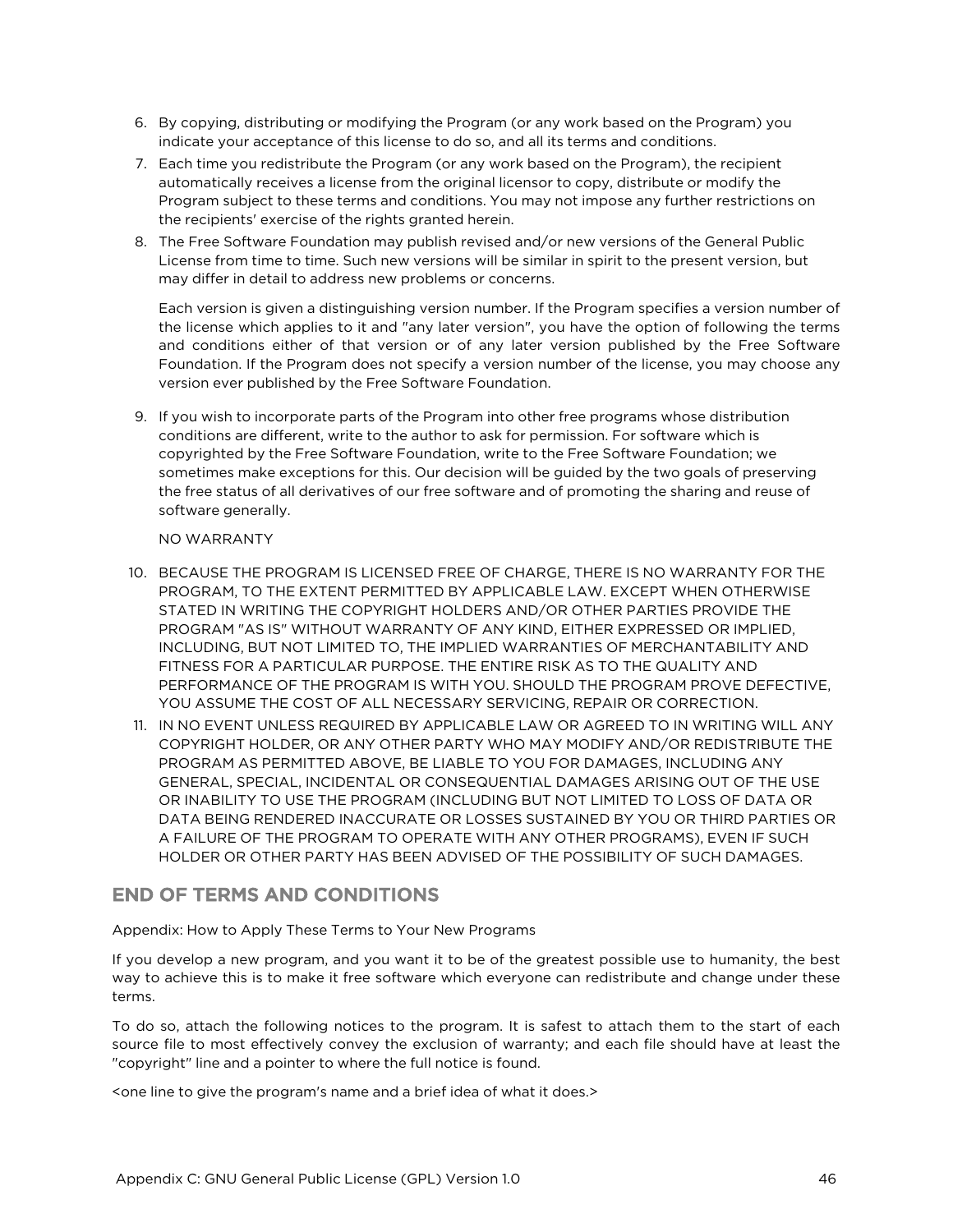6. By copying, distributing or modifying the Program (or any work based on the Program) you indicate your acceptance of this license to do so, and all its terms and conditions.
7. Each time you redistribute the Program (or any work based on the Program), the recipient automatically receives a license from the original licensor to copy, distribute or modify the Program subject to these terms and conditions. You may not impose any further restrictions on the recipients' exercise of the rights granted herein.
8. The Free Software Foundation may publish revised and/or new versions of the General Public License from time to time. Such new versions will be similar in spirit to the present version, but may differ in detail to address new problems or concerns.

   Each version is given a distinguishing version number. If the Program specifies a version number of the license which applies to it and "any later version", you have the option of following the terms and conditions either of that version or of any later version published by the Free Software Foundation. If the Program does not specify a version number of the license, you may choose any version ever published by the Free Software Foundation.

9. If you wish to incorporate parts of the Program into other free programs whose distribution conditions are different, write to the author to ask for permission. For software which is copyrighted by the Free Software Foundation, write to the Free Software Foundation; we sometimes make exceptions for this. Our decision will be guided by the two goals of preserving the free status of all derivatives of our free software and of promoting the sharing and reuse of software generally.

   NO WARRANTY

10. BECAUSE THE PROGRAM IS LICENSED FREE OF CHARGE, THERE IS NO WARRANTY FOR THE PROGRAM, TO THE EXTENT PERMITTED BY APPLICABLE LAW. EXCEPT WHEN OTHERWISE STATED IN WRITING THE COPYRIGHT HOLDERS AND/OR OTHER PARTIES PROVIDE THE PROGRAM "AS IS" WITHOUT WARRANTY OF ANY KIND, EITHER EXPRESSED OR IMPLIED, INCLUDING, BUT NOT LIMITED TO, THE IMPLIED WARRANTIES OF MERCHANTABILITY AND FITNESS FOR A PARTICULAR PURPOSE. THE ENTIRE RISK AS TO THE QUALITY AND PERFORMANCE OF THE PROGRAM IS WITH YOU. SHOULD THE PROGRAM PROVE DEFECTIVE, YOU ASSUME THE COST OF ALL NECESSARY SERVICING, REPAIR OR CORRECTION.
11. IN NO EVENT UNLESS REQUIRED BY APPLICABLE LAW OR AGREED TO IN WRITING WILL ANY COPYRIGHT HOLDER, OR ANY OTHER PARTY WHO MAY MODIFY AND/OR REDISTRIBUTE THE PROGRAM AS PERMITTED ABOVE, BE LIABLE TO YOU FOR DAMAGES, INCLUDING ANY GENERAL, SPECIAL, INCIDENTAL OR CONSEQUENTIAL DAMAGES ARISING OUT OF THE USE OR INABILITY TO USE THE PROGRAM (INCLUDING BUT NOT LIMITED TO LOSS OF DATA OR DATA BEING RENDERED INACCURATE OR LOSSES SUSTAINED BY YOU OR THIRD PARTIES OR A FAILURE OF THE PROGRAM TO OPERATE WITH ANY OTHER PROGRAMS), EVEN IF SUCH HOLDER OR OTHER PARTY HAS BEEN ADVISED OF THE POSSIBILITY OF SUCH DAMAGES.

## END OF TERMS AND CONDITIONS

Appendix: How to Apply These Terms to Your New Programs

If you develop a new program, and you want it to be of the greatest possible use to humanity, the best way to achieve this is to make it free software which everyone can redistribute and change under these terms.

To do so, attach the following notices to the program. It is safest to attach them to the start of each source file to most effectively convey the exclusion of warranty; and each file should have at least the "copyright" line and a pointer to where the full notice is found.

<one line to give the program's name and a brief idea of what it does.>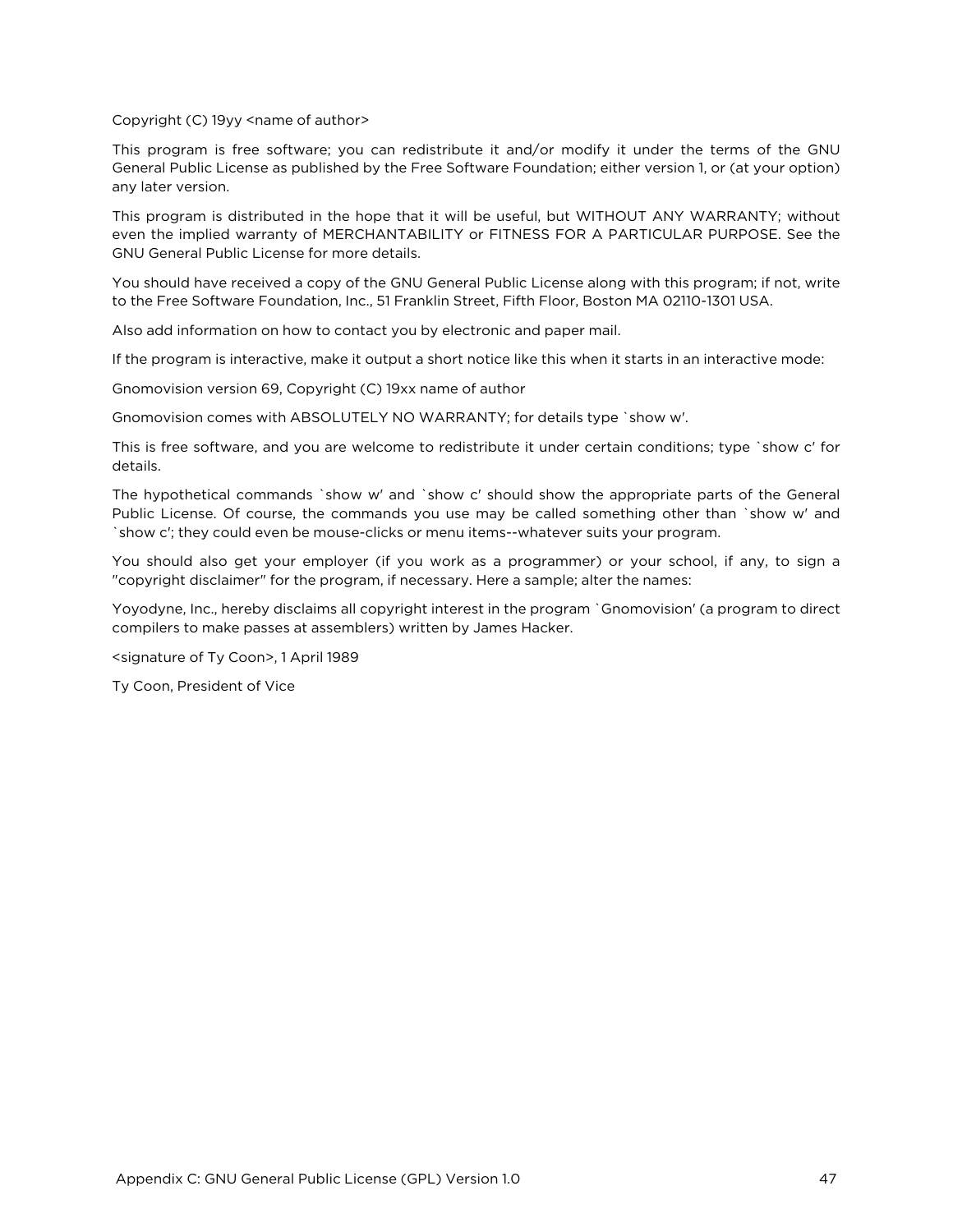Copyright (C) 19yy <name of author>

This program is free software; you can redistribute it and/or modify it under the terms of the GNU General Public License as published by the Free Software Foundation; either version 1, or (at your option) any later version.

This program is distributed in the hope that it will be useful, but WITHOUT ANY WARRANTY; without even the implied warranty of MERCHANTABILITY or FITNESS FOR A PARTICULAR PURPOSE. See the GNU General Public License for more details.

You should have received a copy of the GNU General Public License along with this program; if not, write to the Free Software Foundation, Inc., 51 Franklin Street, Fifth Floor, Boston MA 02110-1301 USA.

Also add information on how to contact you by electronic and paper mail.

If the program is interactive, make it output a short notice like this when it starts in an interactive mode:

Gnomovision version 69, Copyright (C) 19xx name of author

Gnomovision comes with ABSOLUTELY NO WARRANTY; for details type `show w'.

This is free software, and you are welcome to redistribute it under certain conditions; type `show c' for details.

The hypothetical commands `show w' and `show c' should show the appropriate parts of the General Public License. Of course, the commands you use may be called something other than `show w' and `show c'; they could even be mouse-clicks or menu items--whatever suits your program.

You should also get your employer (if you work as a programmer) or your school, if any, to sign a "copyright disclaimer" for the program, if necessary. Here a sample; alter the names:

Yoyodyne, Inc., hereby disclaims all copyright interest in the program `Gnomovision' (a program to direct compilers to make passes at assemblers) written by James Hacker.

<signature of Ty Coon>, 1 April 1989

Ty Coon, President of Vice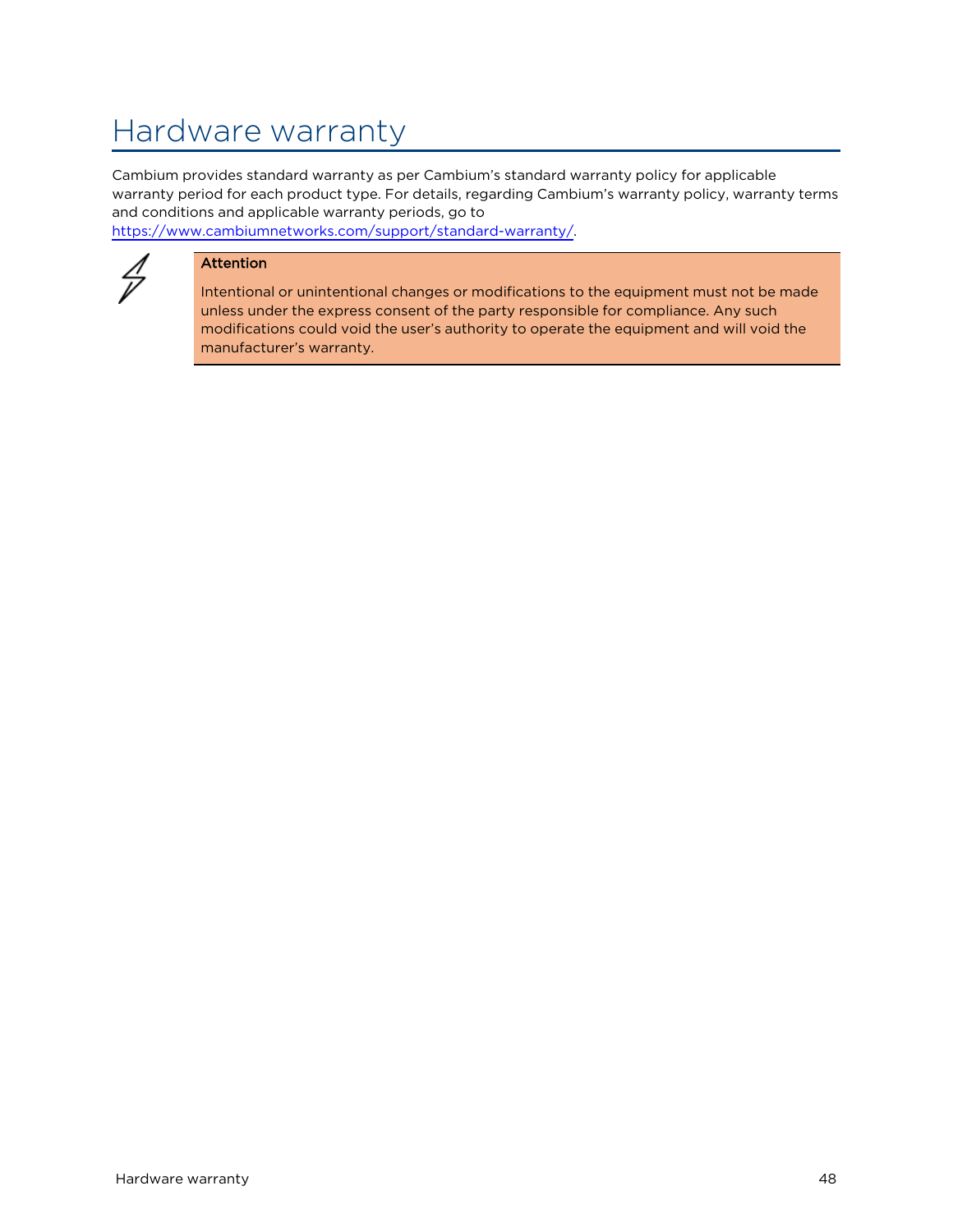# Hardware warranty

Cambium provides standard warranty as per Cambium's standard warranty policy for applicable warranty period for each product type. For details, regarding Cambium's warranty policy, warranty terms and conditions and applicable warranty periods, go to [https://www.cambiumnetworks.com/support/standard-warranty/](https://www.cambiumnetworks.com/support/standard-warranty/).

**Attention**

Intentional or unintentional changes or modifications to the equipment must not be made unless under the express consent of the party responsible for compliance. Any such modifications could void the user's authority to operate the equipment and will void the manufacturer's warranty.